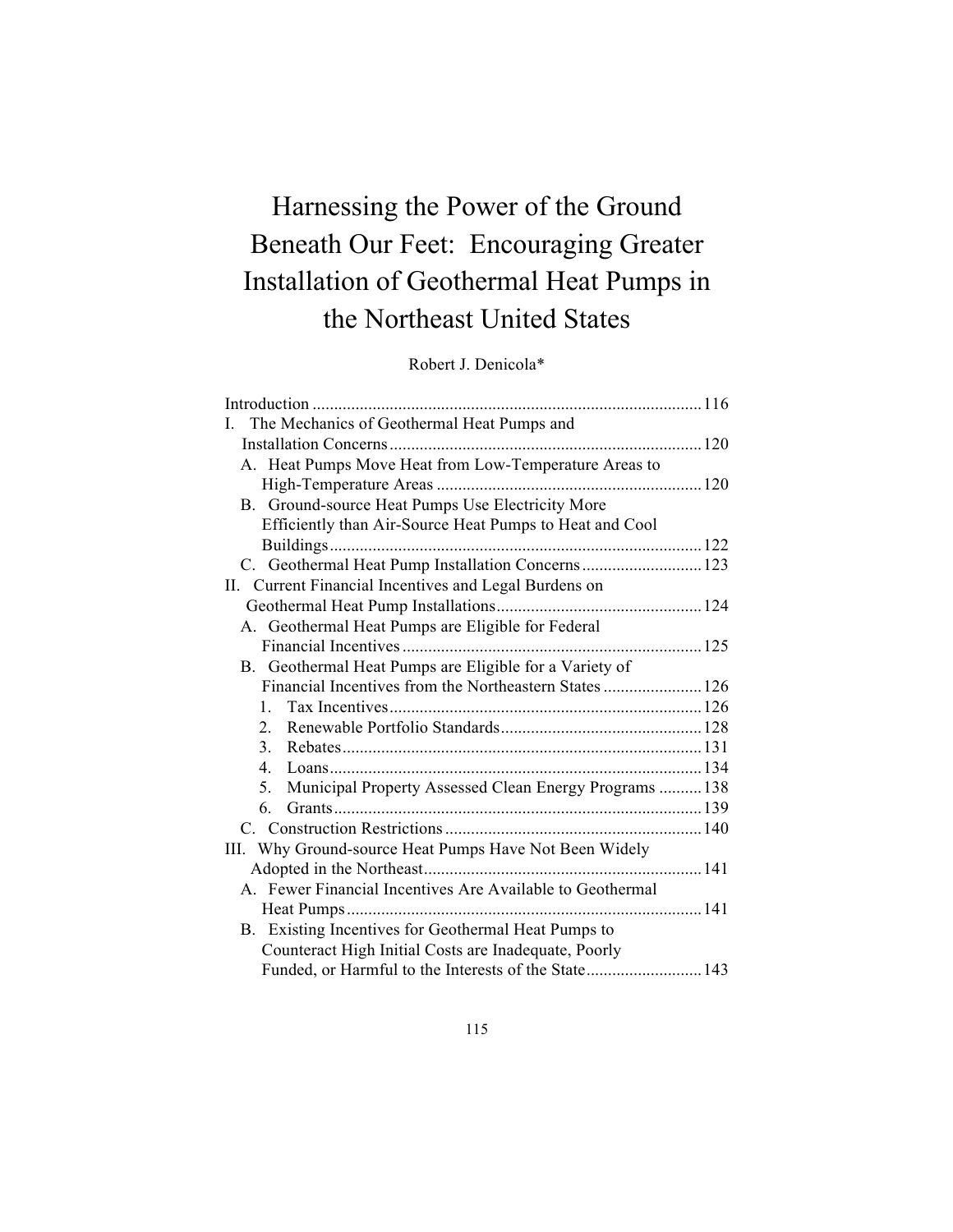# Harnessing the Power of the Ground Beneath Our Feet: Encouraging Greater Installation of Geothermal Heat Pumps in the Northeast United States

Robert J. Denicola*

Introduction .......... 116

I. The Mechanics of Geothermal Heat Pumps and Installation Concerns .......... 120

- A. Heat Pumps Move Heat from Low-Temperature Areas to High-Temperature Areas .......... 120
- B. Ground-source Heat Pumps Use Electricity More Efficiently than Air-Source Heat Pumps to Heat and Cool Buildings .......... 122
- C. Geothermal Heat Pump Installation Concerns .......... 123

II. Current Financial Incentives and Legal Burdens on Geothermal Heat Pump Installations .......... 124

- A. Geothermal Heat Pumps are Eligible for Federal Financial Incentives .......... 125
- B. Geothermal Heat Pumps are Eligible for a Variety of Financial Incentives from the Northeastern States .......... 126
  1. Tax Incentives .......... 126
  2. Renewable Portfolio Standards .......... 128
  3. Rebates .......... 131
  4. Loans .......... 134
  5. Municipal Property Assessed Clean Energy Programs .......... 138
  6. Grants .......... 139
- C. Construction Restrictions .......... 140

III. Why Ground-source Heat Pumps Have Not Been Widely Adopted in the Northeast .......... 141

- A. Fewer Financial Incentives Are Available to Geothermal Heat Pumps .......... 141
- B. Existing Incentives for Geothermal Heat Pumps to Counteract High Initial Costs are Inadequate, Poorly Funded, or Harmful to the Interests of the State .......... 143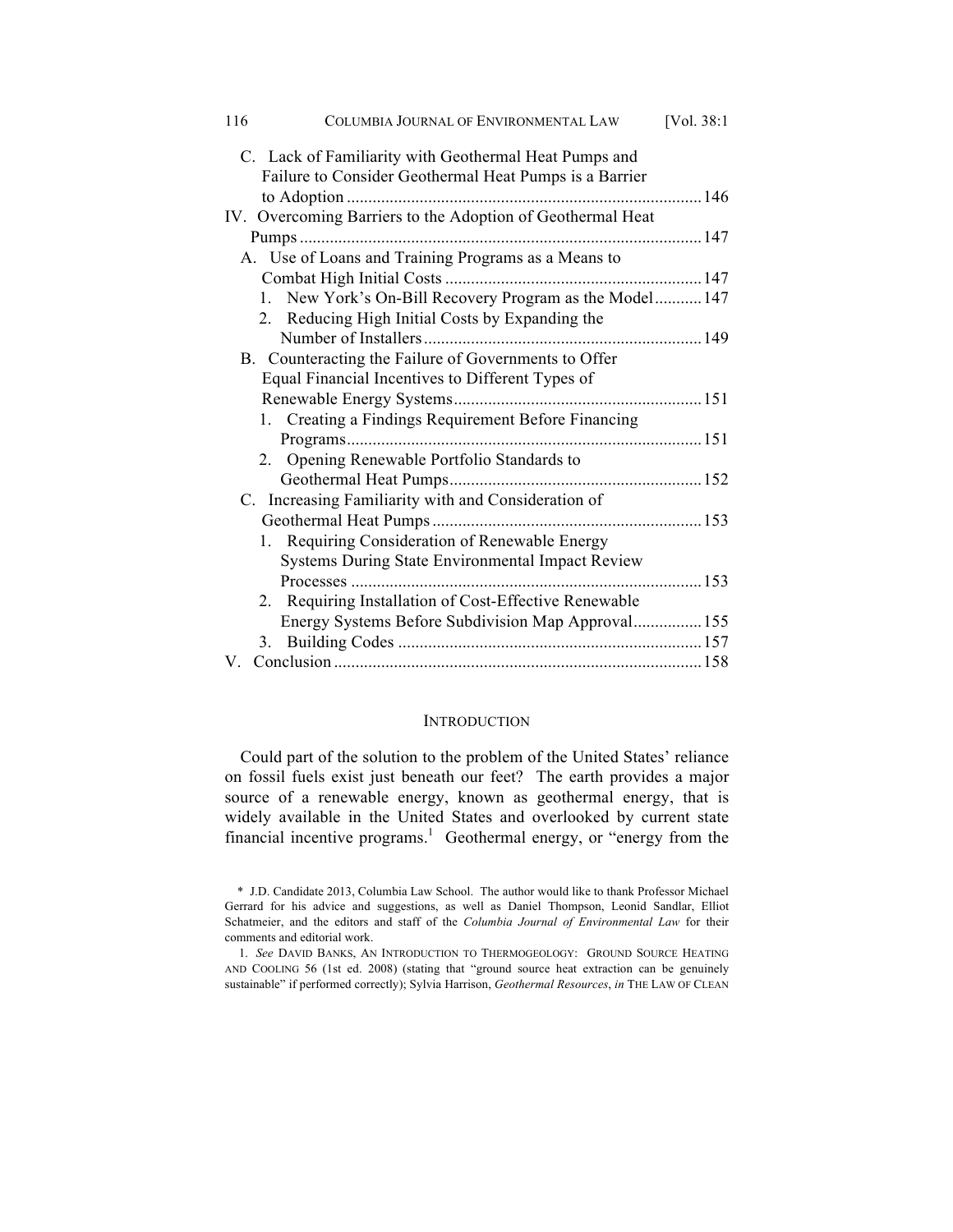C. Lack of Familiarity with Geothermal Heat Pumps and Failure to Consider Geothermal Heat Pumps is a Barrier to Adoption .......... 146

IV. Overcoming Barriers to the Adoption of Geothermal Heat Pumps .......... 147

A. Use of Loans and Training Programs as a Means to Combat High Initial Costs .......... 147

1. New York's On-Bill Recovery Program as the Model .......... 147
2. Reducing High Initial Costs by Expanding the Number of Installers .......... 149

B. Counteracting the Failure of Governments to Offer Equal Financial Incentives to Different Types of Renewable Energy Systems .......... 151

1. Creating a Findings Requirement Before Financing Programs .......... 151
2. Opening Renewable Portfolio Standards to Geothermal Heat Pumps .......... 152

C. Increasing Familiarity with and Consideration of Geothermal Heat Pumps .......... 153

1. Requiring Consideration of Renewable Energy Systems During State Environmental Impact Review Processes .......... 153
2. Requiring Installation of Cost-Effective Renewable Energy Systems Before Subdivision Map Approval .......... 155
3. Building Codes .......... 157

V. Conclusion .......... 158

## INTRODUCTION

Could part of the solution to the problem of the United States' reliance on fossil fuels exist just beneath our feet? The earth provides a major source of a renewable energy, known as geothermal energy, that is widely available in the United States and overlooked by current state financial incentive programs.[1] Geothermal energy, or "energy from the

---

\* J.D. Candidate 2013, Columbia Law School. The author would like to thank Professor Michael Gerrard for his advice and suggestions, as well as Daniel Thompson, Leonid Sandlar, Elliot Schatmeier, and the editors and staff of the *Columbia Journal of Environmental Law* for their comments and editorial work.

1. *See* DAVID BANKS, AN INTRODUCTION TO THERMOGEOLOGY: GROUND SOURCE HEATING AND COOLING 56 (1st ed. 2008) (stating that "ground source heat extraction can be genuinely sustainable" if performed correctly); Sylvia Harrison, *Geothermal Resources*, *in* THE LAW OF CLEAN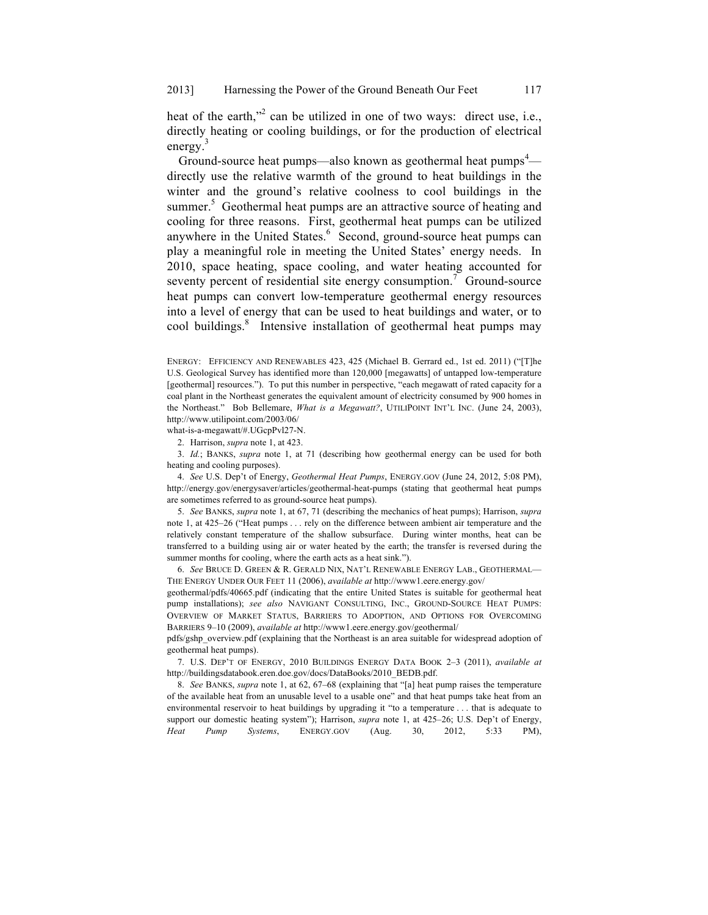heat of the earth,"[2] can be utilized in one of two ways: direct use, i.e., directly heating or cooling buildings, or for the production of electrical energy.[3]

Ground-source heat pumps—also known as geothermal heat pumps[4]—directly use the relative warmth of the ground to heat buildings in the winter and the ground's relative coolness to cool buildings in the summer.[5] Geothermal heat pumps are an attractive source of heating and cooling for three reasons. First, geothermal heat pumps can be utilized anywhere in the United States.[6] Second, ground-source heat pumps can play a meaningful role in meeting the United States' energy needs. In 2010, space heating, space cooling, and water heating accounted for seventy percent of residential site energy consumption.[7] Ground-source heat pumps can convert low-temperature geothermal energy resources into a level of energy that can be used to heat buildings and water, or to cool buildings.[8] Intensive installation of geothermal heat pumps may

---

ENERGY: EFFICIENCY AND RENEWABLES 423, 425 (Michael B. Gerrard ed., 1st ed. 2011) ("[T]he U.S. Geological Survey has identified more than 120,000 [megawatts] of untapped low-temperature [geothermal] resources."). To put this number in perspective, "each megawatt of rated capacity for a coal plant in the Northeast generates the equivalent amount of electricity consumed by 900 homes in the Northeast." Bob Bellemare, *What is a Megawatt?*, UTILIPOINT INT'L INC. (June 24, 2003), http://www.utilipoint.com/2003/06/what-is-a-megawatt/#.UGcpPvl27-N.

2. Harrison, *supra* note 1, at 423.

3. *Id.*; BANKS, *supra* note 1, at 71 (describing how geothermal energy can be used for both heating and cooling purposes).

4. *See* U.S. Dep't of Energy, *Geothermal Heat Pumps*, ENERGY.GOV (June 24, 2012, 5:08 PM), http://energy.gov/energysaver/articles/geothermal-heat-pumps (stating that geothermal heat pumps are sometimes referred to as ground-source heat pumps).

5. *See* BANKS, *supra* note 1, at 67, 71 (describing the mechanics of heat pumps); Harrison, *supra* note 1, at 425–26 ("Heat pumps . . . rely on the difference between ambient air temperature and the relatively constant temperature of the shallow subsurface. During winter months, heat can be transferred to a building using air or water heated by the earth; the transfer is reversed during the summer months for cooling, where the earth acts as a heat sink.").

6. *See* BRUCE D. GREEN & R. GERALD NIX, NAT'L RENEWABLE ENERGY LAB., GEOTHERMAL—THE ENERGY UNDER OUR FEET 11 (2006), *available at* http://www1.eere.energy.gov/geothermal/pdfs/40665.pdf (indicating that the entire United States is suitable for geothermal heat pump installations); *see also* NAVIGANT CONSULTING, INC., GROUND-SOURCE HEAT PUMPS: OVERVIEW OF MARKET STATUS, BARRIERS TO ADOPTION, AND OPTIONS FOR OVERCOMING BARRIERS 9–10 (2009), *available at* http://www1.eere.energy.gov/geothermal/pdfs/gshp_overview.pdf (explaining that the Northeast is an area suitable for widespread adoption of geothermal heat pumps).

7. U.S. DEP'T OF ENERGY, 2010 BUILDINGS ENERGY DATA BOOK 2–3 (2011), *available at* http://buildingsdatabook.eren.doe.gov/docs/DataBooks/2010_BEDB.pdf.

8. *See* BANKS, *supra* note 1, at 62, 67–68 (explaining that "[a] heat pump raises the temperature of the available heat from an unusable level to a usable one" and that heat pumps take heat from an environmental reservoir to heat buildings by upgrading it "to a temperature . . . that is adequate to support our domestic heating system"); Harrison, *supra* note 1, at 425–26; U.S. Dep't of Energy, *Heat Pump Systems*, ENERGY.GOV (Aug. 30, 2012, 5:33 PM),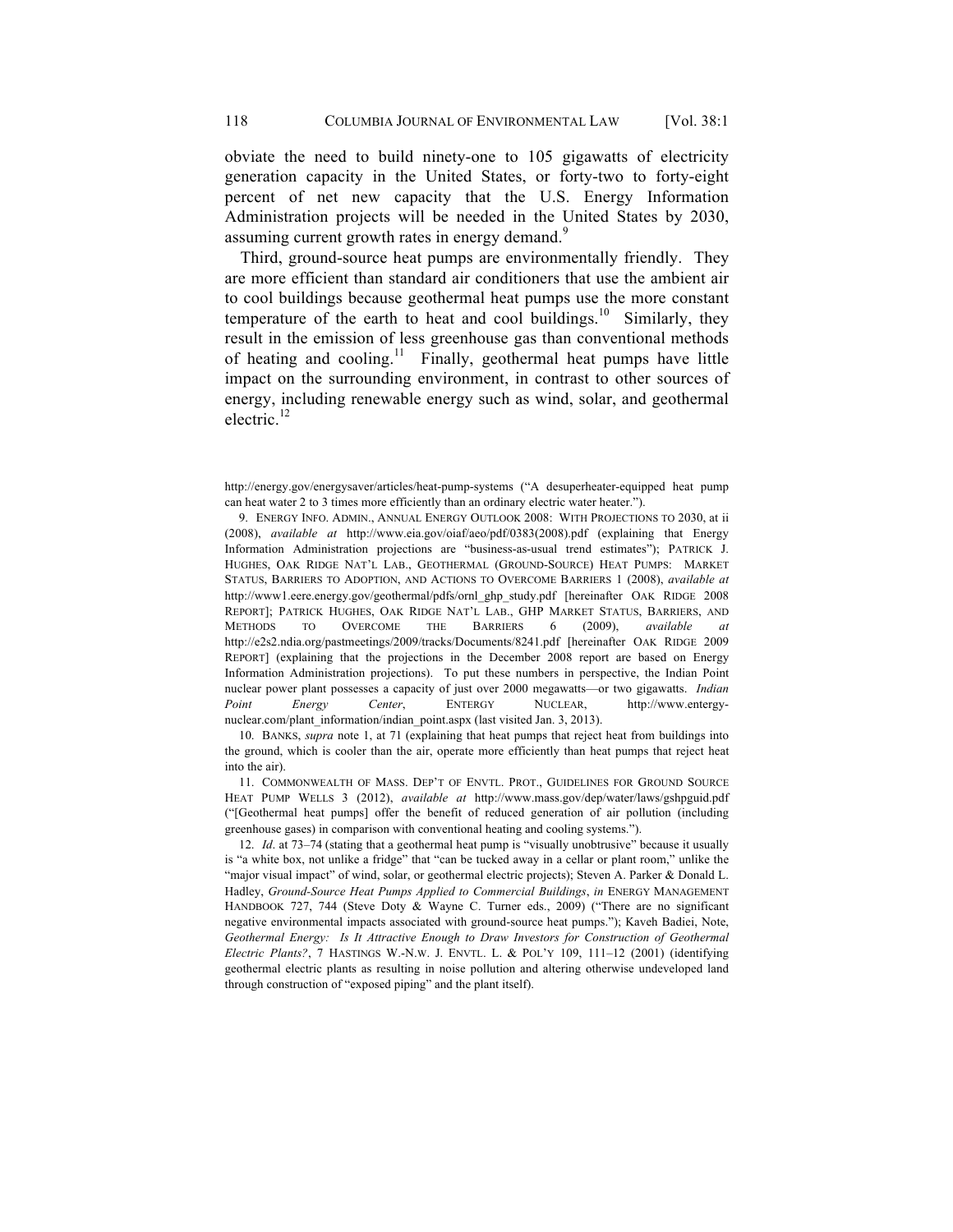obviate the need to build ninety-one to 105 gigawatts of electricity generation capacity in the United States, or forty-two to forty-eight percent of net new capacity that the U.S. Energy Information Administration projects will be needed in the United States by 2030, assuming current growth rates in energy demand.[9]

Third, ground-source heat pumps are environmentally friendly. They are more efficient than standard air conditioners that use the ambient air to cool buildings because geothermal heat pumps use the more constant temperature of the earth to heat and cool buildings.[10] Similarly, they result in the emission of less greenhouse gas than conventional methods of heating and cooling.[11] Finally, geothermal heat pumps have little impact on the surrounding environment, in contrast to other sources of energy, including renewable energy such as wind, solar, and geothermal electric.[12]

---

http://energy.gov/energysaver/articles/heat-pump-systems ("A desuperheater-equipped heat pump can heat water 2 to 3 times more efficiently than an ordinary electric water heater.").

9. ENERGY INFO. ADMIN., ANNUAL ENERGY OUTLOOK 2008: WITH PROJECTIONS TO 2030, at ii (2008), *available at* http://www.eia.gov/oiaf/aeo/pdf/0383(2008).pdf (explaining that Energy Information Administration projections are "business-as-usual trend estimates"); PATRICK J. HUGHES, OAK RIDGE NAT'L LAB., GEOTHERMAL (GROUND-SOURCE) HEAT PUMPS: MARKET STATUS, BARRIERS TO ADOPTION, AND ACTIONS TO OVERCOME BARRIERS 1 (2008), *available at* http://www1.eere.energy.gov/geothermal/pdfs/ornl_ghp_study.pdf [hereinafter OAK RIDGE 2008 REPORT]; PATRICK HUGHES, OAK RIDGE NAT'L LAB., GHP MARKET STATUS, BARRIERS, AND METHODS TO OVERCOME THE BARRIERS 6 (2009), *available at* http://e2s2.ndia.org/pastmeetings/2009/tracks/Documents/8241.pdf [hereinafter OAK RIDGE 2009 REPORT] (explaining that the projections in the December 2008 report are based on Energy Information Administration projections). To put these numbers in perspective, the Indian Point nuclear power plant possesses a capacity of just over 2000 megawatts—or two gigawatts. *Indian Point Energy Center*, ENTERGY NUCLEAR, http://www.entergy-nuclear.com/plant_information/indian_point.aspx (last visited Jan. 3, 2013).

10. BANKS, *supra* note 1, at 71 (explaining that heat pumps that reject heat from buildings into the ground, which is cooler than the air, operate more efficiently than heat pumps that reject heat into the air).

11. COMMONWEALTH OF MASS. DEP'T OF ENVTL. PROT., GUIDELINES FOR GROUND SOURCE HEAT PUMP WELLS 3 (2012), *available at* http://www.mass.gov/dep/water/laws/gshpguid.pdf ("[Geothermal heat pumps] offer the benefit of reduced generation of air pollution (including greenhouse gases) in comparison with conventional heating and cooling systems.").

12. *Id*. at 73–74 (stating that a geothermal heat pump is "visually unobtrusive" because it usually is "a white box, not unlike a fridge" that "can be tucked away in a cellar or plant room," unlike the "major visual impact" of wind, solar, or geothermal electric projects); Steven A. Parker & Donald L. Hadley, *Ground-Source Heat Pumps Applied to Commercial Buildings*, *in* ENERGY MANAGEMENT HANDBOOK 727, 744 (Steve Doty & Wayne C. Turner eds., 2009) ("There are no significant negative environmental impacts associated with ground-source heat pumps."); Kaveh Badiei, Note, *Geothermal Energy: Is It Attractive Enough to Draw Investors for Construction of Geothermal Electric Plants?*, 7 HASTINGS W.-N.W. J. ENVTL. L. & POL'Y 109, 111–12 (2001) (identifying geothermal electric plants as resulting in noise pollution and altering otherwise undeveloped land through construction of "exposed piping" and the plant itself).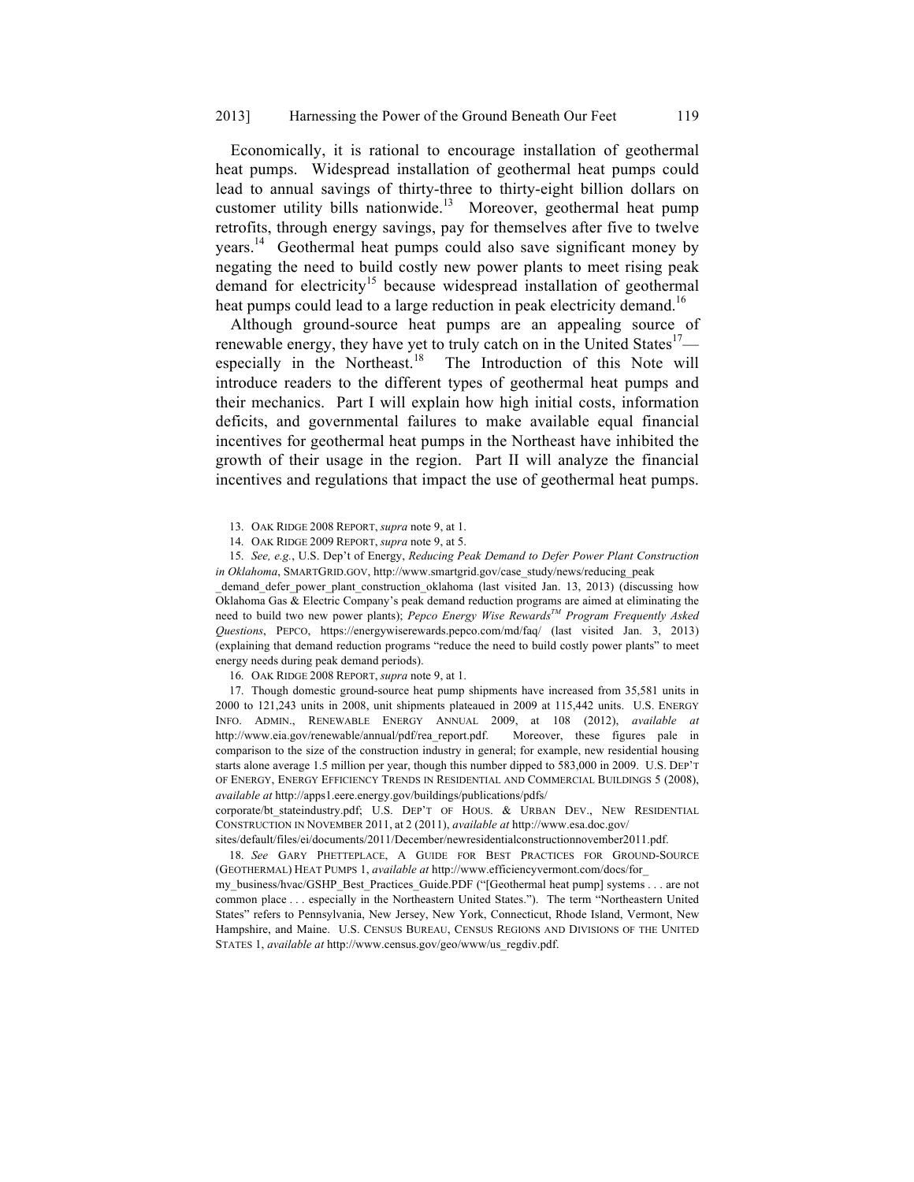Economically, it is rational to encourage installation of geothermal heat pumps. Widespread installation of geothermal heat pumps could lead to annual savings of thirty-three to thirty-eight billion dollars on customer utility bills nationwide.[13] Moreover, geothermal heat pump retrofits, through energy savings, pay for themselves after five to twelve years.[14] Geothermal heat pumps could also save significant money by negating the need to build costly new power plants to meet rising peak demand for electricity[15] because widespread installation of geothermal heat pumps could lead to a large reduction in peak electricity demand.[16]

Although ground-source heat pumps are an appealing source of renewable energy, they have yet to truly catch on in the United States[17]—especially in the Northeast.[18] The Introduction of this Note will introduce readers to the different types of geothermal heat pumps and their mechanics. Part I will explain how high initial costs, information deficits, and governmental failures to make available equal financial incentives for geothermal heat pumps in the Northeast have inhibited the growth of their usage in the region. Part II will analyze the financial incentives and regulations that impact the use of geothermal heat pumps.

13. OAK RIDGE 2008 REPORT, *supra* note 9, at 1.

14. OAK RIDGE 2009 REPORT, *supra* note 9, at 5.

15. *See, e.g.*, U.S. Dep't of Energy, *Reducing Peak Demand to Defer Power Plant Construction in Oklahoma*, SMARTGRID.GOV, http://www.smartgrid.gov/case_study/news/reducing_peak_demand_defer_power_plant_construction_oklahoma (last visited Jan. 13, 2013) (discussing how Oklahoma Gas & Electric Company's peak demand reduction programs are aimed at eliminating the need to build two new power plants); *Pepco Energy Wise Rewards™ Program Frequently Asked Questions*, PEPCO, https://energywiserewards.pepco.com/md/faq/ (last visited Jan. 3, 2013) (explaining that demand reduction programs "reduce the need to build costly power plants" to meet energy needs during peak demand periods).

16. OAK RIDGE 2008 REPORT, *supra* note 9, at 1.

17. Though domestic ground-source heat pump shipments have increased from 35,581 units in 2000 to 121,243 units in 2008, unit shipments plateaued in 2009 at 115,442 units. U.S. ENERGY INFO. ADMIN., RENEWABLE ENERGY ANNUAL 2009, at 108 (2012), *available at* http://www.eia.gov/renewable/annual/pdf/rea_report.pdf. Moreover, these figures pale in comparison to the size of the construction industry in general; for example, new residential housing starts alone average 1.5 million per year, though this number dipped to 583,000 in 2009. U.S. DEP'T OF ENERGY, ENERGY EFFICIENCY TRENDS IN RESIDENTIAL AND COMMERCIAL BUILDINGS 5 (2008), *available at* http://apps1.eere.energy.gov/buildings/publications/pdfs/corporate/bt_stateindustry.pdf; U.S. DEP'T OF HOUS. & URBAN DEV., NEW RESIDENTIAL CONSTRUCTION IN NOVEMBER 2011, at 2 (2011), *available at* http://www.esa.doc.gov/sites/default/files/ei/documents/2011/December/newresidentialconstructionnovember2011.pdf.

18. *See* GARY PHETTEPLACE, A GUIDE FOR BEST PRACTICES FOR GROUND-SOURCE (GEOTHERMAL) HEAT PUMPS 1, *available at* http://www.efficiencyvermont.com/docs/for_my_business/hvac/GSHP_Best_Practices_Guide.PDF ("[Geothermal heat pump] systems . . . are not common place . . . especially in the Northeastern United States."). The term "Northeastern United States" refers to Pennsylvania, New Jersey, New York, Connecticut, Rhode Island, Vermont, New Hampshire, and Maine. U.S. CENSUS BUREAU, CENSUS REGIONS AND DIVISIONS OF THE UNITED STATES 1, *available at* http://www.census.gov/geo/www/us_regdiv.pdf.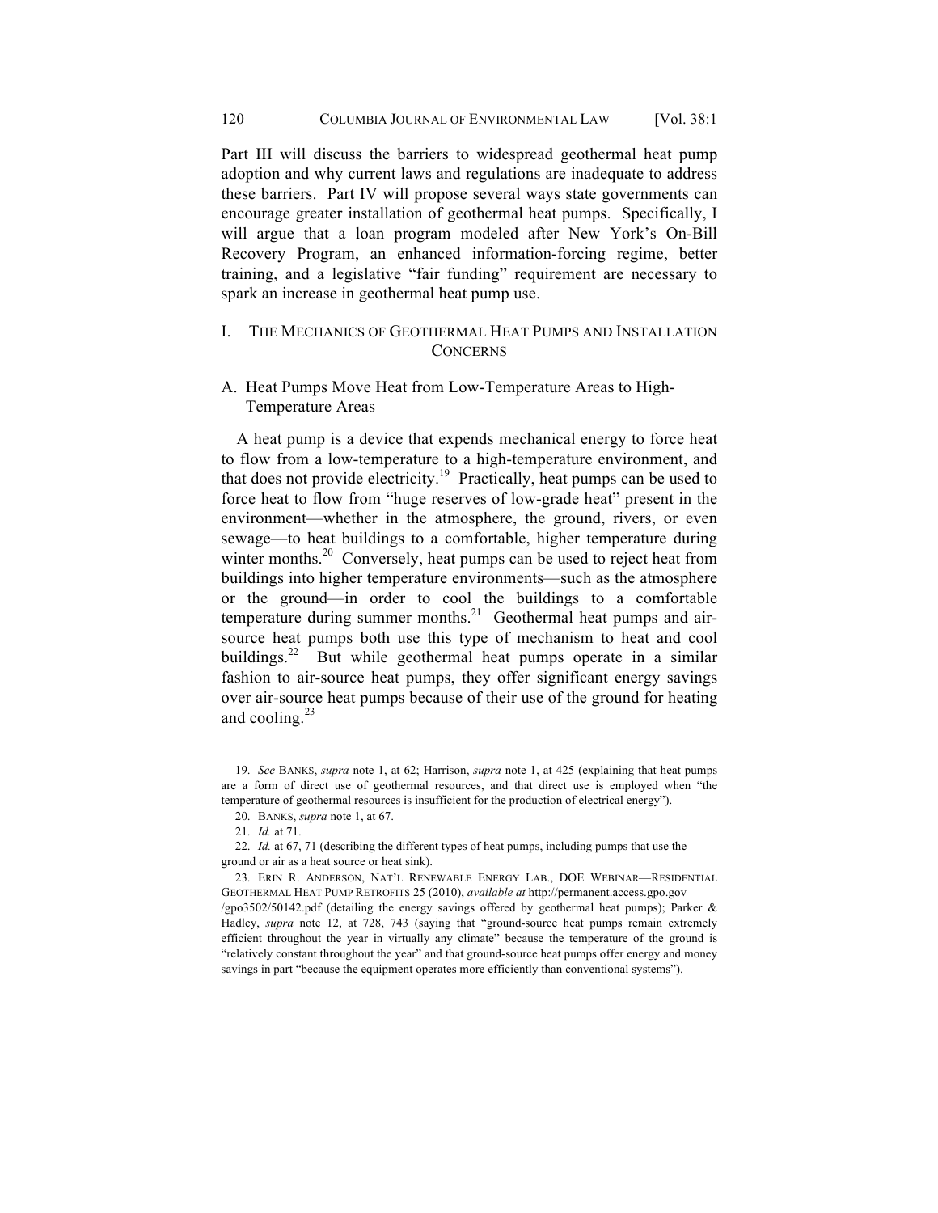Part III will discuss the barriers to widespread geothermal heat pump adoption and why current laws and regulations are inadequate to address these barriers. Part IV will propose several ways state governments can encourage greater installation of geothermal heat pumps. Specifically, I will argue that a loan program modeled after New York's On-Bill Recovery Program, an enhanced information-forcing regime, better training, and a legislative "fair funding" requirement are necessary to spark an increase in geothermal heat pump use.

## I. THE MECHANICS OF GEOTHERMAL HEAT PUMPS AND INSTALLATION CONCERNS

### A. Heat Pumps Move Heat from Low-Temperature Areas to High-Temperature Areas

A heat pump is a device that expends mechanical energy to force heat to flow from a low-temperature to a high-temperature environment, and that does not provide electricity.[19] Practically, heat pumps can be used to force heat to flow from "huge reserves of low-grade heat" present in the environment—whether in the atmosphere, the ground, rivers, or even sewage—to heat buildings to a comfortable, higher temperature during winter months.[20] Conversely, heat pumps can be used to reject heat from buildings into higher temperature environments—such as the atmosphere or the ground—in order to cool the buildings to a comfortable temperature during summer months.[21] Geothermal heat pumps and air-source heat pumps both use this type of mechanism to heat and cool buildings.[22] But while geothermal heat pumps operate in a similar fashion to air-source heat pumps, they offer significant energy savings over air-source heat pumps because of their use of the ground for heating and cooling.[23]

19. *See* BANKS, *supra* note 1, at 62; Harrison, *supra* note 1, at 425 (explaining that heat pumps are a form of direct use of geothermal resources, and that direct use is employed when "the temperature of geothermal resources is insufficient for the production of electrical energy").

20. BANKS, *supra* note 1, at 67.

21. *Id.* at 71.

22. *Id.* at 67, 71 (describing the different types of heat pumps, including pumps that use the ground or air as a heat source or heat sink).

23. ERIN R. ANDERSON, NAT'L RENEWABLE ENERGY LAB., DOE WEBINAR—RESIDENTIAL GEOTHERMAL HEAT PUMP RETROFITS 25 (2010), *available at* http://permanent.access.gpo.gov/gpo3502/50142.pdf (detailing the energy savings offered by geothermal heat pumps); Parker & Hadley, *supra* note 12, at 728, 743 (saying that "ground-source heat pumps remain extremely efficient throughout the year in virtually any climate" because the temperature of the ground is "relatively constant throughout the year" and that ground-source heat pumps offer energy and money savings in part "because the equipment operates more efficiently than conventional systems").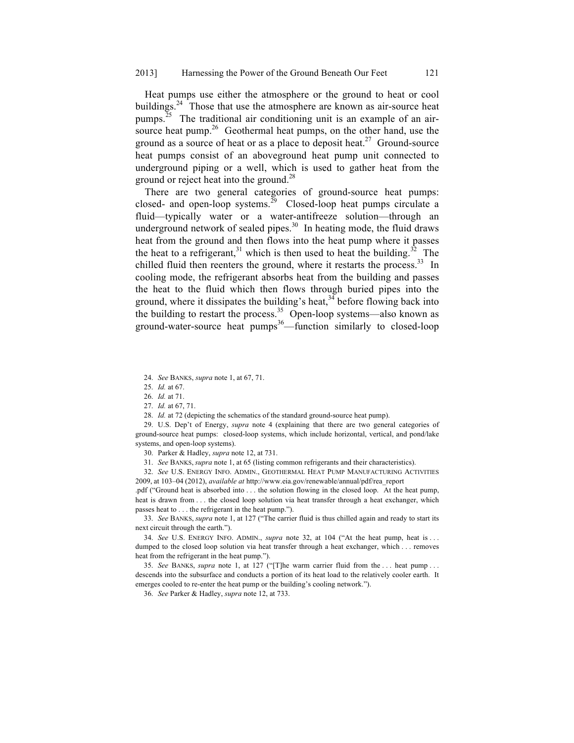Heat pumps use either the atmosphere or the ground to heat or cool buildings.[24] Those that use the atmosphere are known as air-source heat pumps.[25] The traditional air conditioning unit is an example of an air-source heat pump.[26] Geothermal heat pumps, on the other hand, use the ground as a source of heat or as a place to deposit heat.[27] Ground-source heat pumps consist of an aboveground heat pump unit connected to underground piping or a well, which is used to gather heat from the ground or reject heat into the ground.[28]

There are two general categories of ground-source heat pumps: closed- and open-loop systems.[29] Closed-loop heat pumps circulate a fluid—typically water or a water-antifreeze solution—through an underground network of sealed pipes.[30] In heating mode, the fluid draws heat from the ground and then flows into the heat pump where it passes the heat to a refrigerant,[31] which is then used to heat the building.[32] The chilled fluid then reenters the ground, where it restarts the process.[33] In cooling mode, the refrigerant absorbs heat from the building and passes the heat to the fluid which then flows through buried pipes into the ground, where it dissipates the building's heat,[34] before flowing back into the building to restart the process.[35] Open-loop systems—also known as ground-water-source heat pumps[36]—function similarly to closed-loop

---

24. *See* BANKS, *supra* note 1, at 67, 71.

25. *Id.* at 67.

26. *Id.* at 71.

27. *Id.* at 67, 71.

28. *Id.* at 72 (depicting the schematics of the standard ground-source heat pump).

29. U.S. Dep't of Energy, *supra* note 4 (explaining that there are two general categories of ground-source heat pumps: closed-loop systems, which include horizontal, vertical, and pond/lake systems, and open-loop systems).

30. Parker & Hadley, *supra* note 12, at 731.

31. *See* BANKS, *supra* note 1, at 65 (listing common refrigerants and their characteristics).

32. *See* U.S. ENERGY INFO. ADMIN., GEOTHERMAL HEAT PUMP MANUFACTURING ACTIVITIES 2009, at 103–04 (2012), *available at* http://www.eia.gov/renewable/annual/pdf/rea_report.pdf ("Ground heat is absorbed into . . . the solution flowing in the closed loop. At the heat pump, heat is drawn from . . . the closed loop solution via heat transfer through a heat exchanger, which passes heat to . . . the refrigerant in the heat pump.").

33. *See* BANKS, *supra* note 1, at 127 ("The carrier fluid is thus chilled again and ready to start its next circuit through the earth.").

34. *See* U.S. ENERGY INFO. ADMIN., *supra* note 32, at 104 ("At the heat pump, heat is . . . dumped to the closed loop solution via heat transfer through a heat exchanger, which . . . removes heat from the refrigerant in the heat pump.").

35. *See* BANKS, *supra* note 1, at 127 ("[T]he warm carrier fluid from the . . . heat pump . . . descends into the subsurface and conducts a portion of its heat load to the relatively cooler earth. It emerges cooled to re-enter the heat pump or the building's cooling network.").

36. *See* Parker & Hadley, *supra* note 12, at 733.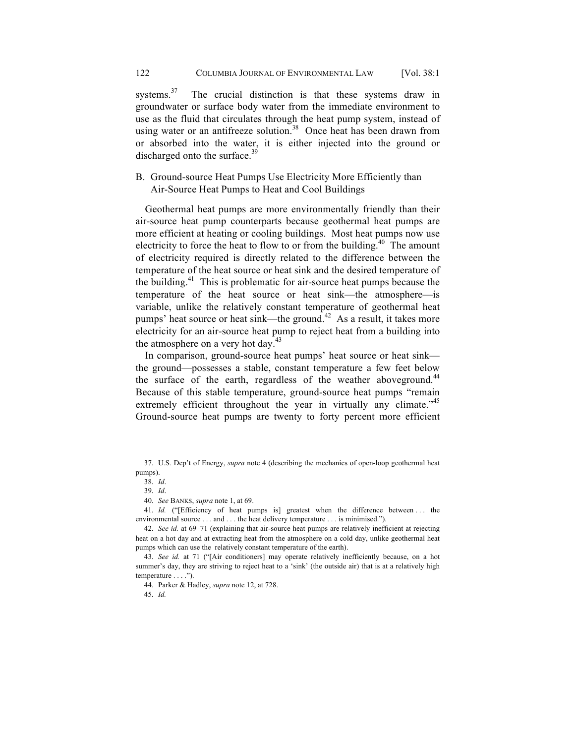systems.[37] The crucial distinction is that these systems draw in groundwater or surface body water from the immediate environment to use as the fluid that circulates through the heat pump system, instead of using water or an antifreeze solution.[38] Once heat has been drawn from or absorbed into the water, it is either injected into the ground or discharged onto the surface.[39]

### B. Ground-source Heat Pumps Use Electricity More Efficiently than Air-Source Heat Pumps to Heat and Cool Buildings

Geothermal heat pumps are more environmentally friendly than their air-source heat pump counterparts because geothermal heat pumps are more efficient at heating or cooling buildings. Most heat pumps now use electricity to force the heat to flow to or from the building.[40] The amount of electricity required is directly related to the difference between the temperature of the heat source or heat sink and the desired temperature of the building.[41] This is problematic for air-source heat pumps because the temperature of the heat source or heat sink—the atmosphere—is variable, unlike the relatively constant temperature of geothermal heat pumps' heat source or heat sink—the ground.[42] As a result, it takes more electricity for an air-source heat pump to reject heat from a building into the atmosphere on a very hot day.[43]

In comparison, ground-source heat pumps' heat source or heat sink—the ground—possesses a stable, constant temperature a few feet below the surface of the earth, regardless of the weather aboveground.[44] Because of this stable temperature, ground-source heat pumps "remain extremely efficient throughout the year in virtually any climate."[45] Ground-source heat pumps are twenty to forty percent more efficient

---

37. U.S. Dep't of Energy, *supra* note 4 (describing the mechanics of open-loop geothermal heat pumps).

38. *Id*.

39. *Id*.

40. *See* BANKS, *supra* note 1, at 69.

41. *Id.* ("[Efficiency of heat pumps is] greatest when the difference between . . . the environmental source . . . and . . . the heat delivery temperature . . . is minimised.").

42. *See id.* at 69–71 (explaining that air-source heat pumps are relatively inefficient at rejecting heat on a hot day and at extracting heat from the atmosphere on a cold day, unlike geothermal heat pumps which can use the relatively constant temperature of the earth).

43. *See id.* at 71 ("[Air conditioners] may operate relatively inefficiently because, on a hot summer's day, they are striving to reject heat to a 'sink' (the outside air) that is at a relatively high temperature . . . .").

44. Parker & Hadley, *supra* note 12, at 728.

45. *Id.*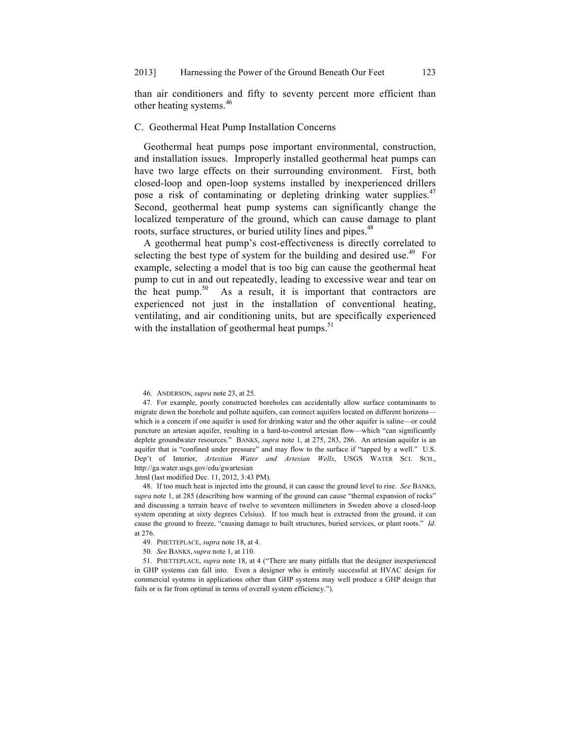than air conditioners and fifty to seventy percent more efficient than other heating systems.[46]

### C. Geothermal Heat Pump Installation Concerns

Geothermal heat pumps pose important environmental, construction, and installation issues. Improperly installed geothermal heat pumps can have two large effects on their surrounding environment. First, both closed-loop and open-loop systems installed by inexperienced drillers pose a risk of contaminating or depleting drinking water supplies.[47] Second, geothermal heat pump systems can significantly change the localized temperature of the ground, which can cause damage to plant roots, surface structures, or buried utility lines and pipes.[48]

A geothermal heat pump's cost-effectiveness is directly correlated to selecting the best type of system for the building and desired use.[49] For example, selecting a model that is too big can cause the geothermal heat pump to cut in and out repeatedly, leading to excessive wear and tear on the heat pump.[50] As a result, it is important that contractors are experienced not just in the installation of conventional heating, ventilating, and air conditioning units, but are specifically experienced with the installation of geothermal heat pumps.[51]

---

46. ANDERSON, *supra* note 23, at 25.

47. For example, poorly constructed boreholes can accidentally allow surface contaminants to migrate down the borehole and pollute aquifers, can connect aquifers located on different horizons—which is a concern if one aquifer is used for drinking water and the other aquifer is saline—or could puncture an artesian aquifer, resulting in a hard-to-control artesian flow—which "can significantly deplete groundwater resources." BANKS, *supra* note 1, at 275, 283, 286. An artesian aquifer is an aquifer that is "confined under pressure" and may flow to the surface if "tapped by a well." U.S. Dep't of Interior, *Artesian Water and Artesian Wells*, USGS WATER SCI. SCH., http://ga.water.usgs.gov/edu/gwartesian.html (last modified Dec. 11, 2012, 3:43 PM).

48. If too much heat is injected into the ground, it can cause the ground level to rise. *See* BANKS, *supra* note 1, at 285 (describing how warming of the ground can cause "thermal expansion of rocks" and discussing a terrain heave of twelve to seventeen millimeters in Sweden above a closed-loop system operating at sixty degrees Celsius). If too much heat is extracted from the ground, it can cause the ground to freeze, "causing damage to built structures, buried services, or plant roots." *Id*. at 276.

49. PHETTEPLACE, *supra* note 18, at 4.

50. *See* BANKS, *supra* note 1, at 110.

51. PHETTEPLACE, *supra* note 18, at 4 ("There are many pitfalls that the designer inexperienced in GHP systems can fall into. Even a designer who is entirely successful at HVAC design for commercial systems in applications other than GHP systems may well produce a GHP design that fails or is far from optimal in terms of overall system efficiency.").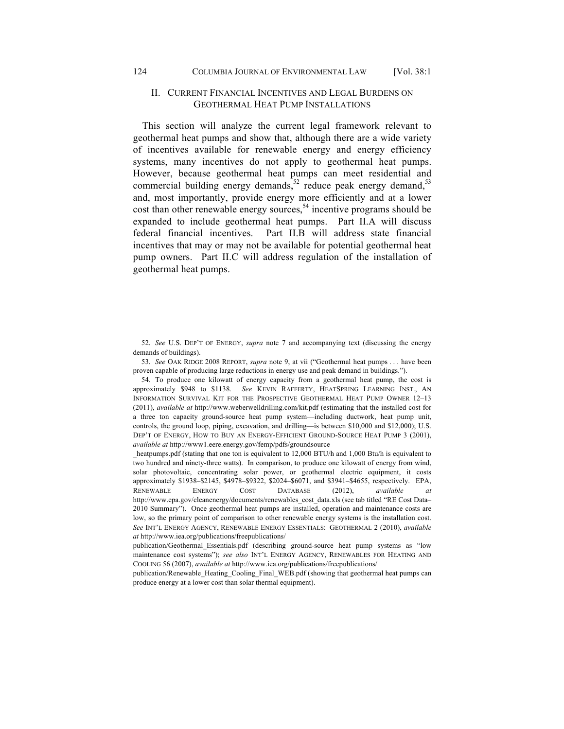## II. CURRENT FINANCIAL INCENTIVES AND LEGAL BURDENS ON GEOTHERMAL HEAT PUMP INSTALLATIONS

This section will analyze the current legal framework relevant to geothermal heat pumps and show that, although there are a wide variety of incentives available for renewable energy and energy efficiency systems, many incentives do not apply to geothermal heat pumps. However, because geothermal heat pumps can meet residential and commercial building energy demands,[52] reduce peak energy demand,[53] and, most importantly, provide energy more efficiently and at a lower cost than other renewable energy sources,[54] incentive programs should be expanded to include geothermal heat pumps. Part II.A will discuss federal financial incentives. Part II.B will address state financial incentives that may or may not be available for potential geothermal heat pump owners. Part II.C will address regulation of the installation of geothermal heat pumps.

---

52. *See* U.S. DEP'T OF ENERGY, *supra* note 7 and accompanying text (discussing the energy demands of buildings).

53. *See* OAK RIDGE 2008 REPORT, *supra* note 9, at vii ("Geothermal heat pumps . . . have been proven capable of producing large reductions in energy use and peak demand in buildings.").

54. To produce one kilowatt of energy capacity from a geothermal heat pump, the cost is approximately $948 to $1138. *See* KEVIN RAFFERTY, HEATSPRING LEARNING INST., AN INFORMATION SURVIVAL KIT FOR THE PROSPECTIVE GEOTHERMAL HEAT PUMP OWNER 12–13 (2011), *available at* http://www.weberwelldrilling.com/kit.pdf (estimating that the installed cost for a three ton capacity ground-source heat pump system—including ductwork, heat pump unit, controls, the ground loop, piping, excavation, and drilling—is between $10,000 and $12,000); U.S. DEP'T OF ENERGY, HOW TO BUY AN ENERGY-EFFICIENT GROUND-SOURCE HEAT PUMP 3 (2001), *available at* http://www1.eere.energy.gov/femp/pdfs/groundsource_heatpumps.pdf (stating that one ton is equivalent to 12,000 BTU/h and 1,000 Btu/h is equivalent to two hundred and ninety-three watts). In comparison, to produce one kilowatt of energy from wind, solar photovoltaic, concentrating solar power, or geothermal electric equipment, it costs approximately $1938–$2145, $4978–$9322, $2024–$6071, and $3941–$4655, respectively. EPA, RENEWABLE ENERGY COST DATABASE (2012), *available at* http://www.epa.gov/cleanenergy/documents/renewables_cost_data.xls (see tab titled "RE Cost Data–2010 Summary"). Once geothermal heat pumps are installed, operation and maintenance costs are low, so the primary point of comparison to other renewable energy systems is the installation cost. *See* INT'L ENERGY AGENCY, RENEWABLE ENERGY ESSENTIALS: GEOTHERMAL 2 (2010), *available at* http://www.iea.org/publications/freepublications/publication/Geothermal_Essentials.pdf (describing ground-source heat pump systems as "low maintenance cost systems"); *see also* INT'L ENERGY AGENCY, RENEWABLES FOR HEATING AND COOLING 56 (2007), *available at* http://www.iea.org/publications/freepublications/publication/Renewable_Heating_Cooling_Final_WEB.pdf (showing that geothermal heat pumps can produce energy at a lower cost than solar thermal equipment).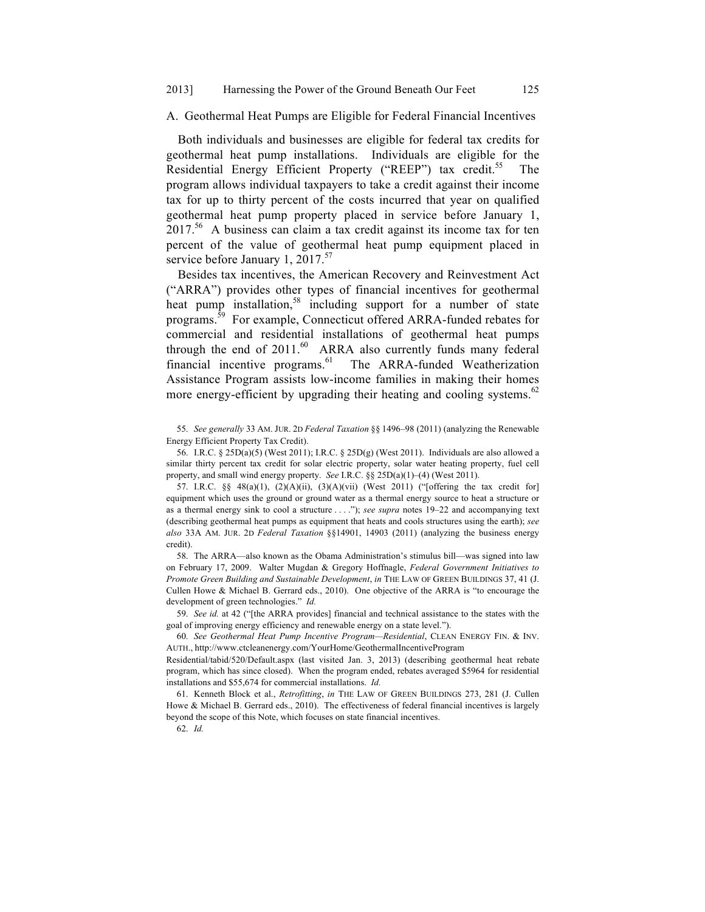### A. Geothermal Heat Pumps are Eligible for Federal Financial Incentives

Both individuals and businesses are eligible for federal tax credits for geothermal heat pump installations. Individuals are eligible for the Residential Energy Efficient Property ("REEP") tax credit.[55] The program allows individual taxpayers to take a credit against their income tax for up to thirty percent of the costs incurred that year on qualified geothermal heat pump property placed in service before January 1, 2017.[56] A business can claim a tax credit against its income tax for ten percent of the value of geothermal heat pump equipment placed in service before January 1, 2017.[57]

Besides tax incentives, the American Recovery and Reinvestment Act ("ARRA") provides other types of financial incentives for geothermal heat pump installation,[58] including support for a number of state programs.[59] For example, Connecticut offered ARRA-funded rebates for commercial and residential installations of geothermal heat pumps through the end of 2011.[60] ARRA also currently funds many federal financial incentive programs.[61] The ARRA-funded Weatherization Assistance Program assists low-income families in making their homes more energy-efficient by upgrading their heating and cooling systems.[62]

55. *See generally* 33 AM. JUR. 2D *Federal Taxation* §§ 1496–98 (2011) (analyzing the Renewable Energy Efficient Property Tax Credit).

56. I.R.C. § 25D(a)(5) (West 2011); I.R.C. § 25D(g) (West 2011). Individuals are also allowed a similar thirty percent tax credit for solar electric property, solar water heating property, fuel cell property, and small wind energy property. *See* I.R.C. §§ 25D(a)(1)–(4) (West 2011).

57. I.R.C. §§ 48(a)(1), (2)(A)(ii), (3)(A)(vii) (West 2011) ("[offering the tax credit for] equipment which uses the ground or ground water as a thermal energy source to heat a structure or as a thermal energy sink to cool a structure . . . ."); *see supra* notes 19–22 and accompanying text (describing geothermal heat pumps as equipment that heats and cools structures using the earth); *see also* 33A AM. JUR. 2D *Federal Taxation* §§14901, 14903 (2011) (analyzing the business energy credit).

58. The ARRA—also known as the Obama Administration's stimulus bill—was signed into law on February 17, 2009. Walter Mugdan & Gregory Hoffnagle, *Federal Government Initiatives to Promote Green Building and Sustainable Development*, *in* THE LAW OF GREEN BUILDINGS 37, 41 (J. Cullen Howe & Michael B. Gerrard eds., 2010). One objective of the ARRA is "to encourage the development of green technologies." *Id.*

59. *See id.* at 42 ("[the ARRA provides] financial and technical assistance to the states with the goal of improving energy efficiency and renewable energy on a state level.").

60. *See Geothermal Heat Pump Incentive Program—Residential*, CLEAN ENERGY FIN. & INV. AUTH., http://www.ctcleanenergy.com/YourHome/GeothermalIncentiveProgram Residential/tabid/520/Default.aspx (last visited Jan. 3, 2013) (describing geothermal heat rebate program, which has since closed). When the program ended, rebates averaged $5964 for residential installations and $55,674 for commercial installations. *Id.*

61. Kenneth Block et al., *Retrofitting*, *in* THE LAW OF GREEN BUILDINGS 273, 281 (J. Cullen Howe & Michael B. Gerrard eds., 2010). The effectiveness of federal financial incentives is largely beyond the scope of this Note, which focuses on state financial incentives.

62. *Id.*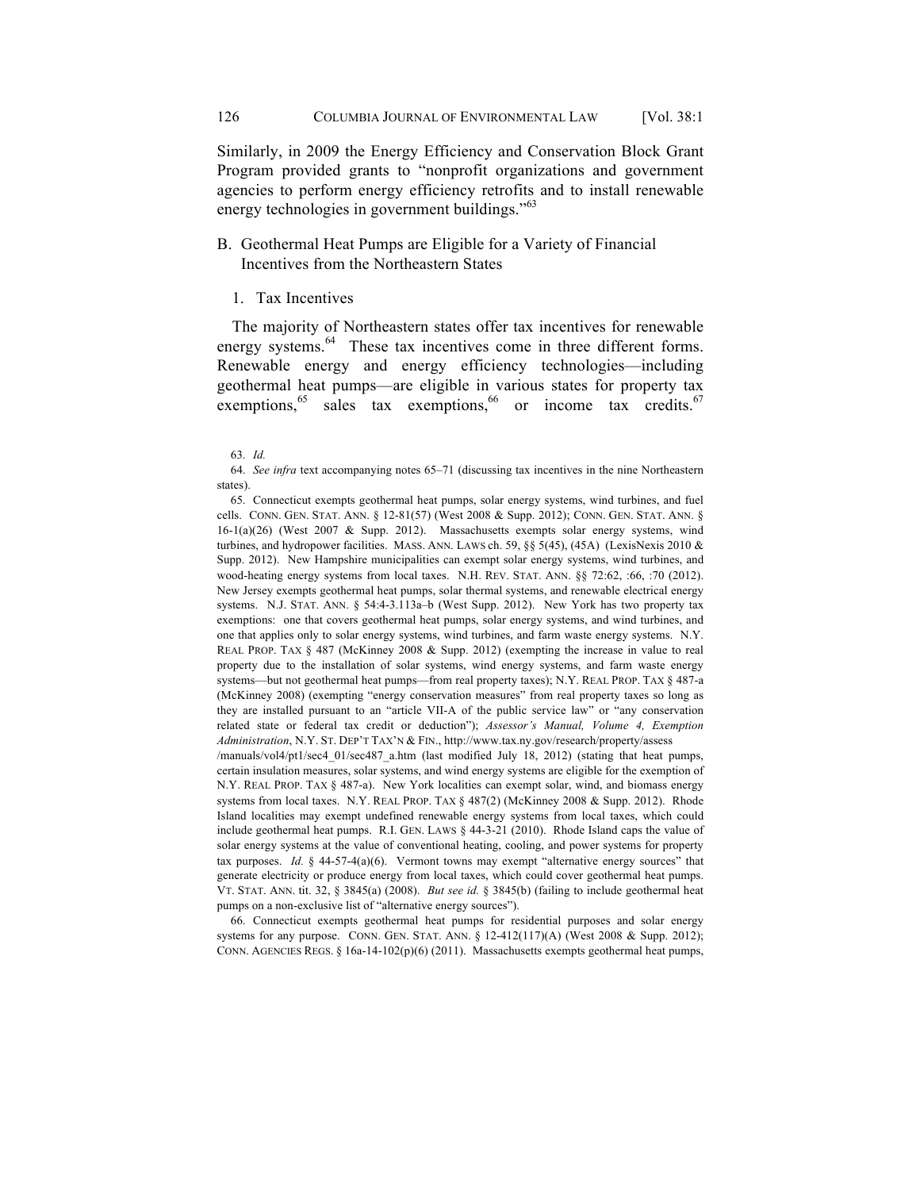Similarly, in 2009 the Energy Efficiency and Conservation Block Grant Program provided grants to "nonprofit organizations and government agencies to perform energy efficiency retrofits and to install renewable energy technologies in government buildings."[63]

### B. Geothermal Heat Pumps are Eligible for a Variety of Financial Incentives from the Northeastern States

#### 1. Tax Incentives

The majority of Northeastern states offer tax incentives for renewable energy systems.[64] These tax incentives come in three different forms. Renewable energy and energy efficiency technologies—including geothermal heat pumps—are eligible in various states for property tax exemptions,[65] sales tax exemptions,[66] or income tax credits.[67]

---

63. *Id.*

64. *See infra* text accompanying notes 65–71 (discussing tax incentives in the nine Northeastern states).

65. Connecticut exempts geothermal heat pumps, solar energy systems, wind turbines, and fuel cells. CONN. GEN. STAT. ANN. § 12-81(57) (West 2008 & Supp. 2012); CONN. GEN. STAT. ANN. § 16-1(a)(26) (West 2007 & Supp. 2012). Massachusetts exempts solar energy systems, wind turbines, and hydropower facilities. MASS. ANN. LAWS ch. 59, §§ 5(45), (45A) (LexisNexis 2010 & Supp. 2012). New Hampshire municipalities can exempt solar energy systems, wind turbines, and wood-heating energy systems from local taxes. N.H. REV. STAT. ANN. §§ 72:62, :66, :70 (2012). New Jersey exempts geothermal heat pumps, solar thermal systems, and renewable electrical energy systems. N.J. STAT. ANN. § 54:4-3.113a–b (West Supp. 2012). New York has two property tax exemptions: one that covers geothermal heat pumps, solar energy systems, and wind turbines, and one that applies only to solar energy systems, wind turbines, and farm waste energy systems. N.Y. REAL PROP. TAX § 487 (McKinney 2008 & Supp. 2012) (exempting the increase in value to real property due to the installation of solar systems, wind energy systems, and farm waste energy systems—but not geothermal heat pumps—from real property taxes); N.Y. REAL PROP. TAX § 487-a (McKinney 2008) (exempting "energy conservation measures" from real property taxes so long as they are installed pursuant to an "article VII-A of the public service law" or "any conservation related state or federal tax credit or deduction"); *Assessor's Manual, Volume 4, Exemption Administration*, N.Y. ST. DEP'T TAX'N & FIN., http://www.tax.ny.gov/research/property/assess /manuals/vol4/pt1/sec4_01/sec487_a.htm (last modified July 18, 2012) (stating that heat pumps, certain insulation measures, solar systems, and wind energy systems are eligible for the exemption of N.Y. REAL PROP. TAX § 487-a). New York localities can exempt solar, wind, and biomass energy systems from local taxes. N.Y. REAL PROP. TAX § 487(2) (McKinney 2008 & Supp. 2012). Rhode Island localities may exempt undefined renewable energy systems from local taxes, which could include geothermal heat pumps. R.I. GEN. LAWS § 44-3-21 (2010). Rhode Island caps the value of solar energy systems at the value of conventional heating, cooling, and power systems for property tax purposes. *Id.* § 44-57-4(a)(6). Vermont towns may exempt "alternative energy sources" that generate electricity or produce energy from local taxes, which could cover geothermal heat pumps. VT. STAT. ANN. tit. 32, § 3845(a) (2008). *But see id.* § 3845(b) (failing to include geothermal heat pumps on a non-exclusive list of "alternative energy sources").

66. Connecticut exempts geothermal heat pumps for residential purposes and solar energy systems for any purpose. CONN. GEN. STAT. ANN. § 12-412(117)(A) (West 2008 & Supp. 2012); CONN. AGENCIES REGS. § 16a-14-102(p)(6) (2011). Massachusetts exempts geothermal heat pumps,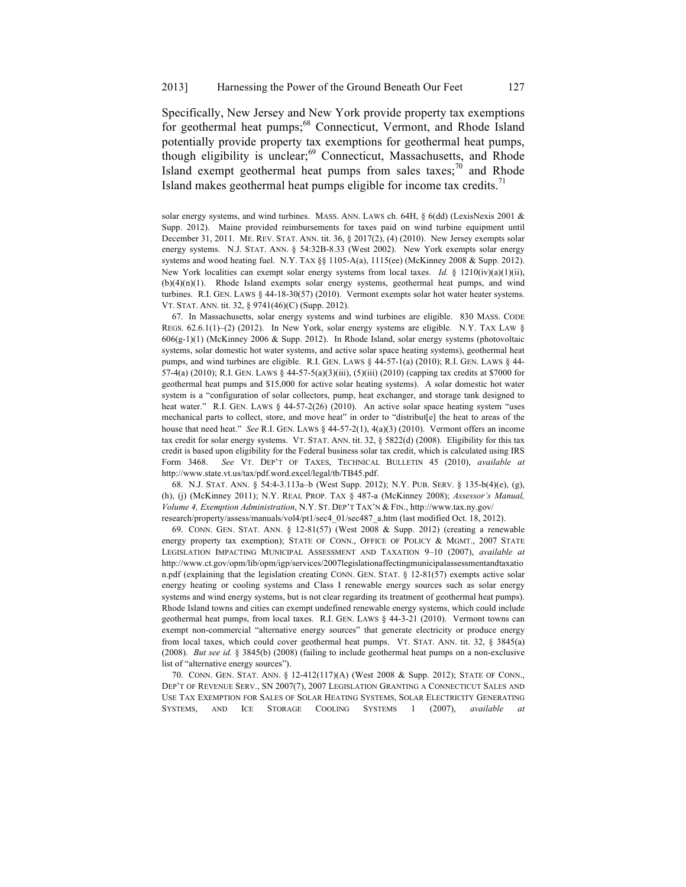Specifically, New Jersey and New York provide property tax exemptions for geothermal heat pumps;[68] Connecticut, Vermont, and Rhode Island potentially provide property tax exemptions for geothermal heat pumps, though eligibility is unclear;[69] Connecticut, Massachusetts, and Rhode Island exempt geothermal heat pumps from sales taxes;[70] and Rhode Island makes geothermal heat pumps eligible for income tax credits.[71]

solar energy systems, and wind turbines. MASS. ANN. LAWS ch. 64H, § 6(dd) (LexisNexis 2001 & Supp. 2012). Maine provided reimbursements for taxes paid on wind turbine equipment until December 31, 2011. ME. REV. STAT. ANN. tit. 36, § 2017(2), (4) (2010). New Jersey exempts solar energy systems. N.J. STAT. ANN. § 54:32B-8.33 (West 2002). New York exempts solar energy systems and wood heating fuel. N.Y. TAX §§ 1105-A(a), 1115(ee) (McKinney 2008 & Supp. 2012). New York localities can exempt solar energy systems from local taxes. *Id.* § 1210(iv)(a)(1)(ii), (b)(4)(n)(1). Rhode Island exempts solar energy systems, geothermal heat pumps, and wind turbines. R.I. GEN. LAWS § 44-18-30(57) (2010). Vermont exempts solar hot water heater systems. VT. STAT. ANN. tit. 32, § 9741(46)(C) (Supp. 2012).

67. In Massachusetts, solar energy systems and wind turbines are eligible. 830 MASS. CODE REGS. 62.6.1(1)–(2) (2012). In New York, solar energy systems are eligible. N.Y. TAX LAW § 606(g-1)(1) (McKinney 2006 & Supp. 2012). In Rhode Island, solar energy systems (photovoltaic systems, solar domestic hot water systems, and active solar space heating systems), geothermal heat pumps, and wind turbines are eligible. R.I. GEN. LAWS § 44-57-1(a) (2010); R.I. GEN. LAWS § 44-57-4(a) (2010); R.I. GEN. LAWS § 44-57-5(a)(3)(iii), (5)(iii) (2010) (capping tax credits at $7000 for geothermal heat pumps and $15,000 for active solar heating systems). A solar domestic hot water system is a "configuration of solar collectors, pump, heat exchanger, and storage tank designed to heat water." R.I. GEN. LAWS § 44-57-2(26) (2010). An active solar space heating system "uses mechanical parts to collect, store, and move heat" in order to "distribut[e] the heat to areas of the house that need heat." *See* R.I. GEN. LAWS § 44-57-2(1), 4(a)(3) (2010). Vermont offers an income tax credit for solar energy systems. VT. STAT. ANN. tit. 32, § 5822(d) (2008). Eligibility for this tax credit is based upon eligibility for the Federal business solar tax credit, which is calculated using IRS Form 3468. *See* VT. DEP'T OF TAXES, TECHNICAL BULLETIN 45 (2010), *available at* http://www.state.vt.us/tax/pdf.word.excel/legal/tb/TB45.pdf.

68. N.J. STAT. ANN. § 54:4-3.113a–b (West Supp. 2012); N.Y. PUB. SERV. § 135-b(4)(e), (g), (h), (j) (McKinney 2011); N.Y. REAL PROP. TAX § 487-a (McKinney 2008); *Assessor's Manual, Volume 4, Exemption Administration*, N.Y. ST. DEP'T TAX'N & FIN., http://www.tax.ny.gov/research/property/assess/manuals/vol4/pt1/sec4_01/sec487_a.htm (last modified Oct. 18, 2012).

69. CONN. GEN. STAT. ANN. § 12-81(57) (West 2008 & Supp. 2012) (creating a renewable energy property tax exemption); STATE OF CONN., OFFICE OF POLICY & MGMT., 2007 STATE LEGISLATION IMPACTING MUNICIPAL ASSESSMENT AND TAXATION 9–10 (2007), *available at* http://www.ct.gov/opm/lib/opm/igp/services/2007legislationaffectingmunicipalassessmentandtaxation.pdf (explaining that the legislation creating CONN. GEN. STAT. § 12-81(57) exempts active solar energy heating or cooling systems and Class I renewable energy sources such as solar energy systems and wind energy systems, but is not clear regarding its treatment of geothermal heat pumps). Rhode Island towns and cities can exempt undefined renewable energy systems, which could include geothermal heat pumps, from local taxes. R.I. GEN. LAWS § 44-3-21 (2010). Vermont towns can exempt non-commercial "alternative energy sources" that generate electricity or produce energy from local taxes, which could cover geothermal heat pumps. VT. STAT. ANN. tit. 32, § 3845(a) (2008). *But see id.* § 3845(b) (2008) (failing to include geothermal heat pumps on a non-exclusive list of "alternative energy sources").

70. CONN. GEN. STAT. ANN. § 12-412(117)(A) (West 2008 & Supp. 2012); STATE OF CONN., DEP'T OF REVENUE SERV., SN 2007(7), 2007 LEGISLATION GRANTING A CONNECTICUT SALES AND USE TAX EXEMPTION FOR SALES OF SOLAR HEATING SYSTEMS, SOLAR ELECTRICITY GENERATING SYSTEMS, AND ICE STORAGE COOLING SYSTEMS 1 (2007), *available at*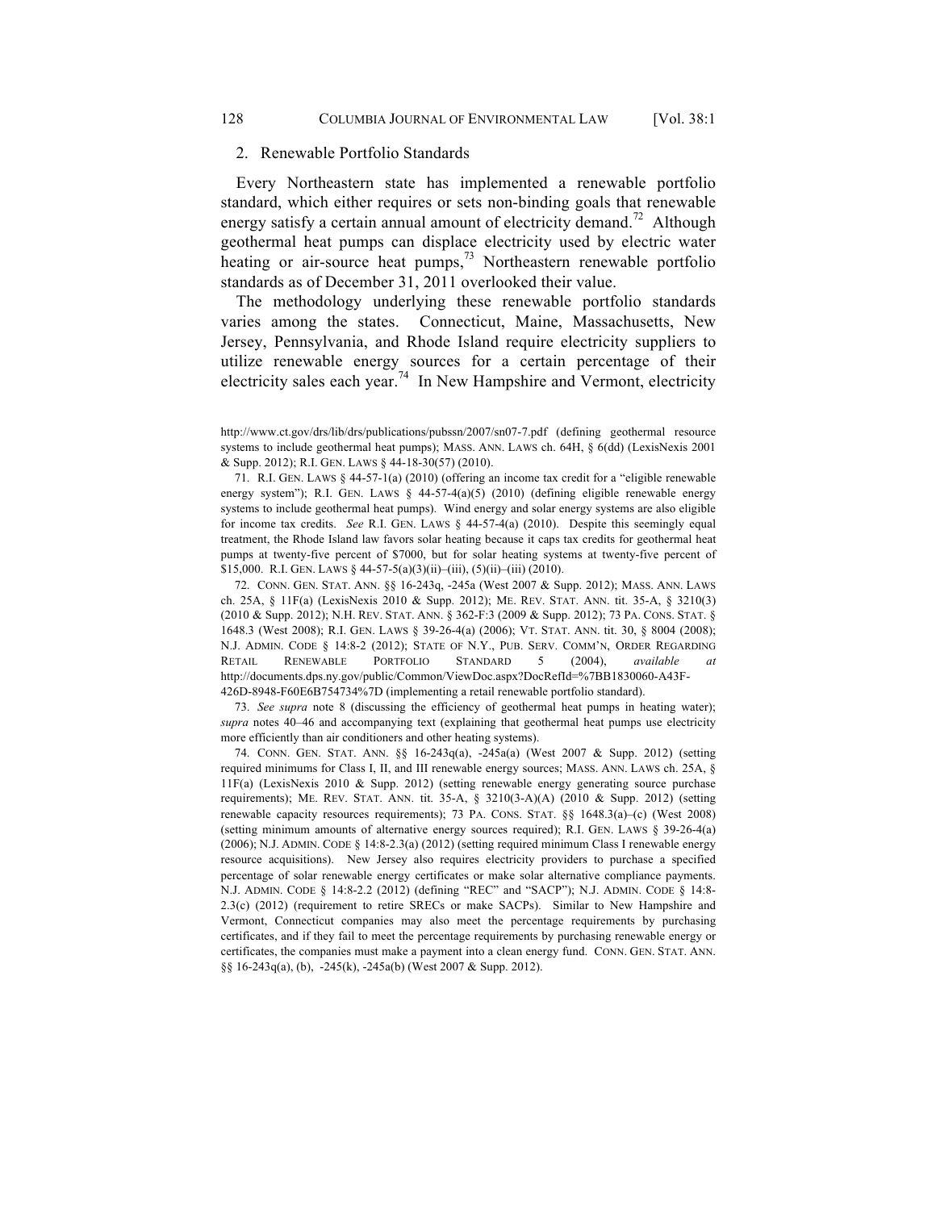### 2. Renewable Portfolio Standards

Every Northeastern state has implemented a renewable portfolio standard, which either requires or sets non-binding goals that renewable energy satisfy a certain annual amount of electricity demand.[72] Although geothermal heat pumps can displace electricity used by electric water heating or air-source heat pumps,[73] Northeastern renewable portfolio standards as of December 31, 2011 overlooked their value.

The methodology underlying these renewable portfolio standards varies among the states. Connecticut, Maine, Massachusetts, New Jersey, Pennsylvania, and Rhode Island require electricity suppliers to utilize renewable energy sources for a certain percentage of their electricity sales each year.[74] In New Hampshire and Vermont, electricity

---

http://www.ct.gov/drs/lib/drs/publications/pubssn/2007/sn07-7.pdf (defining geothermal resource systems to include geothermal heat pumps); MASS. ANN. LAWS ch. 64H, § 6(dd) (LexisNexis 2001 & Supp. 2012); R.I. GEN. LAWS § 44-18-30(57) (2010).

71. R.I. GEN. LAWS § 44-57-1(a) (2010) (offering an income tax credit for a "eligible renewable energy system"); R.I. GEN. LAWS § 44-57-4(a)(5) (2010) (defining eligible renewable energy systems to include geothermal heat pumps). Wind energy and solar energy systems are also eligible for income tax credits. *See* R.I. GEN. LAWS § 44-57-4(a) (2010). Despite this seemingly equal treatment, the Rhode Island law favors solar heating because it caps tax credits for geothermal heat pumps at twenty-five percent of $7000, but for solar heating systems at twenty-five percent of $15,000. R.I. GEN. LAWS § 44-57-5(a)(3)(ii)–(iii), (5)(ii)–(iii) (2010).

72. CONN. GEN. STAT. ANN. §§ 16-243q, -245a (West 2007 & Supp. 2012); MASS. ANN. LAWS ch. 25A, § 11F(a) (LexisNexis 2010 & Supp. 2012); ME. REV. STAT. ANN. tit. 35-A, § 3210(3) (2010 & Supp. 2012); N.H. REV. STAT. ANN. § 362-F:3 (2009 & Supp. 2012); 73 PA. CONS. STAT. § 1648.3 (West 2008); R.I. GEN. LAWS § 39-26-4(a) (2006); VT. STAT. ANN. tit. 30, § 8004 (2008); N.J. ADMIN. CODE § 14:8-2 (2012); STATE OF N.Y., PUB. SERV. COMM'N, ORDER REGARDING RETAIL RENEWABLE PORTFOLIO STANDARD 5 (2004), *available at* http://documents.dps.ny.gov/public/Common/ViewDoc.aspx?DocRefId=%7BB1830060-A43F-426D-8948-F60E6B754734%7D (implementing a retail renewable portfolio standard).

73. *See supra* note 8 (discussing the efficiency of geothermal heat pumps in heating water); *supra* notes 40–46 and accompanying text (explaining that geothermal heat pumps use electricity more efficiently than air conditioners and other heating systems).

74. CONN. GEN. STAT. ANN. §§ 16-243q(a), -245a(a) (West 2007 & Supp. 2012) (setting required minimums for Class I, II, and III renewable energy sources; MASS. ANN. LAWS ch. 25A, § 11F(a) (LexisNexis 2010 & Supp. 2012) (setting renewable energy generating source purchase requirements); ME. REV. STAT. ANN. tit. 35-A, § 3210(3-A)(A) (2010 & Supp. 2012) (setting renewable capacity resources requirements); 73 PA. CONS. STAT. §§ 1648.3(a)–(c) (West 2008) (setting minimum amounts of alternative energy sources required); R.I. GEN. LAWS § 39-26-4(a) (2006); N.J. ADMIN. CODE § 14:8-2.3(a) (2012) (setting required minimum Class I renewable energy resource acquisitions). New Jersey also requires electricity providers to purchase a specified percentage of solar renewable energy certificates or make solar alternative compliance payments. N.J. ADMIN. CODE § 14:8-2.2 (2012) (defining "REC" and "SACP"); N.J. ADMIN. CODE § 14:8-2.3(c) (2012) (requirement to retire SRECs or make SACPs). Similar to New Hampshire and Vermont, Connecticut companies may also meet the percentage requirements by purchasing certificates, and if they fail to meet the percentage requirements by purchasing renewable energy or certificates, the companies must make a payment into a clean energy fund. CONN. GEN. STAT. ANN. §§ 16-243q(a), (b), -245(k), -245a(b) (West 2007 & Supp. 2012).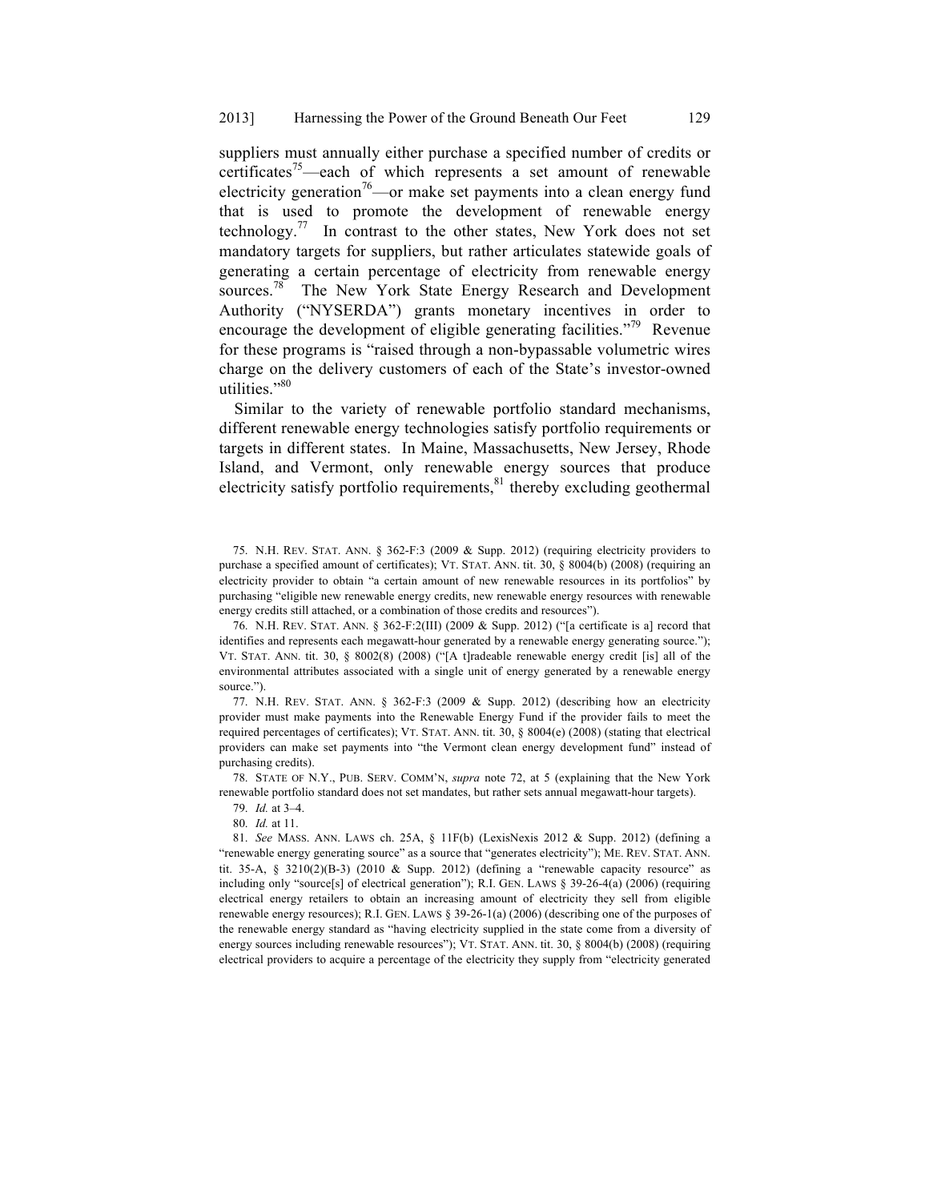suppliers must annually either purchase a specified number of credits or certificates[75]—each of which represents a set amount of renewable electricity generation[76]—or make set payments into a clean energy fund that is used to promote the development of renewable energy technology.[77] In contrast to the other states, New York does not set mandatory targets for suppliers, but rather articulates statewide goals of generating a certain percentage of electricity from renewable energy sources.[78] The New York State Energy Research and Development Authority ("NYSERDA") grants monetary incentives in order to encourage the development of eligible generating facilities."[79] Revenue for these programs is "raised through a non-bypassable volumetric wires charge on the delivery customers of each of the State's investor-owned utilities."[80]

Similar to the variety of renewable portfolio standard mechanisms, different renewable energy technologies satisfy portfolio requirements or targets in different states. In Maine, Massachusetts, New Jersey, Rhode Island, and Vermont, only renewable energy sources that produce electricity satisfy portfolio requirements,[81] thereby excluding geothermal

75. N.H. REV. STAT. ANN. § 362-F:3 (2009 & Supp. 2012) (requiring electricity providers to purchase a specified amount of certificates); VT. STAT. ANN. tit. 30, § 8004(b) (2008) (requiring an electricity provider to obtain "a certain amount of new renewable resources in its portfolios" by purchasing "eligible new renewable energy credits, new renewable energy resources with renewable energy credits still attached, or a combination of those credits and resources").

76. N.H. REV. STAT. ANN. § 362-F:2(III) (2009 & Supp. 2012) ("[a certificate is a] record that identifies and represents each megawatt-hour generated by a renewable energy generating source."); VT. STAT. ANN. tit. 30, § 8002(8) (2008) ("[A t]radeable renewable energy credit [is] all of the environmental attributes associated with a single unit of energy generated by a renewable energy source.").

77. N.H. REV. STAT. ANN. § 362-F:3 (2009 & Supp. 2012) (describing how an electricity provider must make payments into the Renewable Energy Fund if the provider fails to meet the required percentages of certificates); VT. STAT. ANN. tit. 30, § 8004(e) (2008) (stating that electrical providers can make set payments into "the Vermont clean energy development fund" instead of purchasing credits).

78. STATE OF N.Y., PUB. SERV. COMM'N, *supra* note 72, at 5 (explaining that the New York renewable portfolio standard does not set mandates, but rather sets annual megawatt-hour targets).

79. *Id.* at 3–4.

80. *Id.* at 11.

81. *See* MASS. ANN. LAWS ch. 25A, § 11F(b) (LexisNexis 2012 & Supp. 2012) (defining a "renewable energy generating source" as a source that "generates electricity"); ME. REV. STAT. ANN. tit. 35-A, § 3210(2)(B-3) (2010 & Supp. 2012) (defining a "renewable capacity resource" as including only "source[s] of electrical generation"); R.I. GEN. LAWS § 39-26-4(a) (2006) (requiring electrical energy retailers to obtain an increasing amount of electricity they sell from eligible renewable energy resources); R.I. GEN. LAWS § 39-26-1(a) (2006) (describing one of the purposes of the renewable energy standard as "having electricity supplied in the state come from a diversity of energy sources including renewable resources"); VT. STAT. ANN. tit. 30, § 8004(b) (2008) (requiring electrical providers to acquire a percentage of the electricity they supply from "electricity generated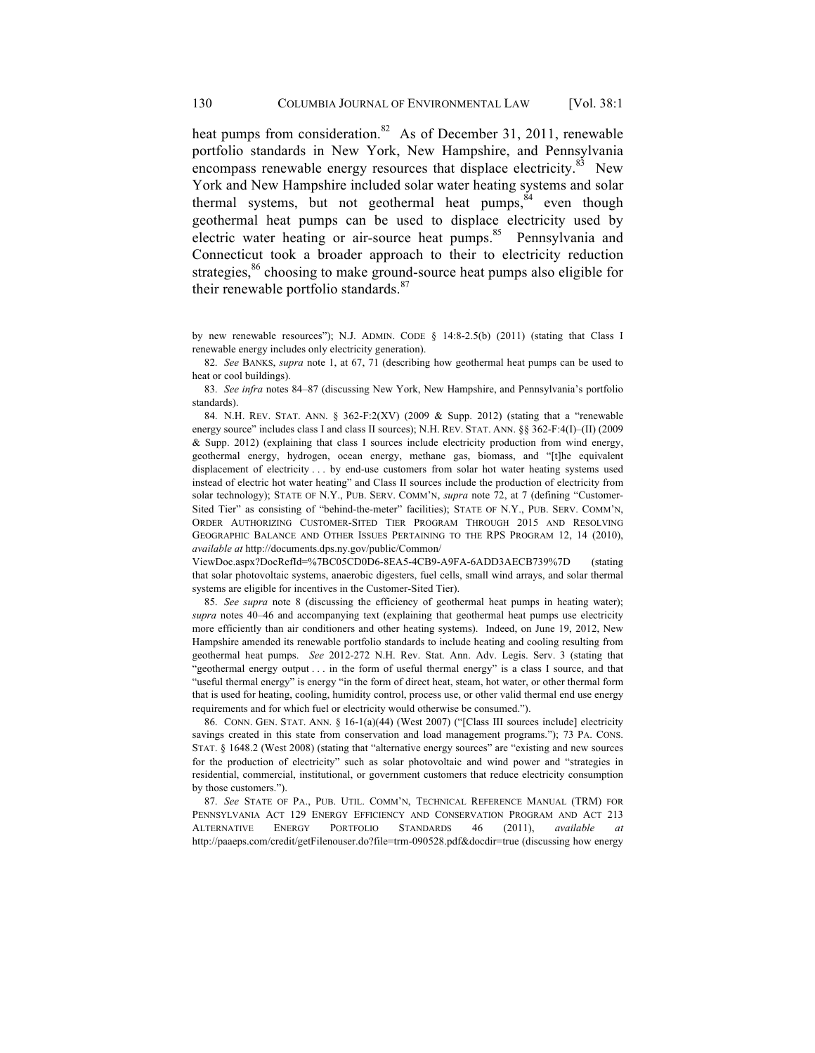heat pumps from consideration.[82] As of December 31, 2011, renewable portfolio standards in New York, New Hampshire, and Pennsylvania encompass renewable energy resources that displace electricity.[83] New York and New Hampshire included solar water heating systems and solar thermal systems, but not geothermal heat pumps,[84] even though geothermal heat pumps can be used to displace electricity used by electric water heating or air-source heat pumps.[85] Pennsylvania and Connecticut took a broader approach to their to electricity reduction strategies,[86] choosing to make ground-source heat pumps also eligible for their renewable portfolio standards.[87]

---

by new renewable resources"); N.J. ADMIN. CODE § 14:8-2.5(b) (2011) (stating that Class I renewable energy includes only electricity generation).

82. *See* BANKS, *supra* note 1, at 67, 71 (describing how geothermal heat pumps can be used to heat or cool buildings).

83. *See infra* notes 84–87 (discussing New York, New Hampshire, and Pennsylvania's portfolio standards).

84. N.H. REV. STAT. ANN. § 362-F:2(XV) (2009 & Supp. 2012) (stating that a "renewable energy source" includes class I and class II sources); N.H. REV. STAT. ANN. §§ 362-F:4(I)–(II) (2009 & Supp. 2012) (explaining that class I sources include electricity production from wind energy, geothermal energy, hydrogen, ocean energy, methane gas, biomass, and "[t]he equivalent displacement of electricity . . . by end-use customers from solar hot water heating systems used instead of electric hot water heating" and Class II sources include the production of electricity from solar technology); STATE OF N.Y., PUB. SERV. COMM'N, *supra* note 72, at 7 (defining "Customer-Sited Tier" as consisting of "behind-the-meter" facilities); STATE OF N.Y., PUB. SERV. COMM'N, ORDER AUTHORIZING CUSTOMER-SITED TIER PROGRAM THROUGH 2015 AND RESOLVING GEOGRAPHIC BALANCE AND OTHER ISSUES PERTAINING TO THE RPS PROGRAM 12, 14 (2010), *available at* http://documents.dps.ny.gov/public/Common/ViewDoc.aspx?DocRefId=%7BC05CD0D6-8EA5-4CB9-A9FA-6ADD3AECB739%7D (stating that solar photovoltaic systems, anaerobic digesters, fuel cells, small wind arrays, and solar thermal systems are eligible for incentives in the Customer-Sited Tier).

85. *See supra* note 8 (discussing the efficiency of geothermal heat pumps in heating water); *supra* notes 40–46 and accompanying text (explaining that geothermal heat pumps use electricity more efficiently than air conditioners and other heating systems). Indeed, on June 19, 2012, New Hampshire amended its renewable portfolio standards to include heating and cooling resulting from geothermal heat pumps. *See* 2012-272 N.H. Rev. Stat. Ann. Adv. Legis. Serv. 3 (stating that "geothermal energy output . . . in the form of useful thermal energy" is a class I source, and that "useful thermal energy" is energy "in the form of direct heat, steam, hot water, or other thermal form that is used for heating, cooling, humidity control, process use, or other valid thermal end use energy requirements and for which fuel or electricity would otherwise be consumed.").

86. CONN. GEN. STAT. ANN. § 16-1(a)(44) (West 2007) ("[Class III sources include] electricity savings created in this state from conservation and load management programs."); 73 PA. CONS. STAT. § 1648.2 (West 2008) (stating that "alternative energy sources" are "existing and new sources for the production of electricity" such as solar photovoltaic and wind power and "strategies in residential, commercial, institutional, or government customers that reduce electricity consumption by those customers.").

87. *See* STATE OF PA., PUB. UTIL. COMM'N, TECHNICAL REFERENCE MANUAL (TRM) FOR PENNSYLVANIA ACT 129 ENERGY EFFICIENCY AND CONSERVATION PROGRAM AND ACT 213 ALTERNATIVE ENERGY PORTFOLIO STANDARDS 46 (2011), *available at* http://paaeps.com/credit/getFilenouser.do?file=trm-090528.pdf&docdir=true (discussing how energy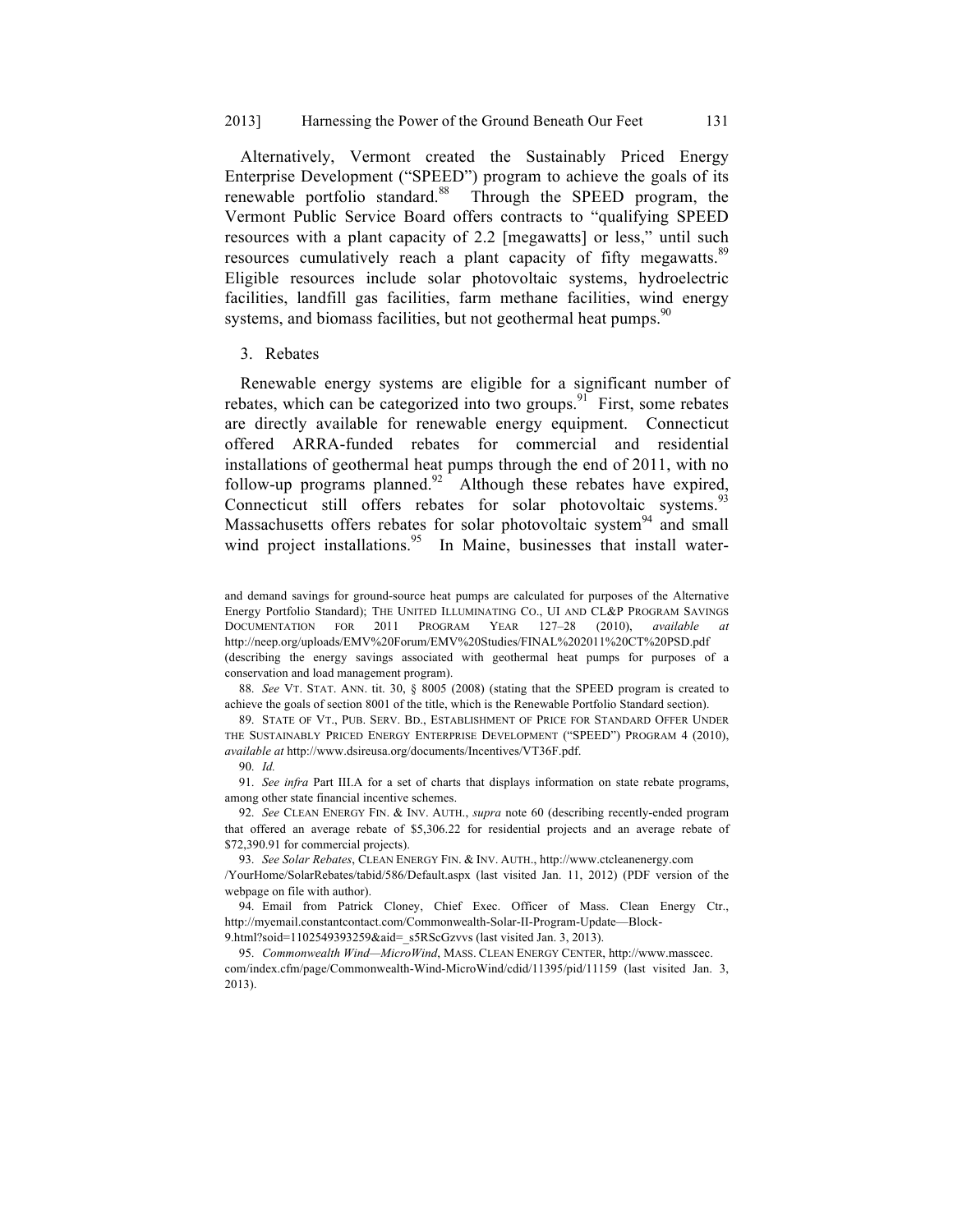Alternatively, Vermont created the Sustainably Priced Energy Enterprise Development ("SPEED") program to achieve the goals of its renewable portfolio standard.[88] Through the SPEED program, the Vermont Public Service Board offers contracts to "qualifying SPEED resources with a plant capacity of 2.2 [megawatts] or less," until such resources cumulatively reach a plant capacity of fifty megawatts.[89] Eligible resources include solar photovoltaic systems, hydroelectric facilities, landfill gas facilities, farm methane facilities, wind energy systems, and biomass facilities, but not geothermal heat pumps.[90]

### 3. Rebates

Renewable energy systems are eligible for a significant number of rebates, which can be categorized into two groups.[91] First, some rebates are directly available for renewable energy equipment. Connecticut offered ARRA-funded rebates for commercial and residential installations of geothermal heat pumps through the end of 2011, with no follow-up programs planned.[92] Although these rebates have expired, Connecticut still offers rebates for solar photovoltaic systems.[93] Massachusetts offers rebates for solar photovoltaic system[94] and small wind project installations.[95] In Maine, businesses that install water-

---

and demand savings for ground-source heat pumps are calculated for purposes of the Alternative Energy Portfolio Standard); THE UNITED ILLUMINATING CO., UI AND CL&P PROGRAM SAVINGS DOCUMENTATION FOR 2011 PROGRAM YEAR 127–28 (2010), *available at* http://neep.org/uploads/EMV%20Forum/EMV%20Studies/FINAL%202011%20CT%20PSD.pdf (describing the energy savings associated with geothermal heat pumps for purposes of a conservation and load management program).

88. *See* VT. STAT. ANN. tit. 30, § 8005 (2008) (stating that the SPEED program is created to achieve the goals of section 8001 of the title, which is the Renewable Portfolio Standard section).

89. STATE OF VT., PUB. SERV. BD., ESTABLISHMENT OF PRICE FOR STANDARD OFFER UNDER THE SUSTAINABLY PRICED ENERGY ENTERPRISE DEVELOPMENT ("SPEED") PROGRAM 4 (2010), *available at* http://www.dsireusa.org/documents/Incentives/VT36F.pdf.

90. *Id.*

91. *See infra* Part III.A for a set of charts that displays information on state rebate programs, among other state financial incentive schemes.

92. *See* CLEAN ENERGY FIN. & INV. AUTH., *supra* note 60 (describing recently-ended program that offered an average rebate of $5,306.22 for residential projects and an average rebate of $72,390.91 for commercial projects).

93. *See Solar Rebates*, CLEAN ENERGY FIN. & INV. AUTH., http://www.ctcleanenergy.com/YourHome/SolarRebates/tabid/586/Default.aspx (last visited Jan. 11, 2012) (PDF version of the webpage on file with author).

94. Email from Patrick Cloney, Chief Exec. Officer of Mass. Clean Energy Ctr., http://myemail.constantcontact.com/Commonwealth-Solar-II-Program-Update—Block-9.html?soid=1102549393259&aid=_s5RScGzvvs (last visited Jan. 3, 2013).

95. *Commonwealth Wind—MicroWind*, MASS. CLEAN ENERGY CENTER, http://www.masscec.com/index.cfm/page/Commonwealth-Wind-MicroWind/cdid/11395/pid/11159 (last visited Jan. 3, 2013).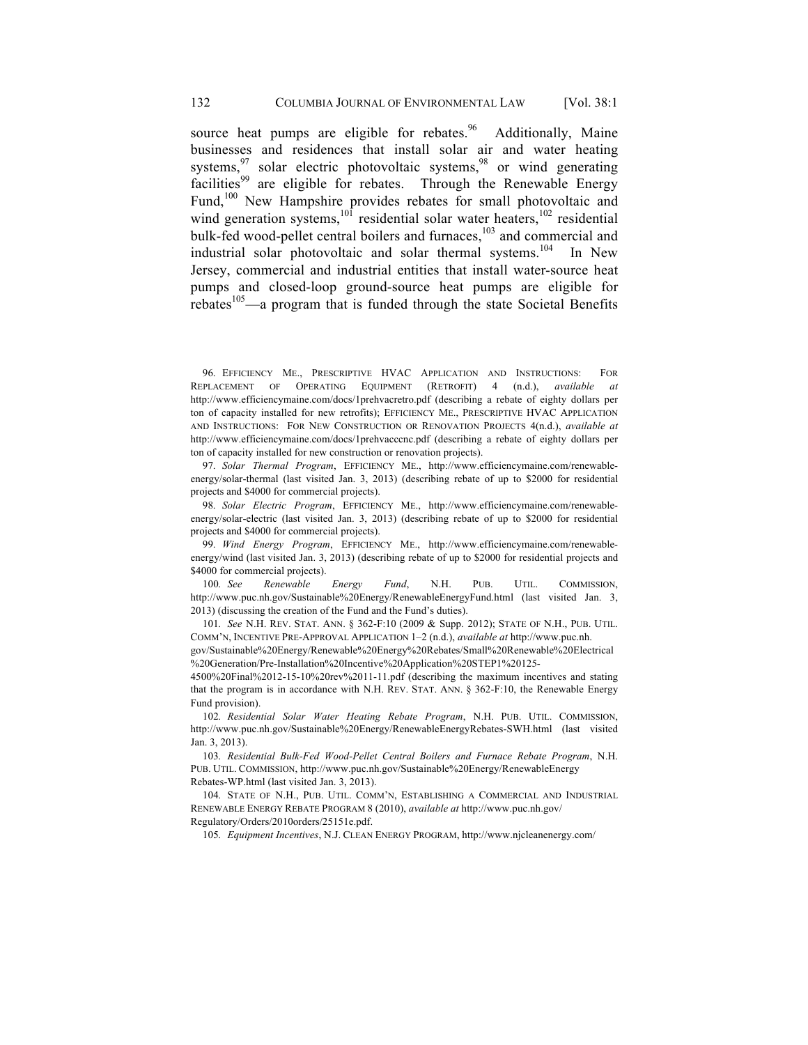source heat pumps are eligible for rebates.[96] Additionally, Maine businesses and residences that install solar air and water heating systems,[97] solar electric photovoltaic systems,[98] or wind generating facilities[99] are eligible for rebates. Through the Renewable Energy Fund,[100] New Hampshire provides rebates for small photovoltaic and wind generation systems,[101] residential solar water heaters,[102] residential bulk-fed wood-pellet central boilers and furnaces,[103] and commercial and industrial solar photovoltaic and solar thermal systems.[104] In New Jersey, commercial and industrial entities that install water-source heat pumps and closed-loop ground-source heat pumps are eligible for rebates[105]—a program that is funded through the state Societal Benefits

---

96. EFFICIENCY ME., PRESCRIPTIVE HVAC APPLICATION AND INSTRUCTIONS: FOR REPLACEMENT OF OPERATING EQUIPMENT (RETROFIT) 4 (n.d.), *available at* http://www.efficiencymaine.com/docs/1prehvacretro.pdf (describing a rebate of eighty dollars per ton of capacity installed for new retrofits); EFFICIENCY ME., PRESCRIPTIVE HVAC APPLICATION AND INSTRUCTIONS: FOR NEW CONSTRUCTION OR RENOVATION PROJECTS 4(n.d.), *available at* http://www.efficiencymaine.com/docs/1prehvacccnc.pdf (describing a rebate of eighty dollars per ton of capacity installed for new construction or renovation projects).

97. *Solar Thermal Program*, EFFICIENCY ME., http://www.efficiencymaine.com/renewable-energy/solar-thermal (last visited Jan. 3, 2013) (describing rebate of up to $2000 for residential projects and $4000 for commercial projects).

98. *Solar Electric Program*, EFFICIENCY ME., http://www.efficiencymaine.com/renewable-energy/solar-electric (last visited Jan. 3, 2013) (describing rebate of up to $2000 for residential projects and $4000 for commercial projects).

99. *Wind Energy Program*, EFFICIENCY ME., http://www.efficiencymaine.com/renewable-energy/wind (last visited Jan. 3, 2013) (describing rebate of up to $2000 for residential projects and $4000 for commercial projects).

100. *See* *Renewable Energy Fund*, N.H. PUB. UTIL. COMMISSION, http://www.puc.nh.gov/Sustainable%20Energy/RenewableEnergyFund.html (last visited Jan. 3, 2013) (discussing the creation of the Fund and the Fund's duties).

101. *See* N.H. REV. STAT. ANN. § 362-F:10 (2009 & Supp. 2012); STATE OF N.H., PUB. UTIL. COMM'N, INCENTIVE PRE-APPROVAL APPLICATION 1–2 (n.d.), *available at* http://www.puc.nh.gov/Sustainable%20Energy/Renewable%20Energy%20Rebates/Small%20Renewable%20Electrical%20Generation/Pre-Installation%20Incentive%20Application%20STEP1%20125-4500%20Final%2012-15-10%20rev%2011-11.pdf (describing the maximum incentives and stating that the program is in accordance with N.H. REV. STAT. ANN. § 362-F:10, the Renewable Energy Fund provision).

102. *Residential Solar Water Heating Rebate Program*, N.H. PUB. UTIL. COMMISSION, http://www.puc.nh.gov/Sustainable%20Energy/RenewableEnergyRebates-SWH.html (last visited Jan. 3, 2013).

103. *Residential Bulk-Fed Wood-Pellet Central Boilers and Furnace Rebate Program*, N.H. PUB. UTIL. COMMISSION, http://www.puc.nh.gov/Sustainable%20Energy/RenewableEnergyRebates-WP.html (last visited Jan. 3, 2013).

104. STATE OF N.H., PUB. UTIL. COMM'N, ESTABLISHING A COMMERCIAL AND INDUSTRIAL RENEWABLE ENERGY REBATE PROGRAM 8 (2010), *available at* http://www.puc.nh.gov/Regulatory/Orders/2010orders/25151e.pdf.

105. *Equipment Incentives*, N.J. CLEAN ENERGY PROGRAM, http://www.njcleanenergy.com/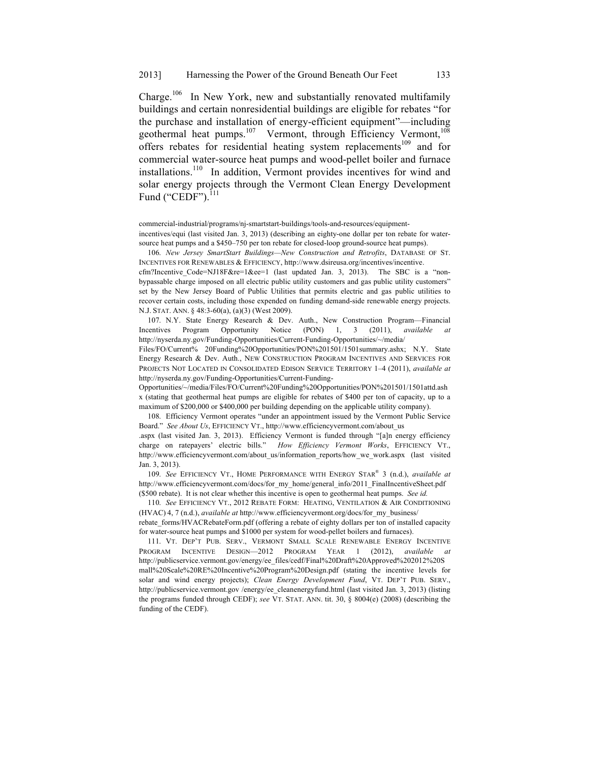Charge.[106] In New York, new and substantially renovated multifamily buildings and certain nonresidential buildings are eligible for rebates "for the purchase and installation of energy-efficient equipment"—including geothermal heat pumps.[107] Vermont, through Efficiency Vermont,[108] offers rebates for residential heating system replacements[109] and for commercial water-source heat pumps and wood-pellet boiler and furnace installations.[110] In addition, Vermont provides incentives for wind and solar energy projects through the Vermont Clean Energy Development Fund ("CEDF").[111]

---

commercial-industrial/programs/nj-smartstart-buildings/tools-and-resources/equipment-incentives/equi (last visited Jan. 3, 2013) (describing an eighty-one dollar per ton rebate for water-source heat pumps and a $450–750 per ton rebate for closed-loop ground-source heat pumps).

106. *New Jersey SmartStart Buildings—New Construction and Retrofits*, DATABASE OF ST. INCENTIVES FOR RENEWABLES & EFFICIENCY, http://www.dsireusa.org/incentives/incentive.cfm?Incentive_Code=NJ18F&re=1&ee=1 (last updated Jan. 3, 2013). The SBC is a "non-bypassable charge imposed on all electric public utility customers and gas public utility customers" set by the New Jersey Board of Public Utilities that permits electric and gas public utilities to recover certain costs, including those expended on funding demand-side renewable energy projects. N.J. STAT. ANN. § 48:3-60(a), (a)(3) (West 2009).

107. N.Y. State Energy Research & Dev. Auth., New Construction Program—Financial Incentives Program Opportunity Notice (PON) 1, 3 (2011), *available at* http://nyserda.ny.gov/Funding-Opportunities/Current-Funding-Opportunities/~/media/Files/FO/Current% 20Funding%20Opportunities/PON%201501/1501summary.ashx; N.Y. State Energy Research & Dev. Auth., NEW CONSTRUCTION PROGRAM INCENTIVES AND SERVICES FOR PROJECTS NOT LOCATED IN CONSOLIDATED EDISON SERVICE TERRITORY 1–4 (2011), *available at* http://nyserda.ny.gov/Funding-Opportunities/Current-Funding-Opportunities/~/media/Files/FO/Current%20Funding%20Opportunities/PON%201501/1501attd.ashx (stating that geothermal heat pumps are eligible for rebates of $400 per ton of capacity, up to a maximum of $200,000 or $400,000 per building depending on the applicable utility company).

108. Efficiency Vermont operates "under an appointment issued by the Vermont Public Service Board." *See About Us*, EFFICIENCY VT., http://www.efficiencyvermont.com/about_us.aspx (last visited Jan. 3, 2013). Efficiency Vermont is funded through "[a]n energy efficiency charge on ratepayers' electric bills." *How Efficiency Vermont Works*, EFFICIENCY VT., http://www.efficiencyvermont.com/about_us/information_reports/how_we_work.aspx (last visited Jan. 3, 2013).

109. *See* EFFICIENCY VT., HOME PERFORMANCE WITH ENERGY STAR® 3 (n.d.), *available at* http://www.efficiencyvermont.com/docs/for_my_home/general_info/2011_FinalIncentiveSheet.pdf ($500 rebate). It is not clear whether this incentive is open to geothermal heat pumps. *See id.*

110. *See* EFFICIENCY VT., 2012 REBATE FORM: HEATING, VENTILATION & AIR CONDITIONING (HVAC) 4, 7 (n.d.), *available at* http://www.efficiencyvermont.org/docs/for_my_business/rebate_forms/HVACRebateForm.pdf (offering a rebate of eighty dollars per ton of installed capacity for water-source heat pumps and $1000 per system for wood-pellet boilers and furnaces).

111. VT. DEP'T PUB. SERV., VERMONT SMALL SCALE RENEWABLE ENERGY INCENTIVE PROGRAM INCENTIVE DESIGN—2012 PROGRAM YEAR 1 (2012), *available at* http://publicservice.vermont.gov/energy/ee_files/cedf/Final%20Draft%20Approved%202012%20Small%20Scale%20RE%20Incentive%20Program%20Design.pdf (stating the incentive levels for solar and wind energy projects); *Clean Energy Development Fund*, VT. DEP'T PUB. SERV., http://publicservice.vermont.gov /energy/ee_cleanenergyfund.html (last visited Jan. 3, 2013) (listing the programs funded through CEDF); *see* VT. STAT. ANN. tit. 30, § 8004(e) (2008) (describing the funding of the CEDF).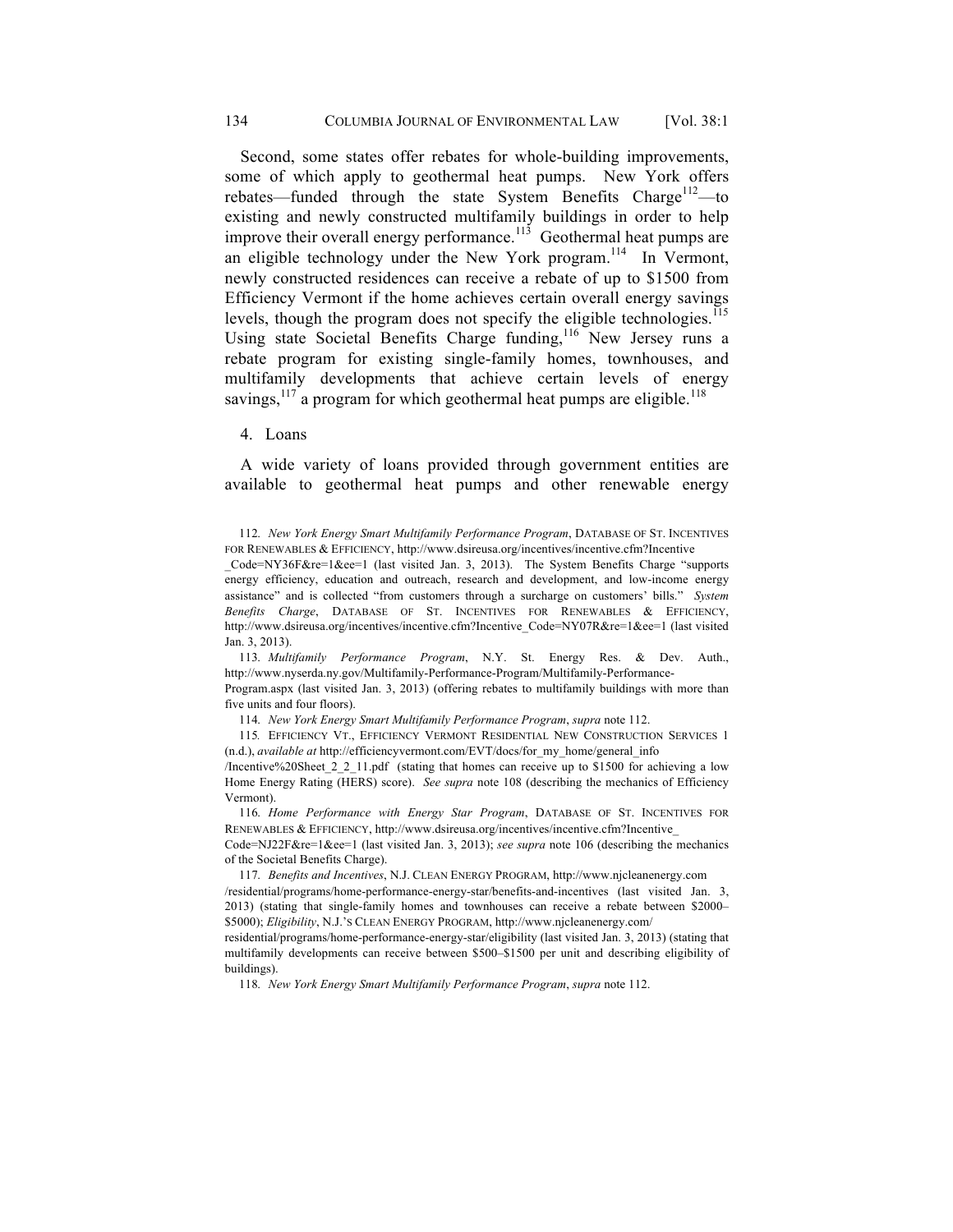Second, some states offer rebates for whole-building improvements, some of which apply to geothermal heat pumps. New York offers rebates—funded through the state System Benefits Charge[112]—to existing and newly constructed multifamily buildings in order to help improve their overall energy performance.[113] Geothermal heat pumps are an eligible technology under the New York program.[114] In Vermont, newly constructed residences can receive a rebate of up to $1500 from Efficiency Vermont if the home achieves certain overall energy savings levels, though the program does not specify the eligible technologies.[115] Using state Societal Benefits Charge funding,[116] New Jersey runs a rebate program for existing single-family homes, townhouses, and multifamily developments that achieve certain levels of energy savings,[117] a program for which geothermal heat pumps are eligible.[118]

4. Loans

A wide variety of loans provided through government entities are available to geothermal heat pumps and other renewable energy

---

112. *New York Energy Smart Multifamily Performance Program*, DATABASE OF ST. INCENTIVES FOR RENEWABLES & EFFICIENCY, http://www.dsireusa.org/incentives/incentive.cfm?Incentive_Code=NY36F&re=1&ee=1 (last visited Jan. 3, 2013). The System Benefits Charge "supports energy efficiency, education and outreach, research and development, and low-income energy assistance" and is collected "from customers through a surcharge on customers' bills." *System Benefits Charge*, DATABASE OF ST. INCENTIVES FOR RENEWABLES & EFFICIENCY, http://www.dsireusa.org/incentives/incentive.cfm?Incentive_Code=NY07R&re=1&ee=1 (last visited Jan. 3, 2013).

113. *Multifamily Performance Program*, N.Y. St. Energy Res. & Dev. Auth., http://www.nyserda.ny.gov/Multifamily-Performance-Program/Multifamily-Performance-Program.aspx (last visited Jan. 3, 2013) (offering rebates to multifamily buildings with more than five units and four floors).

114. *New York Energy Smart Multifamily Performance Program*, *supra* note 112.

115. EFFICIENCY VT., EFFICIENCY VERMONT RESIDENTIAL NEW CONSTRUCTION SERVICES 1 (n.d.), *available at* http://efficiencyvermont.com/EVT/docs/for_my_home/general_info/Incentive%20Sheet_2_2_11.pdf (stating that homes can receive up to $1500 for achieving a low Home Energy Rating (HERS) score). *See supra* note 108 (describing the mechanics of Efficiency Vermont).

116. *Home Performance with Energy Star Program*, DATABASE OF ST. INCENTIVES FOR RENEWABLES & EFFICIENCY, http://www.dsireusa.org/incentives/incentive.cfm?Incentive_Code=NJ22F&re=1&ee=1 (last visited Jan. 3, 2013); *see supra* note 106 (describing the mechanics of the Societal Benefits Charge).

117. *Benefits and Incentives*, N.J. CLEAN ENERGY PROGRAM, http://www.njcleanenergy.com/residential/programs/home-performance-energy-star/benefits-and-incentives (last visited Jan. 3, 2013) (stating that single-family homes and townhouses can receive a rebate between $2000–$5000); *Eligibility*, N.J.'S CLEAN ENERGY PROGRAM, http://www.njcleanenergy.com/residential/programs/home-performance-energy-star/eligibility (last visited Jan. 3, 2013) (stating that multifamily developments can receive between $500–$1500 per unit and describing eligibility of buildings).

118. *New York Energy Smart Multifamily Performance Program*, *supra* note 112.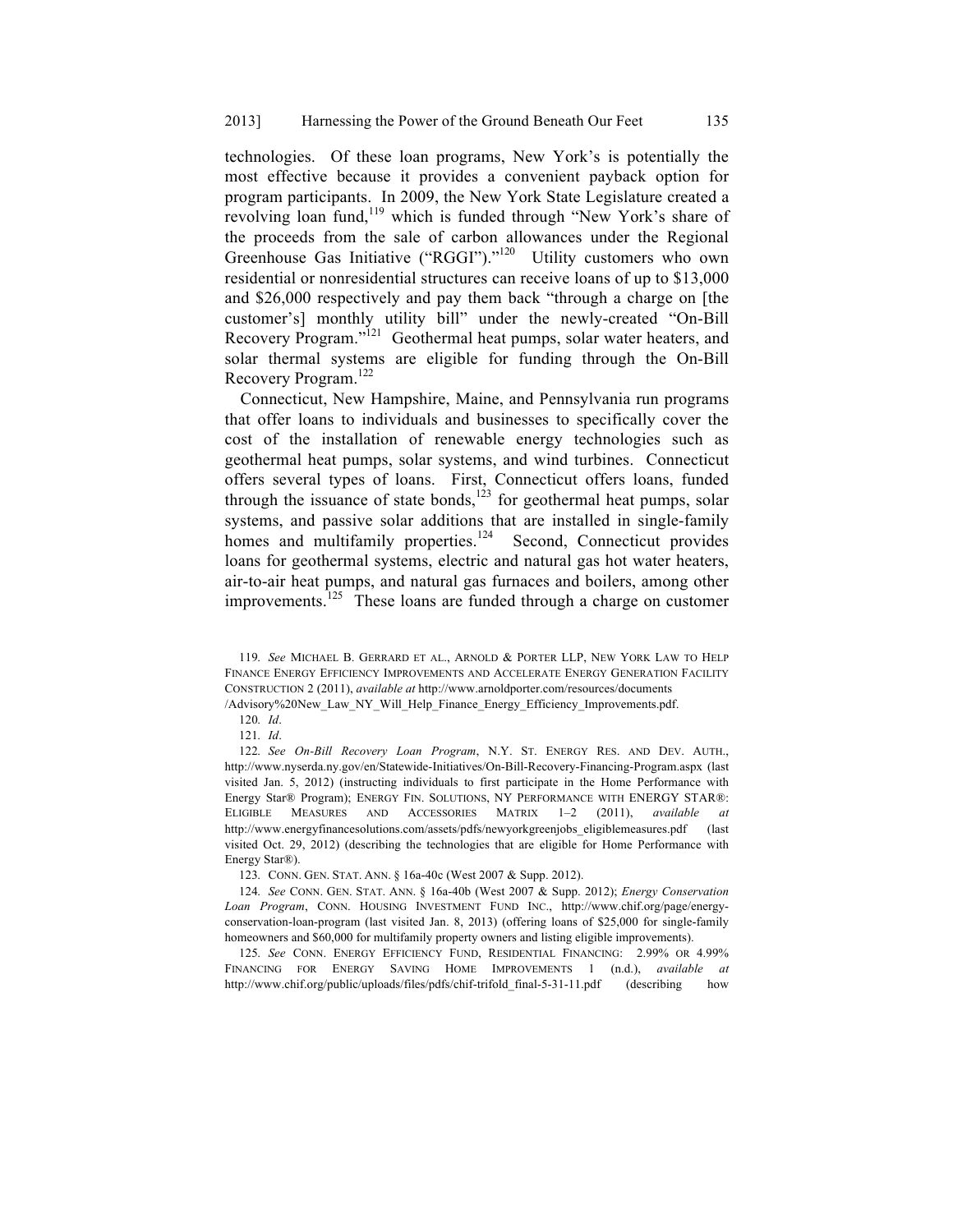technologies. Of these loan programs, New York's is potentially the most effective because it provides a convenient payback option for program participants. In 2009, the New York State Legislature created a revolving loan fund,[119] which is funded through "New York's share of the proceeds from the sale of carbon allowances under the Regional Greenhouse Gas Initiative ("RGGI")."[120] Utility customers who own residential or nonresidential structures can receive loans of up to $13,000 and $26,000 respectively and pay them back "through a charge on [the customer's] monthly utility bill" under the newly-created "On-Bill Recovery Program."[121] Geothermal heat pumps, solar water heaters, and solar thermal systems are eligible for funding through the On-Bill Recovery Program.[122]

Connecticut, New Hampshire, Maine, and Pennsylvania run programs that offer loans to individuals and businesses to specifically cover the cost of the installation of renewable energy technologies such as geothermal heat pumps, solar systems, and wind turbines. Connecticut offers several types of loans. First, Connecticut offers loans, funded through the issuance of state bonds,[123] for geothermal heat pumps, solar systems, and passive solar additions that are installed in single-family homes and multifamily properties.[124] Second, Connecticut provides loans for geothermal systems, electric and natural gas hot water heaters, air-to-air heat pumps, and natural gas furnaces and boilers, among other improvements.[125] These loans are funded through a charge on customer

---

119. *See* MICHAEL B. GERRARD ET AL., ARNOLD & PORTER LLP, NEW YORK LAW TO HELP FINANCE ENERGY EFFICIENCY IMPROVEMENTS AND ACCELERATE ENERGY GENERATION FACILITY CONSTRUCTION 2 (2011), *available at* http://www.arnoldporter.com/resources/documents/Advisory%20New_Law_NY_Will_Help_Finance_Energy_Efficiency_Improvements.pdf.

120. *Id*.

121. *Id*.

122. *See On-Bill Recovery Loan Program*, N.Y. ST. ENERGY RES. AND DEV. AUTH., http://www.nyserda.ny.gov/en/Statewide-Initiatives/On-Bill-Recovery-Financing-Program.aspx (last visited Jan. 5, 2012) (instructing individuals to first participate in the Home Performance with Energy Star® Program); ENERGY FIN. SOLUTIONS, NY PERFORMANCE WITH ENERGY STAR®: ELIGIBLE MEASURES AND ACCESSORIES MATRIX 1–2 (2011), *available at* http://www.energyfinancesolutions.com/assets/pdfs/newyorkgreenjobs_eligiblemeasures.pdf (last visited Oct. 29, 2012) (describing the technologies that are eligible for Home Performance with Energy Star®).

123. CONN. GEN. STAT. ANN. § 16a-40c (West 2007 & Supp. 2012).

124. *See* CONN. GEN. STAT. ANN. § 16a-40b (West 2007 & Supp. 2012); *Energy Conservation Loan Program*, CONN. HOUSING INVESTMENT FUND INC., http://www.chif.org/page/energy-conservation-loan-program (last visited Jan. 8, 2013) (offering loans of $25,000 for single-family homeowners and $60,000 for multifamily property owners and listing eligible improvements).

125. *See* CONN. ENERGY EFFICIENCY FUND, RESIDENTIAL FINANCING: 2.99% OR 4.99% FINANCING FOR ENERGY SAVING HOME IMPROVEMENTS 1 (n.d.), *available at* http://www.chif.org/public/uploads/files/pdfs/chif-trifold_final-5-31-11.pdf (describing how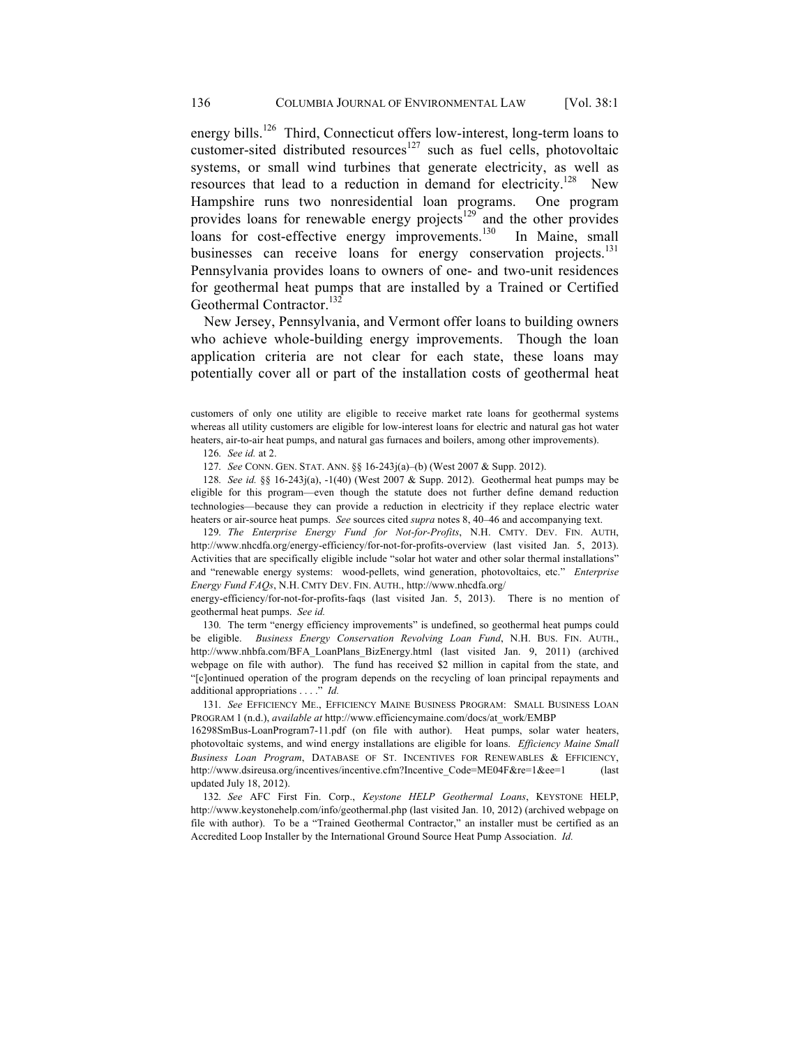energy bills.[126] Third, Connecticut offers low-interest, long-term loans to customer-sited distributed resources[127] such as fuel cells, photovoltaic systems, or small wind turbines that generate electricity, as well as resources that lead to a reduction in demand for electricity.[128] New Hampshire runs two nonresidential loan programs. One program provides loans for renewable energy projects[129] and the other provides loans for cost-effective energy improvements.[130] In Maine, small businesses can receive loans for energy conservation projects.[131] Pennsylvania provides loans to owners of one- and two-unit residences for geothermal heat pumps that are installed by a Trained or Certified Geothermal Contractor.[132]

New Jersey, Pennsylvania, and Vermont offer loans to building owners who achieve whole-building energy improvements. Though the loan application criteria are not clear for each state, these loans may potentially cover all or part of the installation costs of geothermal heat

---

customers of only one utility are eligible to receive market rate loans for geothermal systems whereas all utility customers are eligible for low-interest loans for electric and natural gas hot water heaters, air-to-air heat pumps, and natural gas furnaces and boilers, among other improvements).

126. *See id.* at 2.

127. *See* CONN. GEN. STAT. ANN. §§ 16-243j(a)–(b) (West 2007 & Supp. 2012).

128. *See id.* §§ 16-243j(a), -1(40) (West 2007 & Supp. 2012). Geothermal heat pumps may be eligible for this program—even though the statute does not further define demand reduction technologies—because they can provide a reduction in electricity if they replace electric water heaters or air-source heat pumps. *See* sources cited *supra* notes 8, 40–46 and accompanying text.

129. *The Enterprise Energy Fund for Not-for-Profits*, N.H. CMTY. DEV. FIN. AUTH, http://www.nhcdfa.org/energy-efficiency/for-not-for-profits-overview (last visited Jan. 5, 2013). Activities that are specifically eligible include "solar hot water and other solar thermal installations" and "renewable energy systems: wood-pellets, wind generation, photovoltaics, etc." *Enterprise Energy Fund FAQs*, N.H. CMTY DEV. FIN. AUTH., http://www.nhcdfa.org/energy-efficiency/for-not-for-profits-faqs (last visited Jan. 5, 2013). There is no mention of geothermal heat pumps. *See id.*

130. The term "energy efficiency improvements" is undefined, so geothermal heat pumps could be eligible. *Business Energy Conservation Revolving Loan Fund*, N.H. BUS. FIN. AUTH., http://www.nhbfa.com/BFA_LoanPlans_BizEnergy.html (last visited Jan. 9, 2011) (archived webpage on file with author). The fund has received $2 million in capital from the state, and "[c]ontinued operation of the program depends on the recycling of loan principal repayments and additional appropriations . . . ." *Id.*

131. *See* EFFICIENCY ME., EFFICIENCY MAINE BUSINESS PROGRAM: SMALL BUSINESS LOAN PROGRAM 1 (n.d.), *available at* http://www.efficiencymaine.com/docs/at_work/EMBP16298SmBus-LoanProgram7-11.pdf (on file with author). Heat pumps, solar water heaters, photovoltaic systems, and wind energy installations are eligible for loans. *Efficiency Maine Small Business Loan Program*, DATABASE OF ST. INCENTIVES FOR RENEWABLES & EFFICIENCY, http://www.dsireusa.org/incentives/incentive.cfm?Incentive_Code=ME04F&re=1&ee=1 (last updated July 18, 2012).

132. *See* AFC First Fin. Corp., *Keystone HELP Geothermal Loans*, KEYSTONE HELP, http://www.keystonehelp.com/info/geothermal.php (last visited Jan. 10, 2012) (archived webpage on file with author). To be a "Trained Geothermal Contractor," an installer must be certified as an Accredited Loop Installer by the International Ground Source Heat Pump Association. *Id.*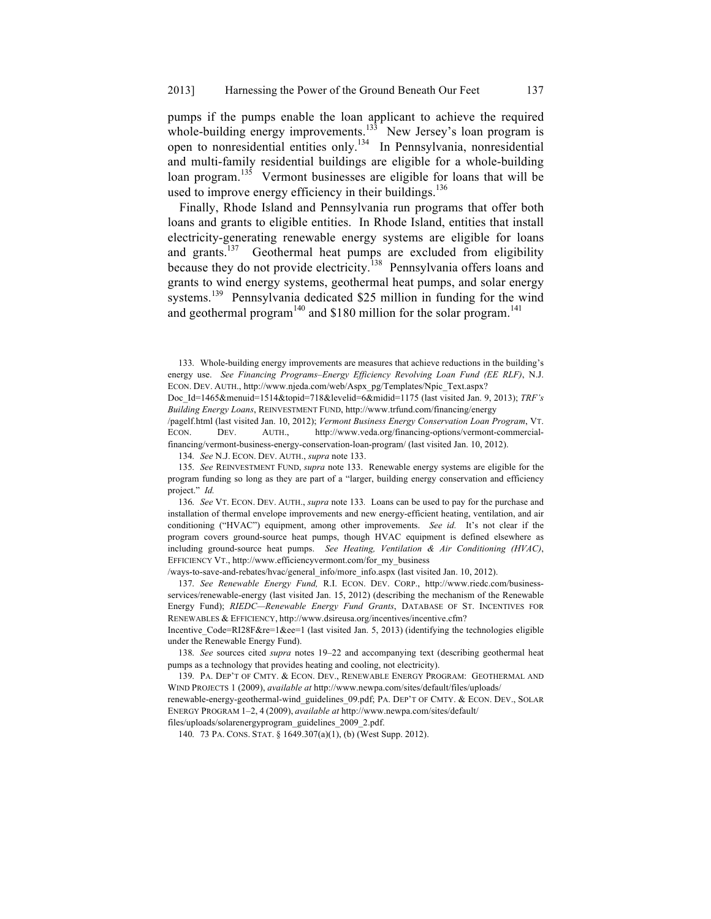pumps if the pumps enable the loan applicant to achieve the required whole-building energy improvements.[133] New Jersey's loan program is open to nonresidential entities only.[134] In Pennsylvania, nonresidential and multi-family residential buildings are eligible for a whole-building loan program.[135] Vermont businesses are eligible for loans that will be used to improve energy efficiency in their buildings.[136]

Finally, Rhode Island and Pennsylvania run programs that offer both loans and grants to eligible entities. In Rhode Island, entities that install electricity-generating renewable energy systems are eligible for loans and grants.[137] Geothermal heat pumps are excluded from eligibility because they do not provide electricity.[138] Pennsylvania offers loans and grants to wind energy systems, geothermal heat pumps, and solar energy systems.[139] Pennsylvania dedicated $25 million in funding for the wind and geothermal program[140] and $180 million for the solar program.[141]

---

133. Whole-building energy improvements are measures that achieve reductions in the building's energy use. *See Financing Programs–Energy Efficiency Revolving Loan Fund (EE RLF)*, N.J. ECON. DEV. AUTH., http://www.njeda.com/web/Aspx_pg/Templates/Npic_Text.aspx?Doc_Id=1465&menuid=1514&topid=718&levelid=6&midid=1175 (last visited Jan. 9, 2013); *TRF's Building Energy Loans*, REINVESTMENT FUND, http://www.trfund.com/financing/energy/pagelf.html (last visited Jan. 10, 2012); *Vermont Business Energy Conservation Loan Program*, VT. ECON. DEV. AUTH., http://www.veda.org/financing-options/vermont-commercial-financing/vermont-business-energy-conservation-loan-program/ (last visited Jan. 10, 2012).

134. *See* N.J. ECON. DEV. AUTH., *supra* note 133.

135. *See* REINVESTMENT FUND, *supra* note 133. Renewable energy systems are eligible for the program funding so long as they are part of a "larger, building energy conservation and efficiency project." *Id.*

136. *See* VT. ECON. DEV. AUTH., *supra* note 133*.* Loans can be used to pay for the purchase and installation of thermal envelope improvements and new energy-efficient heating, ventilation, and air conditioning ("HVAC") equipment, among other improvements. *See id.* It's not clear if the program covers ground-source heat pumps, though HVAC equipment is defined elsewhere as including ground-source heat pumps. *See Heating, Ventilation & Air Conditioning (HVAC)*, EFFICIENCY VT., http://www.efficiencyvermont.com/for_my_business/ways-to-save-and-rebates/hvac/general_info/more_info.aspx (last visited Jan. 10, 2012).

137. *See Renewable Energy Fund,* R.I. ECON. DEV. CORP., http://www.riedc.com/business-services/renewable-energy (last visited Jan. 15, 2012) (describing the mechanism of the Renewable Energy Fund); *RIEDC—Renewable Energy Fund Grants*, DATABASE OF ST. INCENTIVES FOR RENEWABLES & EFFICIENCY, http://www.dsireusa.org/incentives/incentive.cfm?Incentive_Code=RI28F&re=1&ee=1 (last visited Jan. 5, 2013) (identifying the technologies eligible under the Renewable Energy Fund).

138. *See* sources cited *supra* notes 19–22 and accompanying text (describing geothermal heat pumps as a technology that provides heating and cooling, not electricity).

139. PA. DEP'T OF CMTY. & ECON. DEV., RENEWABLE ENERGY PROGRAM: GEOTHERMAL AND WIND PROJECTS 1 (2009), *available at* http://www.newpa.com/sites/default/files/uploads/renewable-energy-geothermal-wind_guidelines_09.pdf; PA. DEP'T OF CMTY. & ECON. DEV., SOLAR ENERGY PROGRAM 1–2, 4 (2009), *available at* http://www.newpa.com/sites/default/files/uploads/solarenergyprogram_guidelines_2009_2.pdf.

140. 73 PA. CONS. STAT. § 1649.307(a)(1), (b) (West Supp. 2012).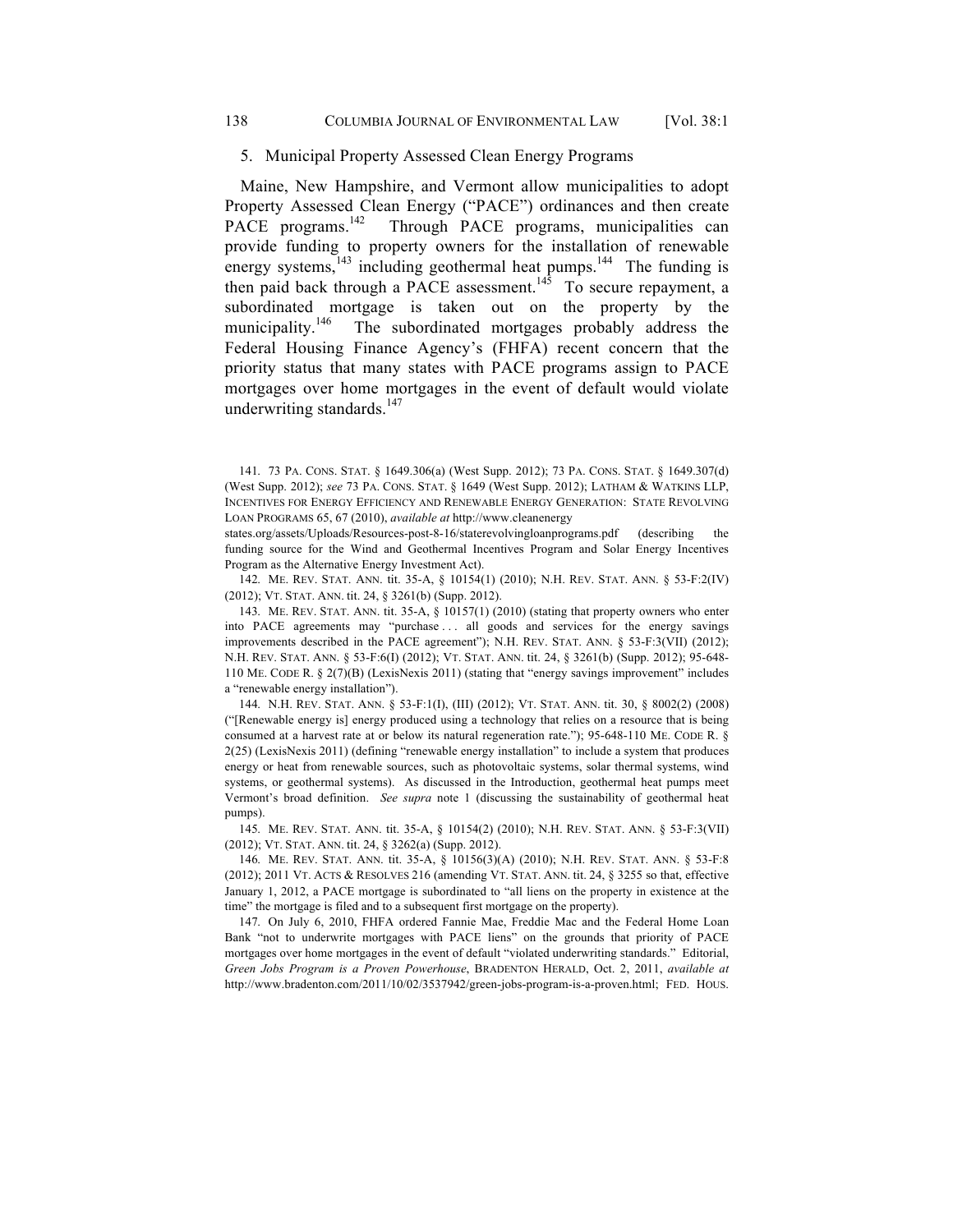### 5. Municipal Property Assessed Clean Energy Programs

Maine, New Hampshire, and Vermont allow municipalities to adopt Property Assessed Clean Energy ("PACE") ordinances and then create PACE programs.[142] Through PACE programs, municipalities can provide funding to property owners for the installation of renewable energy systems,[143] including geothermal heat pumps.[144] The funding is then paid back through a PACE assessment.[145] To secure repayment, a subordinated mortgage is taken out on the property by the municipality.[146] The subordinated mortgages probably address the Federal Housing Finance Agency's (FHFA) recent concern that the priority status that many states with PACE programs assign to PACE mortgages over home mortgages in the event of default would violate underwriting standards.[147]

---

141. 73 PA. CONS. STAT. § 1649.306(a) (West Supp. 2012); 73 PA. CONS. STAT. § 1649.307(d) (West Supp. 2012); *see* 73 PA. CONS. STAT. § 1649 (West Supp. 2012); LATHAM & WATKINS LLP, INCENTIVES FOR ENERGY EFFICIENCY AND RENEWABLE ENERGY GENERATION: STATE REVOLVING LOAN PROGRAMS 65, 67 (2010), *available at* http://www.cleanenergystates.org/assets/Uploads/Resources-post-8-16/staterevolvingloanprograms.pdf (describing the funding source for the Wind and Geothermal Incentives Program and Solar Energy Incentives Program as the Alternative Energy Investment Act).

142. ME. REV. STAT. ANN. tit. 35-A, § 10154(1) (2010); N.H. REV. STAT. ANN. § 53-F:2(IV) (2012); VT. STAT. ANN. tit. 24, § 3261(b) (Supp. 2012).

143. ME. REV. STAT. ANN. tit. 35-A, § 10157(1) (2010) (stating that property owners who enter into PACE agreements may "purchase . . . all goods and services for the energy savings improvements described in the PACE agreement"); N.H. REV. STAT. ANN. § 53-F:3(VII) (2012); N.H. REV. STAT. ANN. § 53-F:6(I) (2012); VT. STAT. ANN. tit. 24, § 3261(b) (Supp. 2012); 95-648-110 ME. CODE R. § 2(7)(B) (LexisNexis 2011) (stating that "energy savings improvement" includes a "renewable energy installation").

144. N.H. REV. STAT. ANN. § 53-F:1(I), (III) (2012); VT. STAT. ANN. tit. 30, § 8002(2) (2008) ("[Renewable energy is] energy produced using a technology that relies on a resource that is being consumed at a harvest rate at or below its natural regeneration rate."); 95-648-110 ME. CODE R. § 2(25) (LexisNexis 2011) (defining "renewable energy installation" to include a system that produces energy or heat from renewable sources, such as photovoltaic systems, solar thermal systems, wind systems, or geothermal systems). As discussed in the Introduction, geothermal heat pumps meet Vermont's broad definition. *See supra* note 1 (discussing the sustainability of geothermal heat pumps).

145. ME. REV. STAT. ANN. tit. 35-A, § 10154(2) (2010); N.H. REV. STAT. ANN. § 53-F:3(VII) (2012); VT. STAT. ANN. tit. 24, § 3262(a) (Supp. 2012).

146. ME. REV. STAT. ANN. tit. 35-A, § 10156(3)(A) (2010); N.H. REV. STAT. ANN. § 53-F:8 (2012); 2011 VT. ACTS & RESOLVES 216 (amending VT. STAT. ANN. tit. 24, § 3255 so that, effective January 1, 2012, a PACE mortgage is subordinated to "all liens on the property in existence at the time" the mortgage is filed and to a subsequent first mortgage on the property).

147. On July 6, 2010, FHFA ordered Fannie Mae, Freddie Mac and the Federal Home Loan Bank "not to underwrite mortgages with PACE liens" on the grounds that priority of PACE mortgages over home mortgages in the event of default "violated underwriting standards." Editorial, *Green Jobs Program is a Proven Powerhouse*, BRADENTON HERALD, Oct. 2, 2011, *available at* http://www.bradenton.com/2011/10/02/3537942/green-jobs-program-is-a-proven.html; FED. HOUS.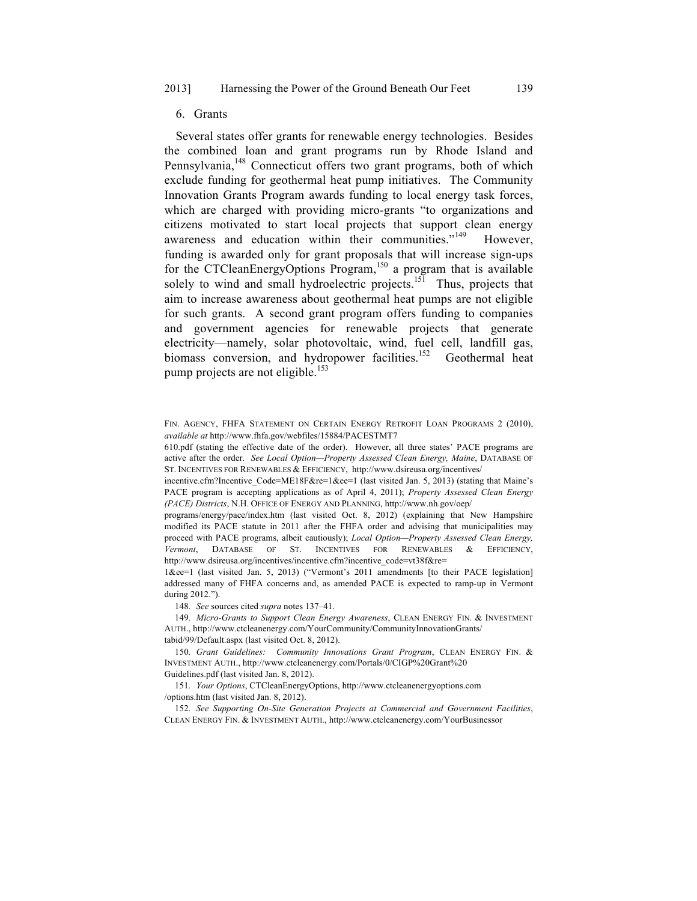### 6. Grants

Several states offer grants for renewable energy technologies. Besides the combined loan and grant programs run by Rhode Island and Pennsylvania,[148] Connecticut offers two grant programs, both of which exclude funding for geothermal heat pump initiatives. The Community Innovation Grants Program awards funding to local energy task forces, which are charged with providing micro-grants "to organizations and citizens motivated to start local projects that support clean energy awareness and education within their communities."[149] However, funding is awarded only for grant proposals that will increase sign-ups for the CTCleanEnergyOptions Program,[150] a program that is available solely to wind and small hydroelectric projects.[151] Thus, projects that aim to increase awareness about geothermal heat pumps are not eligible for such grants. A second grant program offers funding to companies and government agencies for renewable projects that generate electricity—namely, solar photovoltaic, wind, fuel cell, landfill gas, biomass conversion, and hydropower facilities.[152] Geothermal heat pump projects are not eligible.[153]

---

FIN. AGENCY, FHFA STATEMENT ON CERTAIN ENERGY RETROFIT LOAN PROGRAMS 2 (2010), *available at* http://www.fhfa.gov/webfiles/15884/PACESTMT7610.pdf (stating the effective date of the order). However, all three states' PACE programs are active after the order. *See Local Option—Property Assessed Clean Energy, Maine*, DATABASE OF ST. INCENTIVES FOR RENEWABLES & EFFICIENCY, http://www.dsireusa.org/incentives/incentive.cfm?Incentive_Code=ME18F&re=1&ee=1 (last visited Jan. 5, 2013) (stating that Maine's PACE program is accepting applications as of April 4, 2011); *Property Assessed Clean Energy (PACE) Districts*, N.H. OFFICE OF ENERGY AND PLANNING, http://www.nh.gov/oep/programs/energy/pace/index.htm (last visited Oct. 8, 2012) (explaining that New Hampshire modified its PACE statute in 2011 after the FHFA order and advising that municipalities may proceed with PACE programs, albeit cautiously); *Local Option—Property Assessed Clean Energy, Vermont*, DATABASE OF ST. INCENTIVES FOR RENEWABLES & EFFICIENCY, http://www.dsireusa.org/incentives/incentive.cfm?incentive_code=vt38f&re=1&ee=1 (last visited Jan. 5, 2013) ("Vermont's 2011 amendments [to their PACE legislation] addressed many of FHFA concerns and, as amended PACE is expected to ramp-up in Vermont during 2012.").

148. *See* sources cited *supra* notes 137–41.

149. *Micro-Grants to Support Clean Energy Awareness*, CLEAN ENERGY FIN. & INVESTMENT AUTH., http://www.ctcleanenergy.com/YourCommunity/CommunityInnovationGrants/tabid/99/Default.aspx (last visited Oct. 8, 2012).

150. *Grant Guidelines: Community Innovations Grant Program*, CLEAN ENERGY FIN. & INVESTMENT AUTH., http://www.ctcleanenergy.com/Portals/0/CIGP%20Grant%20Guidelines.pdf (last visited Jan. 8, 2012).

151. *Your Options*, CTCleanEnergyOptions, http://www.ctcleanenergyoptions.com/options.htm (last visited Jan. 8, 2012).

152. *See Supporting On-Site Generation Projects at Commercial and Government Facilities*, CLEAN ENERGY FIN. & INVESTMENT AUTH., http://www.ctcleanenergy.com/YourBusinessor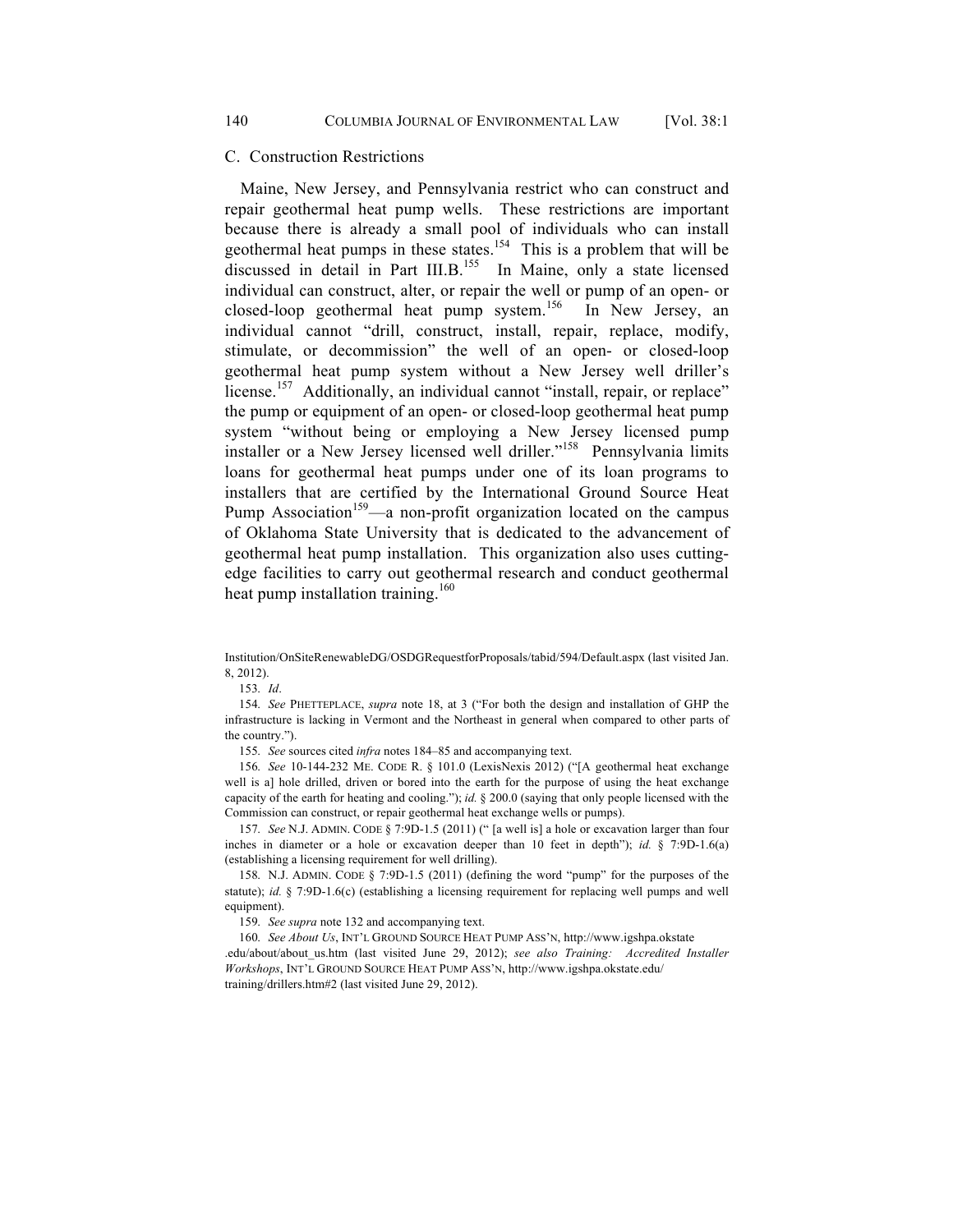### C. Construction Restrictions

Maine, New Jersey, and Pennsylvania restrict who can construct and repair geothermal heat pump wells. These restrictions are important because there is already a small pool of individuals who can install geothermal heat pumps in these states.[154] This is a problem that will be discussed in detail in Part III.B.[155] In Maine, only a state licensed individual can construct, alter, or repair the well or pump of an open- or closed-loop geothermal heat pump system.[156] In New Jersey, an individual cannot "drill, construct, install, repair, replace, modify, stimulate, or decommission" the well of an open- or closed-loop geothermal heat pump system without a New Jersey well driller's license.[157] Additionally, an individual cannot "install, repair, or replace" the pump or equipment of an open- or closed-loop geothermal heat pump system "without being or employing a New Jersey licensed pump installer or a New Jersey licensed well driller."[158] Pennsylvania limits loans for geothermal heat pumps under one of its loan programs to installers that are certified by the International Ground Source Heat Pump Association[159]—a non-profit organization located on the campus of Oklahoma State University that is dedicated to the advancement of geothermal heat pump installation. This organization also uses cutting-edge facilities to carry out geothermal research and conduct geothermal heat pump installation training.[160]

---

Institution/OnSiteRenewableDG/OSDGRequestforProposals/tabid/594/Default.aspx (last visited Jan. 8, 2012).

153. *Id*.

154. *See* PHETTEPLACE, *supra* note 18, at 3 ("For both the design and installation of GHP the infrastructure is lacking in Vermont and the Northeast in general when compared to other parts of the country.").

155. *See* sources cited *infra* notes 184–85 and accompanying text.

156. *See* 10-144-232 ME. CODE R. § 101.0 (LexisNexis 2012) ("[A geothermal heat exchange well is a] hole drilled, driven or bored into the earth for the purpose of using the heat exchange capacity of the earth for heating and cooling."); *id.* § 200.0 (saying that only people licensed with the Commission can construct, or repair geothermal heat exchange wells or pumps).

157. *See* N.J. ADMIN. CODE § 7:9D-1.5 (2011) (" [a well is] a hole or excavation larger than four inches in diameter or a hole or excavation deeper than 10 feet in depth"); *id.* § 7:9D-1.6(a) (establishing a licensing requirement for well drilling).

158. N.J. ADMIN. CODE § 7:9D-1.5 (2011) (defining the word "pump" for the purposes of the statute); *id.* § 7:9D-1.6(c) (establishing a licensing requirement for replacing well pumps and well equipment).

159. *See supra* note 132 and accompanying text.

160. *See About Us*, INT'L GROUND SOURCE HEAT PUMP ASS'N, http://www.igshpa.okstate.edu/about/about_us.htm (last visited June 29, 2012); *see also Training: Accredited Installer Workshops*, INT'L GROUND SOURCE HEAT PUMP ASS'N, http://www.igshpa.okstate.edu/training/drillers.htm#2 (last visited June 29, 2012).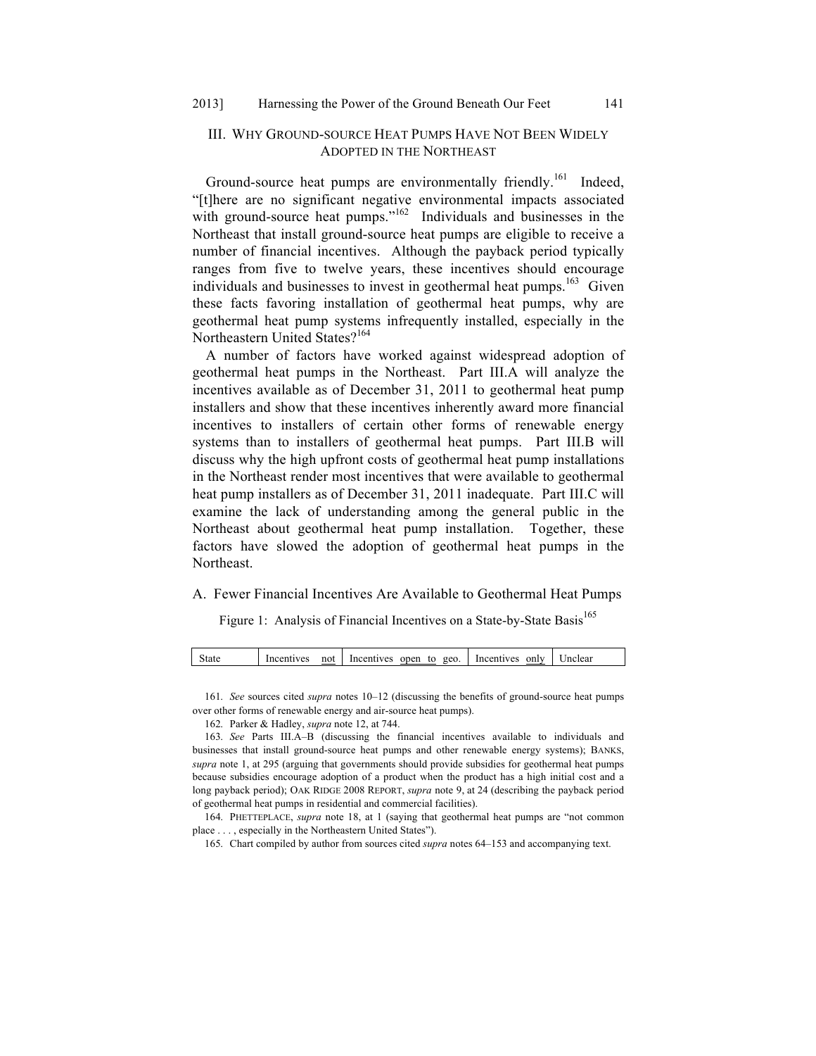## III. WHY GROUND-SOURCE HEAT PUMPS HAVE NOT BEEN WIDELY ADOPTED IN THE NORTHEAST

Ground-source heat pumps are environmentally friendly.[161] Indeed, "[t]here are no significant negative environmental impacts associated with ground-source heat pumps."[162] Individuals and businesses in the Northeast that install ground-source heat pumps are eligible to receive a number of financial incentives. Although the payback period typically ranges from five to twelve years, these incentives should encourage individuals and businesses to invest in geothermal heat pumps.[163] Given these facts favoring installation of geothermal heat pumps, why are geothermal heat pump systems infrequently installed, especially in the Northeastern United States?[164]

A number of factors have worked against widespread adoption of geothermal heat pumps in the Northeast. Part III.A will analyze the incentives available as of December 31, 2011 to geothermal heat pump installers and show that these incentives inherently award more financial incentives to installers of certain other forms of renewable energy systems than to installers of geothermal heat pumps. Part III.B will discuss why the high upfront costs of geothermal heat pump installations in the Northeast render most incentives that were available to geothermal heat pump installers as of December 31, 2011 inadequate. Part III.C will examine the lack of understanding among the general public in the Northeast about geothermal heat pump installation. Together, these factors have slowed the adoption of geothermal heat pumps in the Northeast.

### A. Fewer Financial Incentives Are Available to Geothermal Heat Pumps

Figure 1: Analysis of Financial Incentives on a State-by-State Basis[165]

| State | Incentives <u>not</u> | Incentives <u>open to</u> geo. | Incentives <u>only</u> | Unclear |
|---|---|---|---|---|

161. *See* sources cited *supra* notes 10–12 (discussing the benefits of ground-source heat pumps over other forms of renewable energy and air-source heat pumps).

162. Parker & Hadley, *supra* note 12, at 744.

163. *See* Parts III.A–B (discussing the financial incentives available to individuals and businesses that install ground-source heat pumps and other renewable energy systems); BANKS, *supra* note 1, at 295 (arguing that governments should provide subsidies for geothermal heat pumps because subsidies encourage adoption of a product when the product has a high initial cost and a long payback period); OAK RIDGE 2008 REPORT, *supra* note 9, at 24 (describing the payback period of geothermal heat pumps in residential and commercial facilities).

164. PHETTEPLACE, *supra* note 18, at 1 (saying that geothermal heat pumps are "not common place . . . , especially in the Northeastern United States").

165. Chart compiled by author from sources cited *supra* notes 64–153 and accompanying text.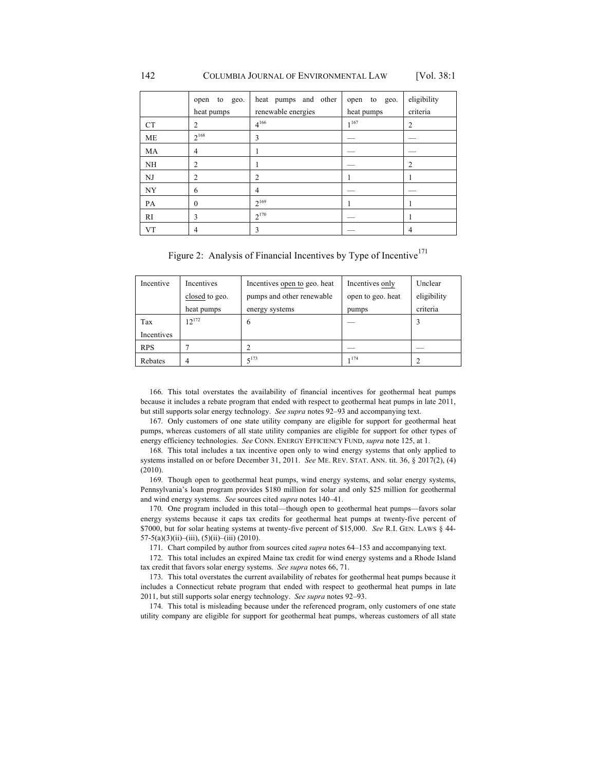| | open to geo. heat pumps | heat pumps and other renewable energies | open to geo. heat pumps | eligibility criteria |
|---|---|---|---|---|
| CT | 2 | 4[166] | 1[167] | 2 |
| ME | 2[168] | 3 | — | — |
| MA | 4 | 1 | — | — |
| NH | 2 | 1 | — | 2 |
| NJ | 2 | 2 | 1 | 1 |
| NY | 6 | 4 | — | — |
| PA | 0 | 2[169] | 1 | 1 |
| RI | 3 | 2[170] | — | 1 |
| VT | 4 | 3 | — | 4 |

Figure 2: Analysis of Financial Incentives by Type of Incentive[171]

| Incentive | Incentives closed to geo. heat pumps | Incentives open to geo. heat pumps and other renewable energy systems | Incentives only open to geo. heat pumps | Unclear eligibility criteria |
|---|---|---|---|---|
| Tax Incentives | 12[172] | 6 | — | 3 |
| RPS | 7 | 2 | — | — |
| Rebates | 4 | 5[173] | 1[174] | 2 |

166. This total overstates the availability of financial incentives for geothermal heat pumps because it includes a rebate program that ended with respect to geothermal heat pumps in late 2011, but still supports solar energy technology. *See supra* notes 92–93 and accompanying text.

167. Only customers of one state utility company are eligible for support for geothermal heat pumps, whereas customers of all state utility companies are eligible for support for other types of energy efficiency technologies. *See* CONN. ENERGY EFFICIENCY FUND, *supra* note 125, at 1.

168. This total includes a tax incentive open only to wind energy systems that only applied to systems installed on or before December 31, 2011. *See* ME. REV. STAT. ANN. tit. 36, § 2017(2), (4) (2010).

169. Though open to geothermal heat pumps, wind energy systems, and solar energy systems, Pennsylvania's loan program provides $180 million for solar and only $25 million for geothermal and wind energy systems. *See* sources cited *supra* notes 140–41.

170. One program included in this total—though open to geothermal heat pumps—favors solar energy systems because it caps tax credits for geothermal heat pumps at twenty-five percent of $7000, but for solar heating systems at twenty-five percent of $15,000. *See* R.I. GEN. LAWS § 44-57-5(a)(3)(ii)–(iii), (5)(ii)–(iii) (2010).

171. Chart compiled by author from sources cited *supra* notes 64–153 and accompanying text.

172. This total includes an expired Maine tax credit for wind energy systems and a Rhode Island tax credit that favors solar energy systems. *See supra* notes 66, 71.

173. This total overstates the current availability of rebates for geothermal heat pumps because it includes a Connecticut rebate program that ended with respect to geothermal heat pumps in late 2011, but still supports solar energy technology. *See supra* notes 92–93.

174. This total is misleading because under the referenced program, only customers of one state utility company are eligible for support for geothermal heat pumps, whereas customers of all state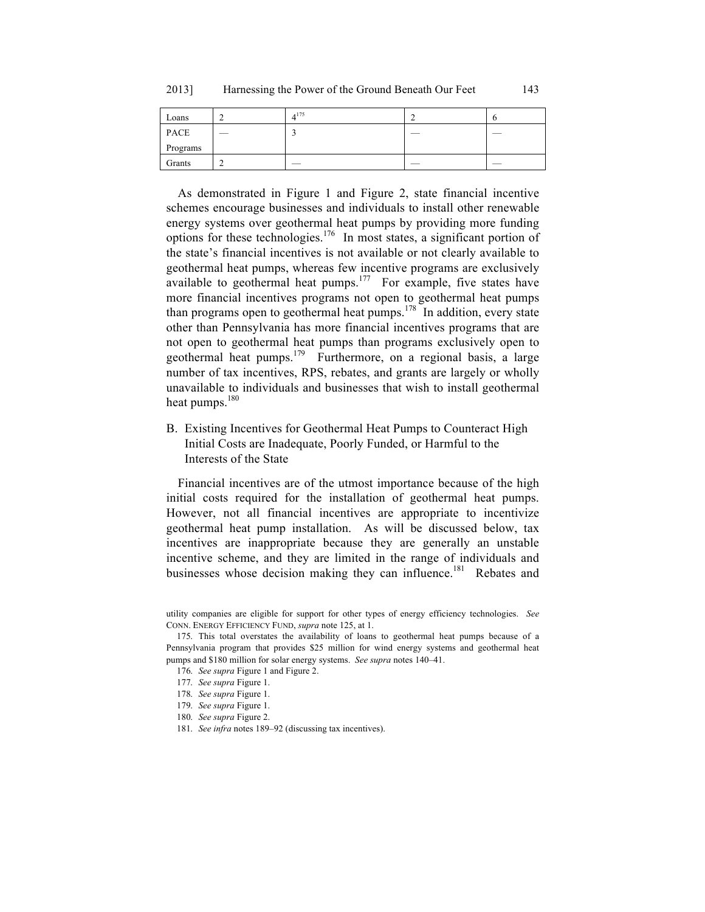| Loans | 2 | 4[175] | 2 | 6 |
|---|---|---|---|---|
| PACE Programs | — | 3 | — | — |
| Grants | 2 | — | — | — |

As demonstrated in Figure 1 and Figure 2, state financial incentive schemes encourage businesses and individuals to install other renewable energy systems over geothermal heat pumps by providing more funding options for these technologies.[176] In most states, a significant portion of the state's financial incentives is not available or not clearly available to geothermal heat pumps, whereas few incentive programs are exclusively available to geothermal heat pumps.[177] For example, five states have more financial incentives programs not open to geothermal heat pumps than programs open to geothermal heat pumps.[178] In addition, every state other than Pennsylvania has more financial incentives programs that are not open to geothermal heat pumps than programs exclusively open to geothermal heat pumps.[179] Furthermore, on a regional basis, a large number of tax incentives, RPS, rebates, and grants are largely or wholly unavailable to individuals and businesses that wish to install geothermal heat pumps.[180]

## B. Existing Incentives for Geothermal Heat Pumps to Counteract High Initial Costs are Inadequate, Poorly Funded, or Harmful to the Interests of the State

Financial incentives are of the utmost importance because of the high initial costs required for the installation of geothermal heat pumps. However, not all financial incentives are appropriate to incentivize geothermal heat pump installation. As will be discussed below, tax incentives are inappropriate because they are generally an unstable incentive scheme, and they are limited in the range of individuals and businesses whose decision making they can influence.[181] Rebates and

utility companies are eligible for support for other types of energy efficiency technologies. *See* CONN. ENERGY EFFICIENCY FUND, *supra* note 125, at 1.

175. This total overstates the availability of loans to geothermal heat pumps because of a Pennsylvania program that provides $25 million for wind energy systems and geothermal heat pumps and $180 million for solar energy systems. *See supra* notes 140–41.

176. *See supra* Figure 1 and Figure 2.

177. *See supra* Figure 1.

178. *See supra* Figure 1.

179. *See supra* Figure 1.

180. *See supra* Figure 2.

181. *See infra* notes 189–92 (discussing tax incentives).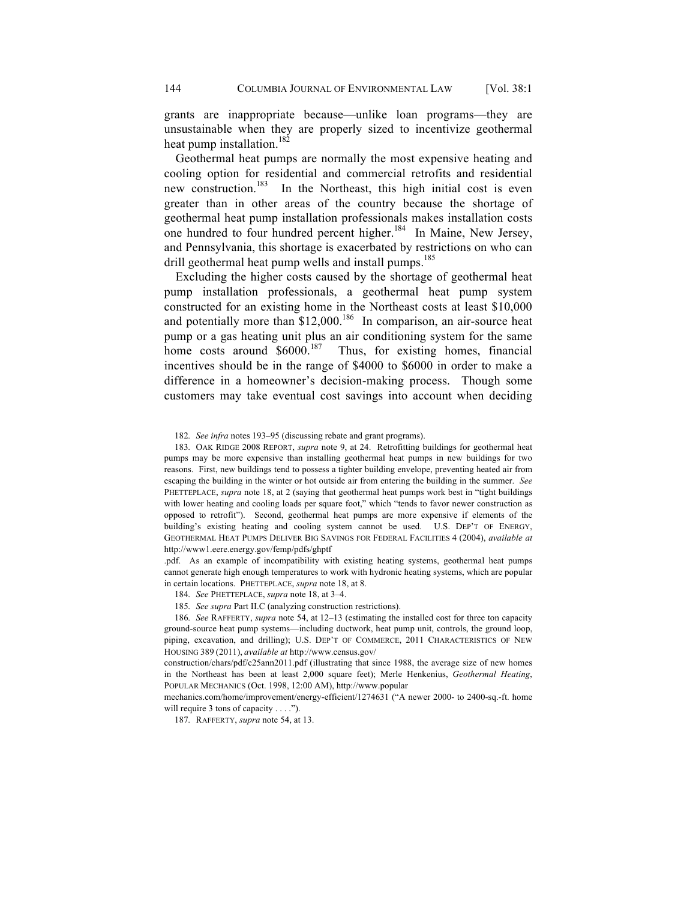grants are inappropriate because—unlike loan programs—they are unsustainable when they are properly sized to incentivize geothermal heat pump installation.[182]

Geothermal heat pumps are normally the most expensive heating and cooling option for residential and commercial retrofits and residential new construction.[183] In the Northeast, this high initial cost is even greater than in other areas of the country because the shortage of geothermal heat pump installation professionals makes installation costs one hundred to four hundred percent higher.[184] In Maine, New Jersey, and Pennsylvania, this shortage is exacerbated by restrictions on who can drill geothermal heat pump wells and install pumps.[185]

Excluding the higher costs caused by the shortage of geothermal heat pump installation professionals, a geothermal heat pump system constructed for an existing home in the Northeast costs at least $10,000 and potentially more than $12,000.[186] In comparison, an air-source heat pump or a gas heating unit plus an air conditioning system for the same home costs around $6000.[187] Thus, for existing homes, financial incentives should be in the range of $4000 to $6000 in order to make a difference in a homeowner's decision-making process. Though some customers may take eventual cost savings into account when deciding

---

182. *See infra* notes 193–95 (discussing rebate and grant programs).

183. OAK RIDGE 2008 REPORT, *supra* note 9, at 24. Retrofitting buildings for geothermal heat pumps may be more expensive than installing geothermal heat pumps in new buildings for two reasons. First, new buildings tend to possess a tighter building envelope, preventing heated air from escaping the building in the winter or hot outside air from entering the building in the summer. *See* PHETTEPLACE, *supra* note 18, at 2 (saying that geothermal heat pumps work best in "tight buildings with lower heating and cooling loads per square foot," which "tends to favor newer construction as opposed to retrofit"). Second, geothermal heat pumps are more expensive if elements of the building's existing heating and cooling system cannot be used. U.S. DEP'T OF ENERGY, GEOTHERMAL HEAT PUMPS DELIVER BIG SAVINGS FOR FEDERAL FACILITIES 4 (2004), *available at* http://www1.eere.energy.gov/femp/pdfs/ghptf.pdf. As an example of incompatibility with existing heating systems, geothermal heat pumps cannot generate high enough temperatures to work with hydronic heating systems, which are popular in certain locations. PHETTEPLACE, *supra* note 18, at 8.

184. *See* PHETTEPLACE, *supra* note 18, at 3–4.

185. *See supra* Part II.C (analyzing construction restrictions).

186. *See* RAFFERTY, *supra* note 54, at 12–13 (estimating the installed cost for three ton capacity ground-source heat pump systems—including ductwork, heat pump unit, controls, the ground loop, piping, excavation, and drilling); U.S. DEP'T OF COMMERCE, 2011 CHARACTERISTICS OF NEW HOUSING 389 (2011), *available at* http://www.census.gov/construction/chars/pdf/c25ann2011.pdf (illustrating that since 1988, the average size of new homes in the Northeast has been at least 2,000 square feet); Merle Henkenius, *Geothermal Heating*, POPULAR MECHANICS (Oct. 1998, 12:00 AM), http://www.popularmechanics.com/home/improvement/energy-efficient/1274631 ("A newer 2000- to 2400-sq.-ft. home will require 3 tons of capacity . . . .").

187. RAFFERTY, *supra* note 54, at 13.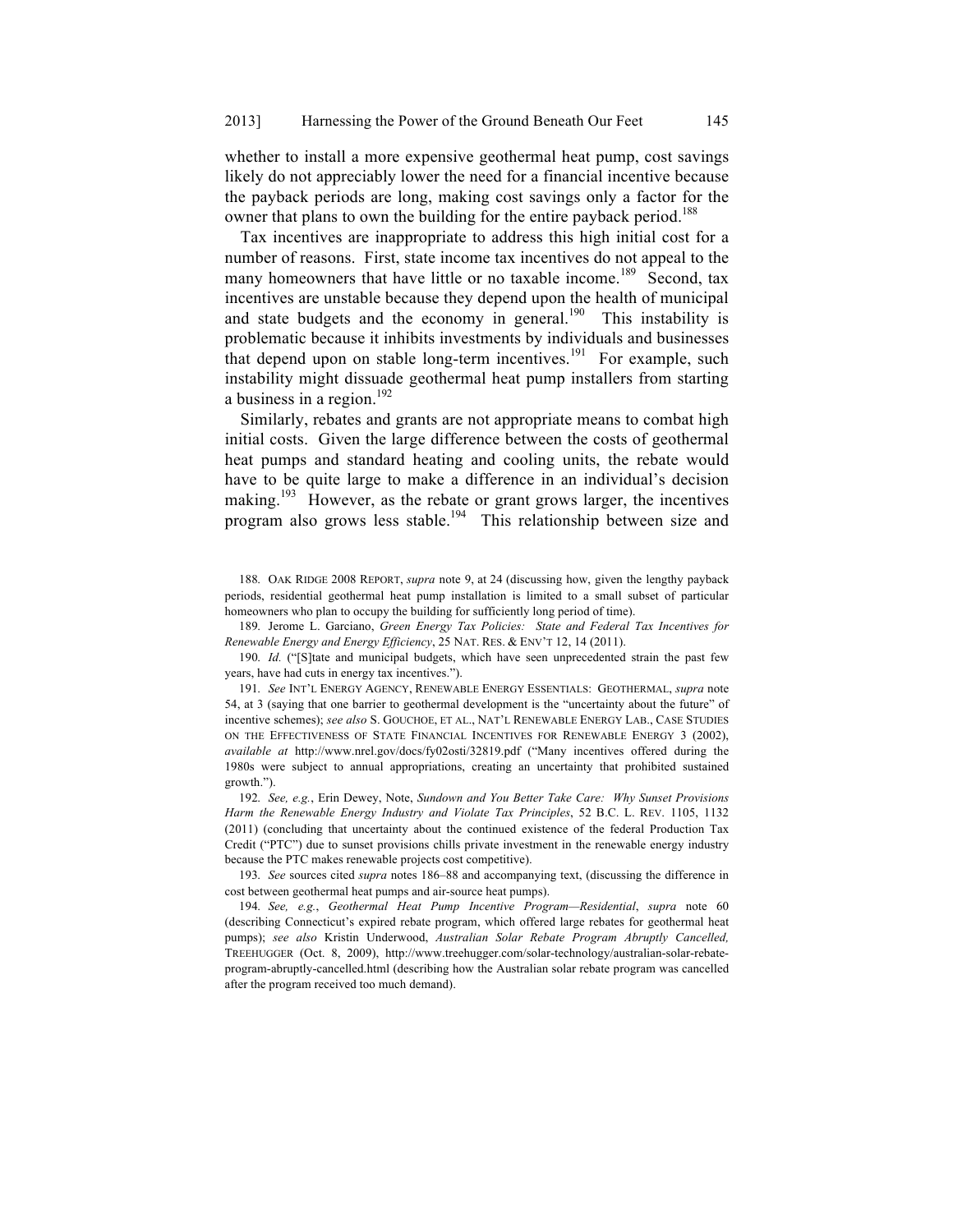whether to install a more expensive geothermal heat pump, cost savings likely do not appreciably lower the need for a financial incentive because the payback periods are long, making cost savings only a factor for the owner that plans to own the building for the entire payback period.[188]

Tax incentives are inappropriate to address this high initial cost for a number of reasons. First, state income tax incentives do not appeal to the many homeowners that have little or no taxable income.[189] Second, tax incentives are unstable because they depend upon the health of municipal and state budgets and the economy in general.[190] This instability is problematic because it inhibits investments by individuals and businesses that depend upon on stable long-term incentives.[191] For example, such instability might dissuade geothermal heat pump installers from starting a business in a region.[192]

Similarly, rebates and grants are not appropriate means to combat high initial costs. Given the large difference between the costs of geothermal heat pumps and standard heating and cooling units, the rebate would have to be quite large to make a difference in an individual's decision making.[193] However, as the rebate or grant grows larger, the incentives program also grows less stable.[194] This relationship between size and

---

188. OAK RIDGE 2008 REPORT, *supra* note 9, at 24 (discussing how, given the lengthy payback periods, residential geothermal heat pump installation is limited to a small subset of particular homeowners who plan to occupy the building for sufficiently long period of time).

189. Jerome L. Garciano, *Green Energy Tax Policies: State and Federal Tax Incentives for Renewable Energy and Energy Efficiency*, 25 NAT. RES. & ENV'T 12, 14 (2011).

190. *Id.* ("[S]tate and municipal budgets, which have seen unprecedented strain the past few years, have had cuts in energy tax incentives.").

191. *See* INT'L ENERGY AGENCY, RENEWABLE ENERGY ESSENTIALS: GEOTHERMAL, *supra* note 54, at 3 (saying that one barrier to geothermal development is the "uncertainty about the future" of incentive schemes); *see also* S. GOUCHOE, ET AL., NAT'L RENEWABLE ENERGY LAB., CASE STUDIES ON THE EFFECTIVENESS OF STATE FINANCIAL INCENTIVES FOR RENEWABLE ENERGY 3 (2002), *available at* http://www.nrel.gov/docs/fy02osti/32819.pdf ("Many incentives offered during the 1980s were subject to annual appropriations, creating an uncertainty that prohibited sustained growth.").

192. *See, e.g.*, Erin Dewey, Note, *Sundown and You Better Take Care: Why Sunset Provisions Harm the Renewable Energy Industry and Violate Tax Principles*, 52 B.C. L. REV. 1105, 1132 (2011) (concluding that uncertainty about the continued existence of the federal Production Tax Credit ("PTC") due to sunset provisions chills private investment in the renewable energy industry because the PTC makes renewable projects cost competitive).

193. *See* sources cited *supra* notes 186–88 and accompanying text, (discussing the difference in cost between geothermal heat pumps and air-source heat pumps).

194. *See, e.g.*, *Geothermal Heat Pump Incentive Program—Residential*, *supra* note 60 (describing Connecticut's expired rebate program, which offered large rebates for geothermal heat pumps); *see also* Kristin Underwood, *Australian Solar Rebate Program Abruptly Cancelled,* TREEHUGGER (Oct. 8, 2009), http://www.treehugger.com/solar-technology/australian-solar-rebate-program-abruptly-cancelled.html (describing how the Australian solar rebate program was cancelled after the program received too much demand).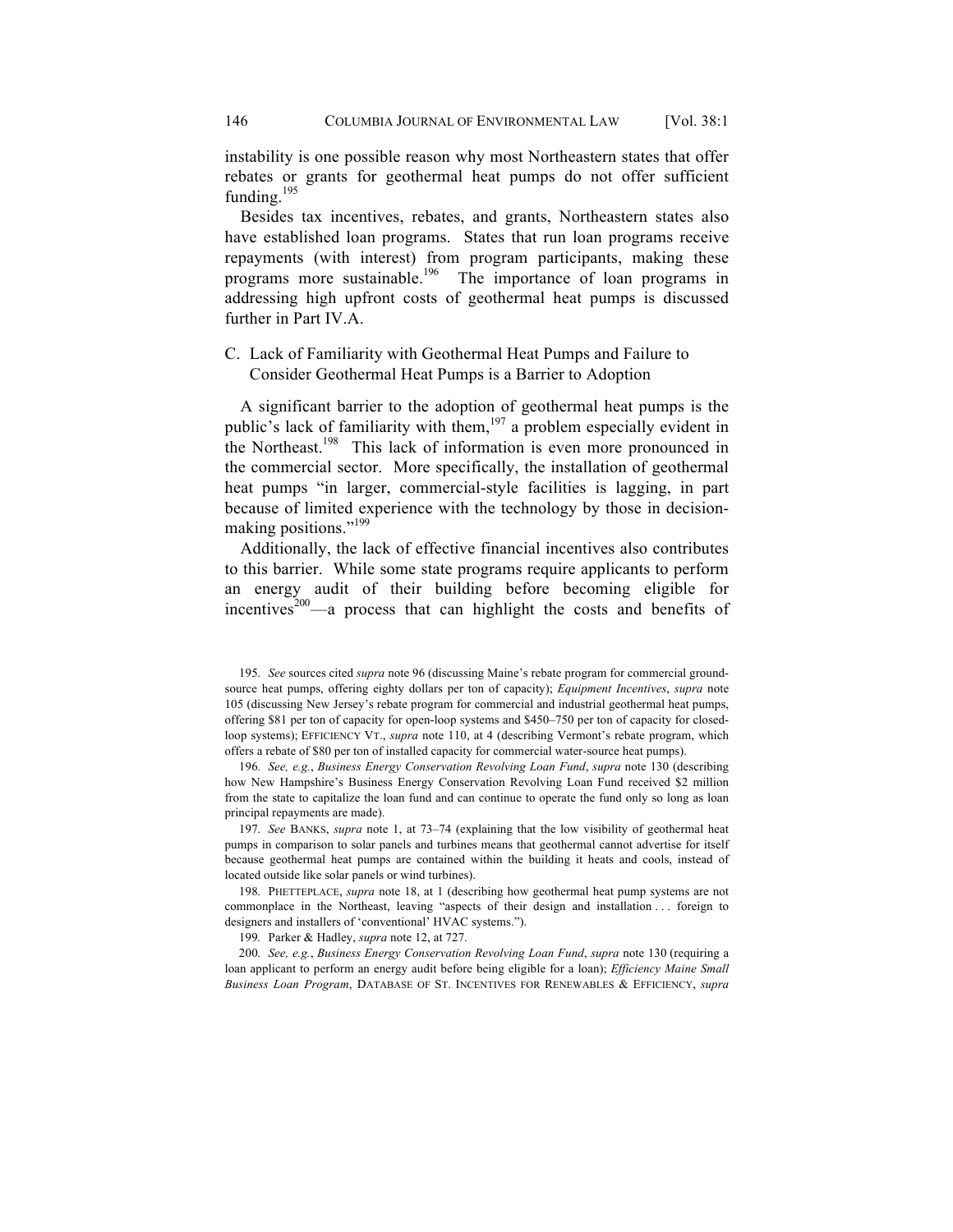instability is one possible reason why most Northeastern states that offer rebates or grants for geothermal heat pumps do not offer sufficient funding.[195]

Besides tax incentives, rebates, and grants, Northeastern states also have established loan programs. States that run loan programs receive repayments (with interest) from program participants, making these programs more sustainable.[196] The importance of loan programs in addressing high upfront costs of geothermal heat pumps is discussed further in Part IV.A.

### C. Lack of Familiarity with Geothermal Heat Pumps and Failure to Consider Geothermal Heat Pumps is a Barrier to Adoption

A significant barrier to the adoption of geothermal heat pumps is the public's lack of familiarity with them,[197] a problem especially evident in the Northeast.[198] This lack of information is even more pronounced in the commercial sector. More specifically, the installation of geothermal heat pumps "in larger, commercial-style facilities is lagging, in part because of limited experience with the technology by those in decision-making positions."[199]

Additionally, the lack of effective financial incentives also contributes to this barrier. While some state programs require applicants to perform an energy audit of their building before becoming eligible for incentives[200]—a process that can highlight the costs and benefits of

---

195. *See* sources cited *supra* note 96 (discussing Maine's rebate program for commercial ground-source heat pumps, offering eighty dollars per ton of capacity); *Equipment Incentives*, *supra* note 105 (discussing New Jersey's rebate program for commercial and industrial geothermal heat pumps, offering $81 per ton of capacity for open-loop systems and $450–750 per ton of capacity for closed-loop systems); EFFICIENCY VT., *supra* note 110, at 4 (describing Vermont's rebate program, which offers a rebate of $80 per ton of installed capacity for commercial water-source heat pumps).

196. *See, e.g.*, *Business Energy Conservation Revolving Loan Fund*, *supra* note 130 (describing how New Hampshire's Business Energy Conservation Revolving Loan Fund received $2 million from the state to capitalize the loan fund and can continue to operate the fund only so long as loan principal repayments are made).

197. *See* BANKS, *supra* note 1, at 73–74 (explaining that the low visibility of geothermal heat pumps in comparison to solar panels and turbines means that geothermal cannot advertise for itself because geothermal heat pumps are contained within the building it heats and cools, instead of located outside like solar panels or wind turbines).

198. PHETTEPLACE, *supra* note 18, at 1 (describing how geothermal heat pump systems are not commonplace in the Northeast, leaving "aspects of their design and installation . . . foreign to designers and installers of 'conventional' HVAC systems.").

199. Parker & Hadley, *supra* note 12, at 727.

200. *See, e.g.*, *Business Energy Conservation Revolving Loan Fund*, *supra* note 130 (requiring a loan applicant to perform an energy audit before being eligible for a loan); *Efficiency Maine Small Business Loan Program*, DATABASE OF ST. INCENTIVES FOR RENEWABLES & EFFICIENCY, *supra*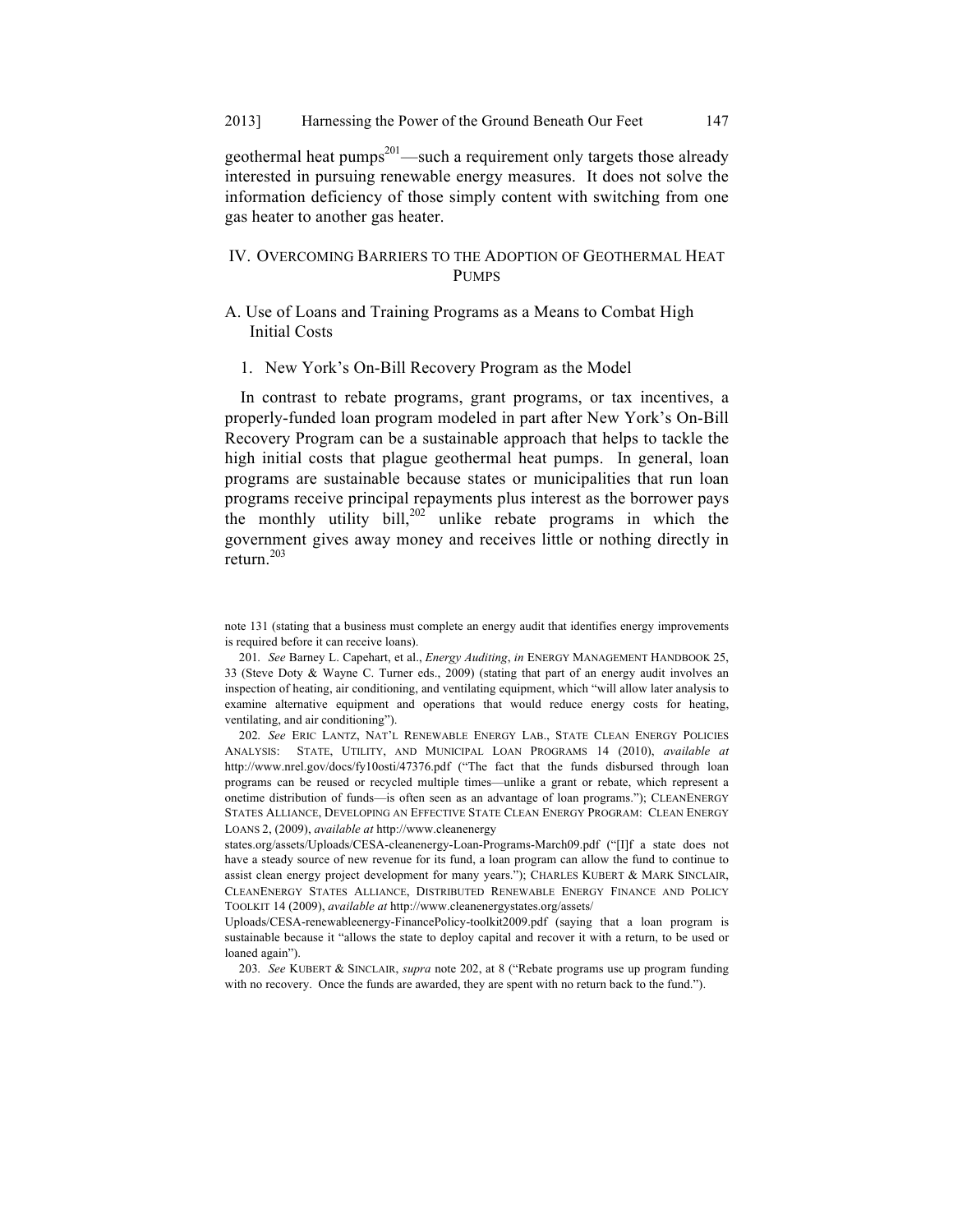geothermal heat pumps[201]—such a requirement only targets those already interested in pursuing renewable energy measures. It does not solve the information deficiency of those simply content with switching from one gas heater to another gas heater.

## IV. Overcoming Barriers to the Adoption of Geothermal Heat Pumps

### A. Use of Loans and Training Programs as a Means to Combat High Initial Costs

#### 1. New York's On-Bill Recovery Program as the Model

In contrast to rebate programs, grant programs, or tax incentives, a properly-funded loan program modeled in part after New York's On-Bill Recovery Program can be a sustainable approach that helps to tackle the high initial costs that plague geothermal heat pumps. In general, loan programs are sustainable because states or municipalities that run loan programs receive principal repayments plus interest as the borrower pays the monthly utility bill,[202] unlike rebate programs in which the government gives away money and receives little or nothing directly in return.[203]

---

note 131 (stating that a business must complete an energy audit that identifies energy improvements is required before it can receive loans).

201. *See* Barney L. Capehart, et al., *Energy Auditing*, *in* ENERGY MANAGEMENT HANDBOOK 25, 33 (Steve Doty & Wayne C. Turner eds., 2009) (stating that part of an energy audit involves an inspection of heating, air conditioning, and ventilating equipment, which "will allow later analysis to examine alternative equipment and operations that would reduce energy costs for heating, ventilating, and air conditioning").

202. *See* ERIC LANTZ, NAT'L RENEWABLE ENERGY LAB., STATE CLEAN ENERGY POLICIES ANALYSIS: STATE, UTILITY, AND MUNICIPAL LOAN PROGRAMS 14 (2010), *available at* http://www.nrel.gov/docs/fy10osti/47376.pdf ("The fact that the funds disbursed through loan programs can be reused or recycled multiple times—unlike a grant or rebate, which represent a onetime distribution of funds—is often seen as an advantage of loan programs."); CLEANENERGY STATES ALLIANCE, DEVELOPING AN EFFECTIVE STATE CLEAN ENERGY PROGRAM: CLEAN ENERGY LOANS 2, (2009), *available at* http://www.cleanenergystates.org/assets/Uploads/CESA-cleanenergy-Loan-Programs-March09.pdf ("[I]f a state does not have a steady source of new revenue for its fund, a loan program can allow the fund to continue to assist clean energy project development for many years."); CHARLES KUBERT & MARK SINCLAIR, CLEANENERGY STATES ALLIANCE, DISTRIBUTED RENEWABLE ENERGY FINANCE AND POLICY TOOLKIT 14 (2009), *available at* http://www.cleanenergystates.org/assets/Uploads/CESA-renewableenergy-FinancePolicy-toolkit2009.pdf (saying that a loan program is sustainable because it "allows the state to deploy capital and recover it with a return, to be used or loaned again").

203. *See* KUBERT & SINCLAIR, *supra* note 202, at 8 ("Rebate programs use up program funding with no recovery. Once the funds are awarded, they are spent with no return back to the fund.").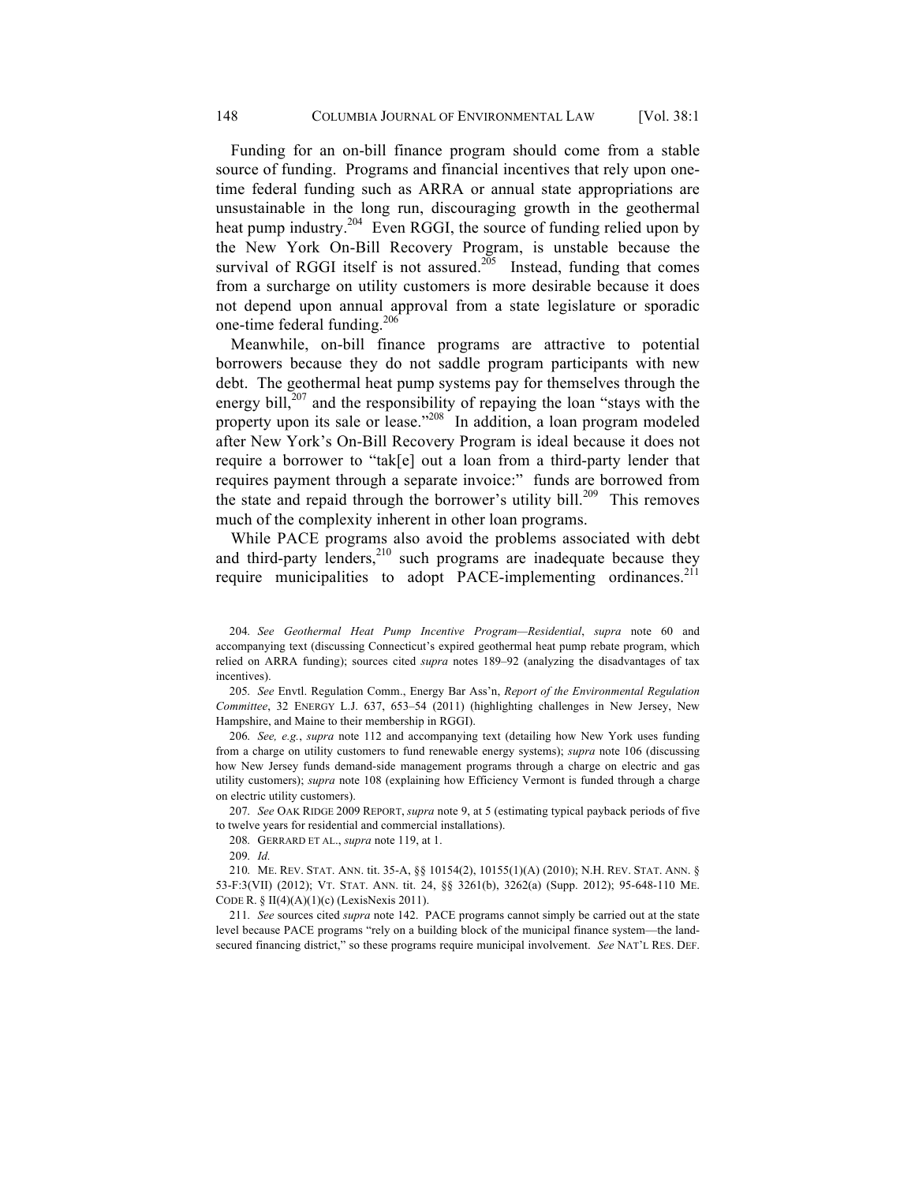Funding for an on-bill finance program should come from a stable source of funding. Programs and financial incentives that rely upon one-time federal funding such as ARRA or annual state appropriations are unsustainable in the long run, discouraging growth in the geothermal heat pump industry.[204] Even RGGI, the source of funding relied upon by the New York On-Bill Recovery Program, is unstable because the survival of RGGI itself is not assured.[205] Instead, funding that comes from a surcharge on utility customers is more desirable because it does not depend upon annual approval from a state legislature or sporadic one-time federal funding.[206]

Meanwhile, on-bill finance programs are attractive to potential borrowers because they do not saddle program participants with new debt. The geothermal heat pump systems pay for themselves through the energy bill,[207] and the responsibility of repaying the loan "stays with the property upon its sale or lease."[208] In addition, a loan program modeled after New York's On-Bill Recovery Program is ideal because it does not require a borrower to "tak[e] out a loan from a third-party lender that requires payment through a separate invoice:" funds are borrowed from the state and repaid through the borrower's utility bill.[209] This removes much of the complexity inherent in other loan programs.

While PACE programs also avoid the problems associated with debt and third-party lenders,[210] such programs are inadequate because they require municipalities to adopt PACE-implementing ordinances.[211]

---

204. *See Geothermal Heat Pump Incentive Program—Residential*, *supra* note 60 and accompanying text (discussing Connecticut's expired geothermal heat pump rebate program, which relied on ARRA funding); sources cited *supra* notes 189–92 (analyzing the disadvantages of tax incentives).

205. *See* Envtl. Regulation Comm., Energy Bar Ass'n, *Report of the Environmental Regulation Committee*, 32 ENERGY L.J. 637, 653–54 (2011) (highlighting challenges in New Jersey, New Hampshire, and Maine to their membership in RGGI).

206. *See, e.g.*, *supra* note 112 and accompanying text (detailing how New York uses funding from a charge on utility customers to fund renewable energy systems); *supra* note 106 (discussing how New Jersey funds demand-side management programs through a charge on electric and gas utility customers); *supra* note 108 (explaining how Efficiency Vermont is funded through a charge on electric utility customers).

207. *See* OAK RIDGE 2009 REPORT, *supra* note 9, at 5 (estimating typical payback periods of five to twelve years for residential and commercial installations).

208. GERRARD ET AL., *supra* note 119, at 1.

209. *Id.*

210. ME. REV. STAT. ANN. tit. 35-A, §§ 10154(2), 10155(1)(A) (2010); N.H. REV. STAT. ANN. § 53-F:3(VII) (2012); VT. STAT. ANN. tit. 24, §§ 3261(b), 3262(a) (Supp. 2012); 95-648-110 ME. CODE R. § II(4)(A)(1)(c) (LexisNexis 2011).

211. *See* sources cited *supra* note 142. PACE programs cannot simply be carried out at the state level because PACE programs "rely on a building block of the municipal finance system—the land-secured financing district," so these programs require municipal involvement. *See* NAT'L RES. DEF.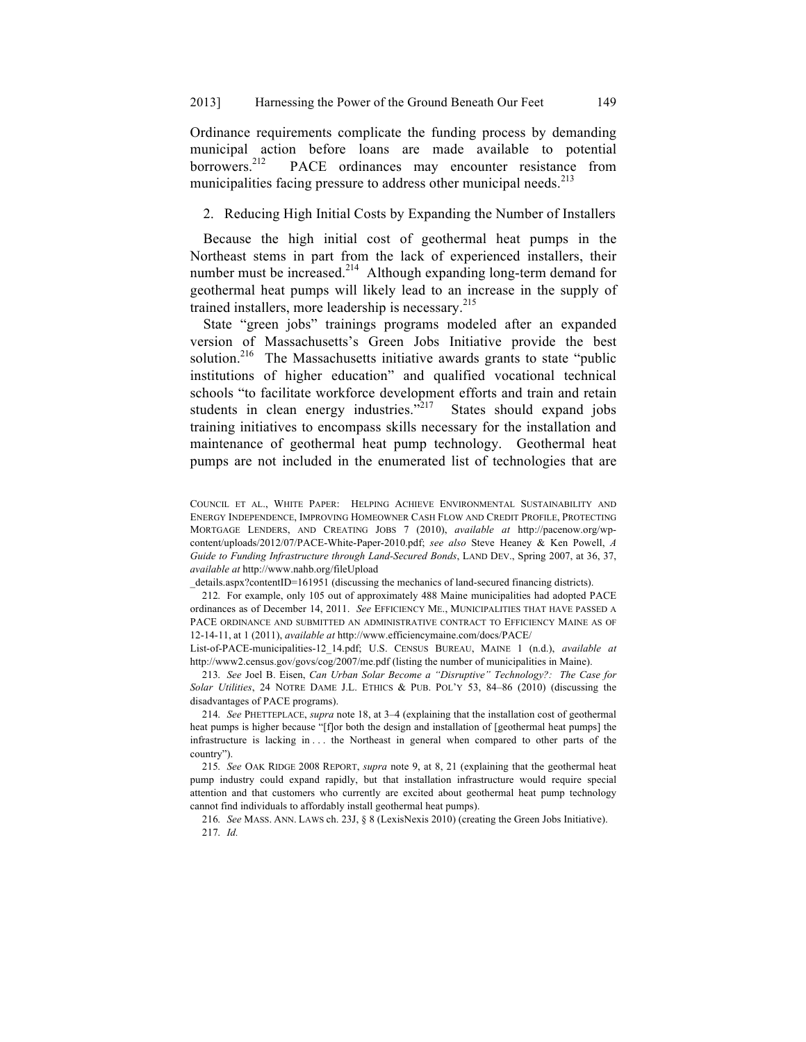Ordinance requirements complicate the funding process by demanding municipal action before loans are made available to potential borrowers.[212] PACE ordinances may encounter resistance from municipalities facing pressure to address other municipal needs.[213]

2. Reducing High Initial Costs by Expanding the Number of Installers

Because the high initial cost of geothermal heat pumps in the Northeast stems in part from the lack of experienced installers, their number must be increased.[214] Although expanding long-term demand for geothermal heat pumps will likely lead to an increase in the supply of trained installers, more leadership is necessary.[215]

State "green jobs" trainings programs modeled after an expanded version of Massachusetts's Green Jobs Initiative provide the best solution.[216] The Massachusetts initiative awards grants to state "public institutions of higher education" and qualified vocational technical schools "to facilitate workforce development efforts and train and retain students in clean energy industries."[217] States should expand jobs training initiatives to encompass skills necessary for the installation and maintenance of geothermal heat pump technology. Geothermal heat pumps are not included in the enumerated list of technologies that are

---

COUNCIL ET AL., WHITE PAPER: HELPING ACHIEVE ENVIRONMENTAL SUSTAINABILITY AND ENERGY INDEPENDENCE, IMPROVING HOMEOWNER CASH FLOW AND CREDIT PROFILE, PROTECTING MORTGAGE LENDERS, AND CREATING JOBS 7 (2010), *available at* http://pacenow.org/wp-content/uploads/2012/07/PACE-White-Paper-2010.pdf; *see also* Steve Heaney & Ken Powell, *A Guide to Funding Infrastructure through Land-Secured Bonds*, LAND DEV., Spring 2007, at 36, 37, *available at* http://www.nahb.org/fileUpload_details.aspx?contentID=161951 (discussing the mechanics of land-secured financing districts).

212. For example, only 105 out of approximately 488 Maine municipalities had adopted PACE ordinances as of December 14, 2011. *See* EFFICIENCY ME., MUNICIPALITIES THAT HAVE PASSED A PACE ORDINANCE AND SUBMITTED AN ADMINISTRATIVE CONTRACT TO EFFICIENCY MAINE AS OF 12-14-11, at 1 (2011), *available at* http://www.efficiencymaine.com/docs/PACE/List-of-PACE-municipalities-12_14.pdf; U.S. CENSUS BUREAU, MAINE 1 (n.d.), *available at* http://www2.census.gov/govs/cog/2007/me.pdf (listing the number of municipalities in Maine).

213. *See* Joel B. Eisen, *Can Urban Solar Become a "Disruptive" Technology?: The Case for Solar Utilities*, 24 NOTRE DAME J.L. ETHICS & PUB. POL'Y 53, 84–86 (2010) (discussing the disadvantages of PACE programs).

214. *See* PHETTEPLACE, *supra* note 18, at 3–4 (explaining that the installation cost of geothermal heat pumps is higher because "[f]or both the design and installation of [geothermal heat pumps] the infrastructure is lacking in . . . the Northeast in general when compared to other parts of the country").

215. *See* OAK RIDGE 2008 REPORT, *supra* note 9, at 8, 21 (explaining that the geothermal heat pump industry could expand rapidly, but that installation infrastructure would require special attention and that customers who currently are excited about geothermal heat pump technology cannot find individuals to affordably install geothermal heat pumps).

216. *See* MASS. ANN. LAWS ch. 23J, § 8 (LexisNexis 2010) (creating the Green Jobs Initiative).

217. *Id.*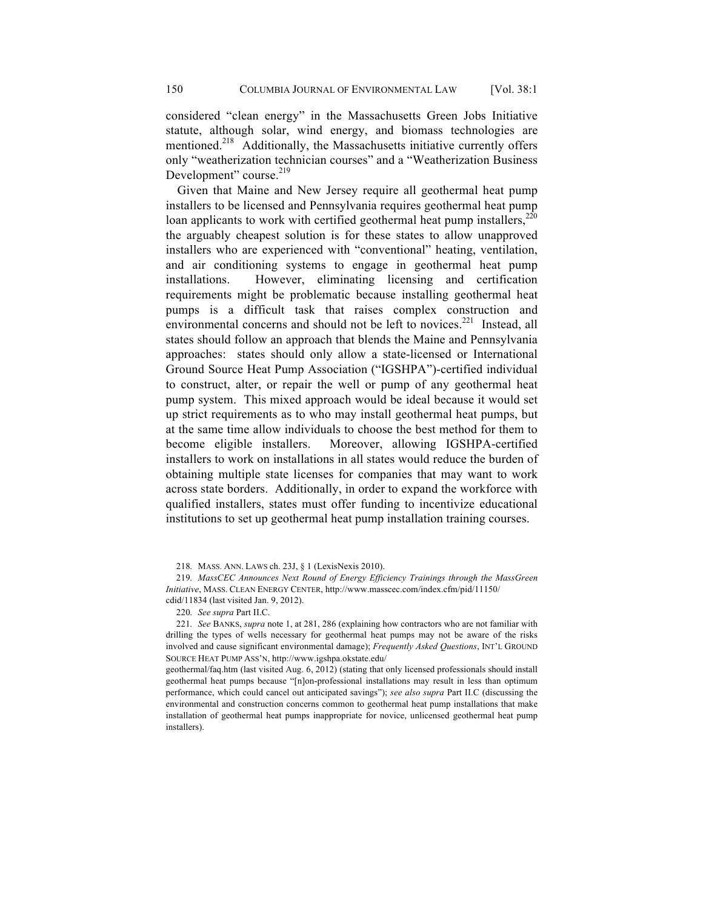considered "clean energy" in the Massachusetts Green Jobs Initiative statute, although solar, wind energy, and biomass technologies are mentioned.[218] Additionally, the Massachusetts initiative currently offers only "weatherization technician courses" and a "Weatherization Business Development" course.[219]

Given that Maine and New Jersey require all geothermal heat pump installers to be licensed and Pennsylvania requires geothermal heat pump loan applicants to work with certified geothermal heat pump installers,[220] the arguably cheapest solution is for these states to allow unapproved installers who are experienced with "conventional" heating, ventilation, and air conditioning systems to engage in geothermal heat pump installations. However, eliminating licensing and certification requirements might be problematic because installing geothermal heat pumps is a difficult task that raises complex construction and environmental concerns and should not be left to novices.[221] Instead, all states should follow an approach that blends the Maine and Pennsylvania approaches: states should only allow a state-licensed or International Ground Source Heat Pump Association ("IGSHPA")-certified individual to construct, alter, or repair the well or pump of any geothermal heat pump system. This mixed approach would be ideal because it would set up strict requirements as to who may install geothermal heat pumps, but at the same time allow individuals to choose the best method for them to become eligible installers. Moreover, allowing IGSHPA-certified installers to work on installations in all states would reduce the burden of obtaining multiple state licenses for companies that may want to work across state borders. Additionally, in order to expand the workforce with qualified installers, states must offer funding to incentivize educational institutions to set up geothermal heat pump installation training courses.

218. MASS. ANN. LAWS ch. 23J, § 1 (LexisNexis 2010).

219. *MassCEC Announces Next Round of Energy Efficiency Trainings through the MassGreen Initiative*, MASS. CLEAN ENERGY CENTER, http://www.masscec.com/index.cfm/pid/11150/cdid/11834 (last visited Jan. 9, 2012).

220. *See supra* Part II.C.

221. *See* BANKS, *supra* note 1, at 281, 286 (explaining how contractors who are not familiar with drilling the types of wells necessary for geothermal heat pumps may not be aware of the risks involved and cause significant environmental damage); *Frequently Asked Questions*, INT'L GROUND SOURCE HEAT PUMP ASS'N, http://www.igshpa.okstate.edu/geothermal/faq.htm (last visited Aug. 6, 2012) (stating that only licensed professionals should install geothermal heat pumps because "[n]on-professional installations may result in less than optimum performance, which could cancel out anticipated savings"); *see also supra* Part II.C (discussing the environmental and construction concerns common to geothermal heat pump installations that make installation of geothermal heat pumps inappropriate for novice, unlicensed geothermal heat pump installers).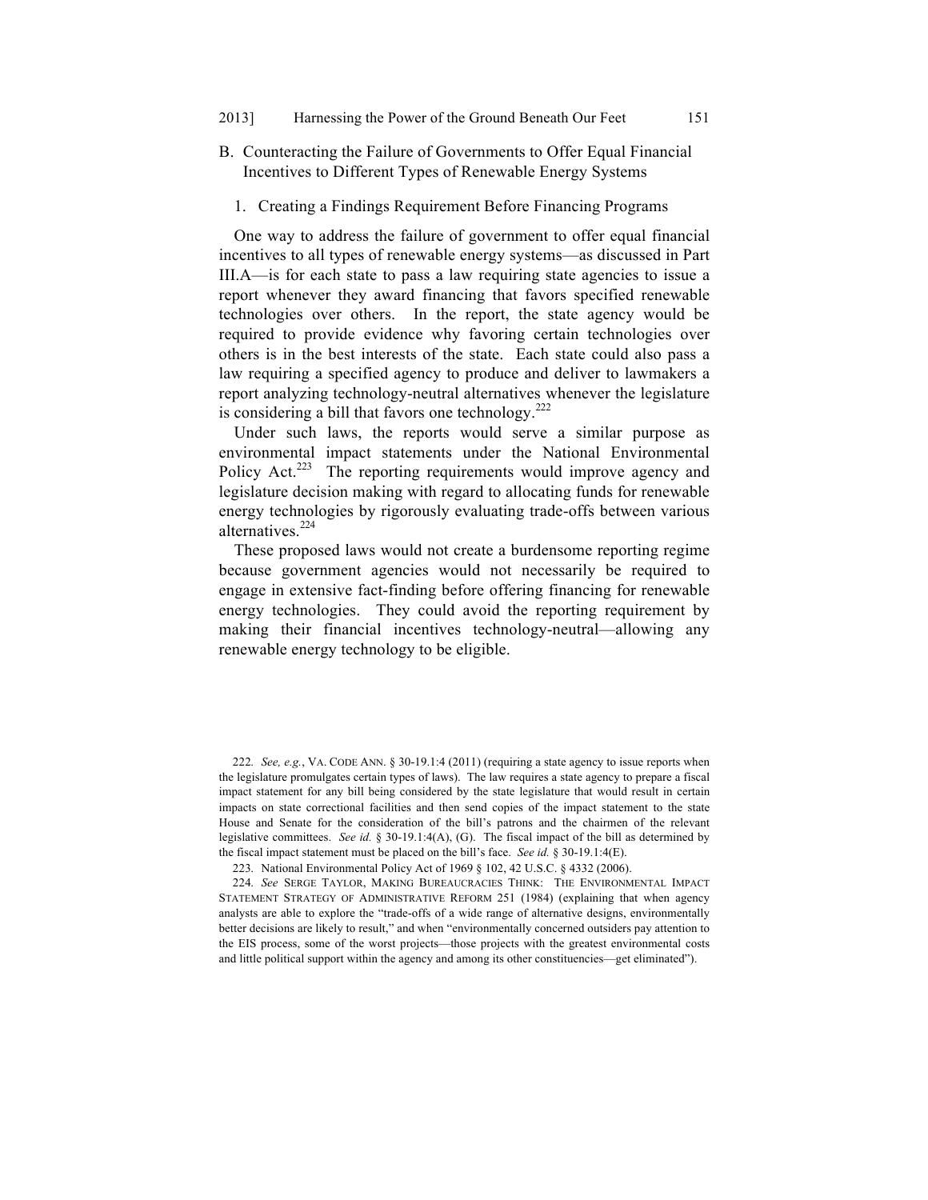## B. Counteracting the Failure of Governments to Offer Equal Financial Incentives to Different Types of Renewable Energy Systems

### 1. Creating a Findings Requirement Before Financing Programs

One way to address the failure of government to offer equal financial incentives to all types of renewable energy systems—as discussed in Part III.A—is for each state to pass a law requiring state agencies to issue a report whenever they award financing that favors specified renewable technologies over others. In the report, the state agency would be required to provide evidence why favoring certain technologies over others is in the best interests of the state. Each state could also pass a law requiring a specified agency to produce and deliver to lawmakers a report analyzing technology-neutral alternatives whenever the legislature is considering a bill that favors one technology.[222]

Under such laws, the reports would serve a similar purpose as environmental impact statements under the National Environmental Policy Act.[223] The reporting requirements would improve agency and legislature decision making with regard to allocating funds for renewable energy technologies by rigorously evaluating trade-offs between various alternatives.[224]

These proposed laws would not create a burdensome reporting regime because government agencies would not necessarily be required to engage in extensive fact-finding before offering financing for renewable energy technologies. They could avoid the reporting requirement by making their financial incentives technology-neutral—allowing any renewable energy technology to be eligible.

---

222. *See, e.g.*, VA. CODE ANN. § 30-19.1:4 (2011) (requiring a state agency to issue reports when the legislature promulgates certain types of laws). The law requires a state agency to prepare a fiscal impact statement for any bill being considered by the state legislature that would result in certain impacts on state correctional facilities and then send copies of the impact statement to the state House and Senate for the consideration of the bill's patrons and the chairmen of the relevant legislative committees. *See id.* § 30-19.1:4(A), (G). The fiscal impact of the bill as determined by the fiscal impact statement must be placed on the bill's face. *See id.* § 30-19.1:4(E).

223. National Environmental Policy Act of 1969 § 102, 42 U.S.C. § 4332 (2006).

224. *See* SERGE TAYLOR, MAKING BUREAUCRACIES THINK: THE ENVIRONMENTAL IMPACT STATEMENT STRATEGY OF ADMINISTRATIVE REFORM 251 (1984) (explaining that when agency analysts are able to explore the "trade-offs of a wide range of alternative designs, environmentally better decisions are likely to result," and when "environmentally concerned outsiders pay attention to the EIS process, some of the worst projects—those projects with the greatest environmental costs and little political support within the agency and among its other constituencies—get eliminated").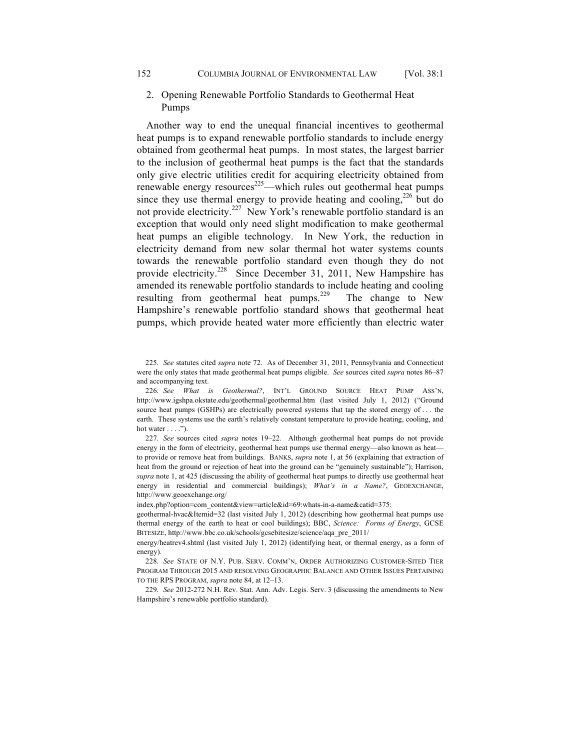### 2. Opening Renewable Portfolio Standards to Geothermal Heat Pumps

Another way to end the unequal financial incentives to geothermal heat pumps is to expand renewable portfolio standards to include energy obtained from geothermal heat pumps. In most states, the largest barrier to the inclusion of geothermal heat pumps is the fact that the standards only give electric utilities credit for acquiring electricity obtained from renewable energy resources[225]—which rules out geothermal heat pumps since they use thermal energy to provide heating and cooling,[226] but do not provide electricity.[227] New York's renewable portfolio standard is an exception that would only need slight modification to make geothermal heat pumps an eligible technology. In New York, the reduction in electricity demand from new solar thermal hot water systems counts towards the renewable portfolio standard even though they do not provide electricity.[228] Since December 31, 2011, New Hampshire has amended its renewable portfolio standards to include heating and cooling resulting from geothermal heat pumps.[229] The change to New Hampshire's renewable portfolio standard shows that geothermal heat pumps, which provide heated water more efficiently than electric water

225. *See* statutes cited *supra* note 72. As of December 31, 2011, Pennsylvania and Connecticut were the only states that made geothermal heat pumps eligible. *See* sources cited *supra* notes 86–87 and accompanying text.

226. *See What is Geothermal?*, INT'L GROUND SOURCE HEAT PUMP ASS'N, http://www.igshpa.okstate.edu/geothermal/geothermal.htm (last visited July 1, 2012) ("Ground source heat pumps (GSHPs) are electrically powered systems that tap the stored energy of . . . the earth. These systems use the earth's relatively constant temperature to provide heating, cooling, and hot water . . . .").

227. *See* sources cited *supra* notes 19–22. Although geothermal heat pumps do not provide energy in the form of electricity, geothermal heat pumps use thermal energy—also known as heat—to provide or remove heat from buildings. BANKS, *supra* note 1, at 56 (explaining that extraction of heat from the ground or rejection of heat into the ground can be "genuinely sustainable"); Harrison, *supra* note 1, at 425 (discussing the ability of geothermal heat pumps to directly use geothermal heat energy in residential and commercial buildings); *What's in a Name?*, GEOEXCHANGE, http://www.geoexchange.org/index.php?option=com_content&view=article&id=69:whats-in-a-name&catid=375:geothermal-hvac&Itemid=32 (last visited July 1, 2012) (describing how geothermal heat pumps use thermal energy of the earth to heat or cool buildings); BBC, *Science: Forms of Energy*, GCSE BITESIZE, http://www.bbc.co.uk/schools/gcsebitesize/science/aqa_pre_2011/energy/heatrev4.shtml (last visited July 1, 2012) (identifying heat, or thermal energy, as a form of energy).

228. *See* STATE OF N.Y. PUB. SERV. COMM'N, ORDER AUTHORIZING CUSTOMER-SITED TIER PROGRAM THROUGH 2015 AND RESOLVING GEOGRAPHIC BALANCE AND OTHER ISSUES PERTAINING TO THE RPS PROGRAM, *supra* note 84, at 12–13.

229. *See* 2012-272 N.H. Rev. Stat. Ann. Adv. Legis. Serv. 3 (discussing the amendments to New Hampshire's renewable portfolio standard).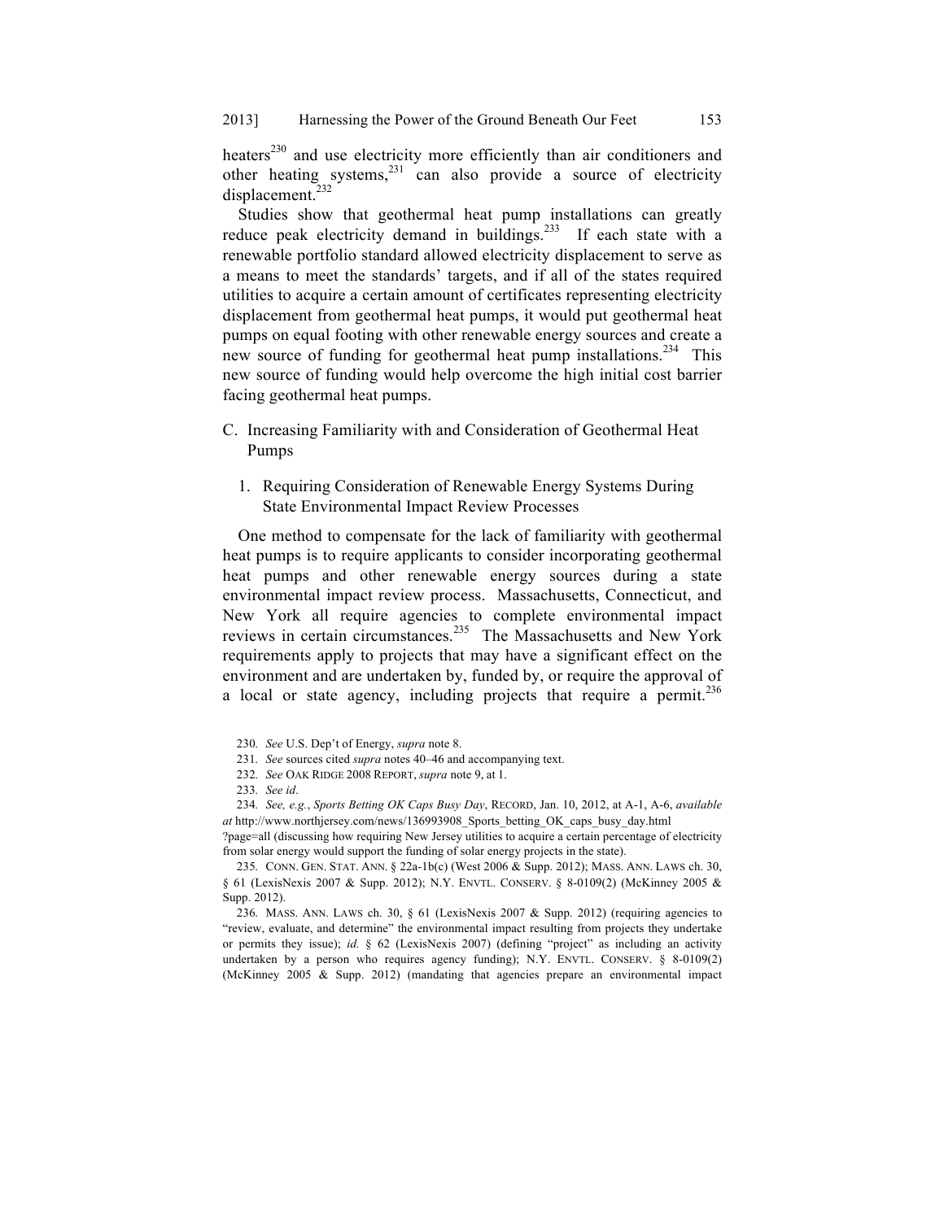heaters[230] and use electricity more efficiently than air conditioners and other heating systems,[231] can also provide a source of electricity displacement.[232]

Studies show that geothermal heat pump installations can greatly reduce peak electricity demand in buildings.[233] If each state with a renewable portfolio standard allowed electricity displacement to serve as a means to meet the standards' targets, and if all of the states required utilities to acquire a certain amount of certificates representing electricity displacement from geothermal heat pumps, it would put geothermal heat pumps on equal footing with other renewable energy sources and create a new source of funding for geothermal heat pump installations.[234] This new source of funding would help overcome the high initial cost barrier facing geothermal heat pumps.

## C. Increasing Familiarity with and Consideration of Geothermal Heat Pumps

### 1. Requiring Consideration of Renewable Energy Systems During State Environmental Impact Review Processes

One method to compensate for the lack of familiarity with geothermal heat pumps is to require applicants to consider incorporating geothermal heat pumps and other renewable energy sources during a state environmental impact review process. Massachusetts, Connecticut, and New York all require agencies to complete environmental impact reviews in certain circumstances.[235] The Massachusetts and New York requirements apply to projects that may have a significant effect on the environment and are undertaken by, funded by, or require the approval of a local or state agency, including projects that require a permit.[236]

230. *See* U.S. Dep't of Energy, *supra* note 8.

231. *See* sources cited *supra* notes 40–46 and accompanying text.

232. *See* OAK RIDGE 2008 REPORT, *supra* note 9, at 1.

233. *See id*.

234. *See, e.g.*, *Sports Betting OK Caps Busy Day*, RECORD, Jan. 10, 2012, at A-1, A-6, *available at* http://www.northjersey.com/news/136993908_Sports_betting_OK_caps_busy_day.html?page=all (discussing how requiring New Jersey utilities to acquire a certain percentage of electricity from solar energy would support the funding of solar energy projects in the state).

235. CONN. GEN. STAT. ANN. § 22a-1b(c) (West 2006 & Supp. 2012); MASS. ANN. LAWS ch. 30, § 61 (LexisNexis 2007 & Supp. 2012); N.Y. ENVTL. CONSERV. § 8-0109(2) (McKinney 2005 & Supp. 2012).

236. MASS. ANN. LAWS ch. 30, § 61 (LexisNexis 2007 & Supp. 2012) (requiring agencies to "review, evaluate, and determine" the environmental impact resulting from projects they undertake or permits they issue); *id.* § 62 (LexisNexis 2007) (defining "project" as including an activity undertaken by a person who requires agency funding); N.Y. ENVTL. CONSERV. § 8-0109(2) (McKinney 2005 & Supp. 2012) (mandating that agencies prepare an environmental impact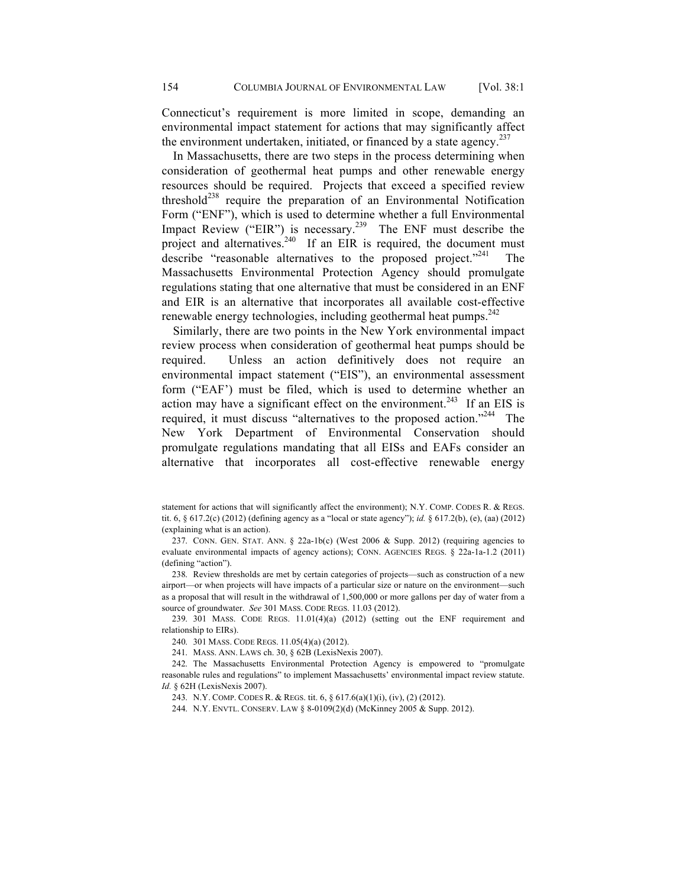Connecticut's requirement is more limited in scope, demanding an environmental impact statement for actions that may significantly affect the environment undertaken, initiated, or financed by a state agency.[237]

In Massachusetts, there are two steps in the process determining when consideration of geothermal heat pumps and other renewable energy resources should be required. Projects that exceed a specified review threshold[238] require the preparation of an Environmental Notification Form ("ENF"), which is used to determine whether a full Environmental Impact Review ("EIR") is necessary.[239] The ENF must describe the project and alternatives.[240] If an EIR is required, the document must describe "reasonable alternatives to the proposed project."[241] The Massachusetts Environmental Protection Agency should promulgate regulations stating that one alternative that must be considered in an ENF and EIR is an alternative that incorporates all available cost-effective renewable energy technologies, including geothermal heat pumps.[242]

Similarly, there are two points in the New York environmental impact review process when consideration of geothermal heat pumps should be required. Unless an action definitively does not require an environmental impact statement ("EIS"), an environmental assessment form ("EAF') must be filed, which is used to determine whether an action may have a significant effect on the environment.[243] If an EIS is required, it must discuss "alternatives to the proposed action."[244] The New York Department of Environmental Conservation should promulgate regulations mandating that all EISs and EAFs consider an alternative that incorporates all cost-effective renewable energy

---

statement for actions that will significantly affect the environment); N.Y. COMP. CODES R. & REGS. tit. 6, § 617.2(c) (2012) (defining agency as a "local or state agency"); *id.* § 617.2(b), (e), (aa) (2012) (explaining what is an action).

237. CONN. GEN. STAT. ANN. § 22a-1b(c) (West 2006 & Supp. 2012) (requiring agencies to evaluate environmental impacts of agency actions); CONN. AGENCIES REGS. § 22a-1a-1.2 (2011) (defining "action").

238. Review thresholds are met by certain categories of projects—such as construction of a new airport—or when projects will have impacts of a particular size or nature on the environment—such as a proposal that will result in the withdrawal of 1,500,000 or more gallons per day of water from a source of groundwater. *See* 301 MASS. CODE REGS. 11.03 (2012).

239. 301 MASS. CODE REGS. 11.01(4)(a) (2012) (setting out the ENF requirement and relationship to EIRs).

240. 301 MASS. CODE REGS. 11.05(4)(a) (2012).

241. MASS. ANN. LAWS ch. 30, § 62B (LexisNexis 2007).

242. The Massachusetts Environmental Protection Agency is empowered to "promulgate reasonable rules and regulations" to implement Massachusetts' environmental impact review statute. *Id.* § 62H (LexisNexis 2007).

243. N.Y. COMP. CODES R. & REGS. tit. 6, § 617.6(a)(1)(i), (iv), (2) (2012).

244. N.Y. ENVTL. CONSERV. LAW § 8-0109(2)(d) (McKinney 2005 & Supp. 2012).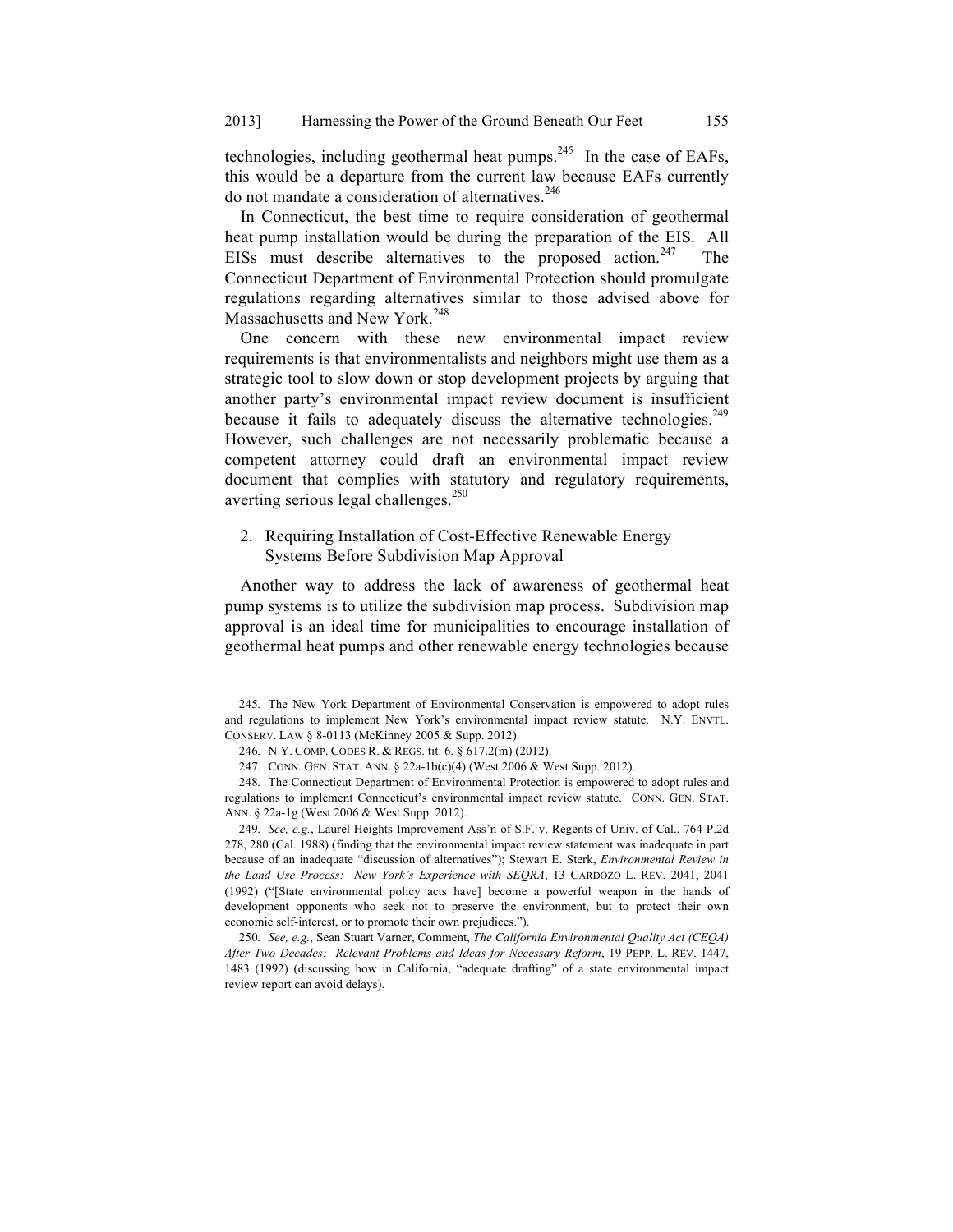technologies, including geothermal heat pumps.[245] In the case of EAFs, this would be a departure from the current law because EAFs currently do not mandate a consideration of alternatives.[246]

In Connecticut, the best time to require consideration of geothermal heat pump installation would be during the preparation of the EIS. All EISs must describe alternatives to the proposed action.[247] The Connecticut Department of Environmental Protection should promulgate regulations regarding alternatives similar to those advised above for Massachusetts and New York.[248]

One concern with these new environmental impact review requirements is that environmentalists and neighbors might use them as a strategic tool to slow down or stop development projects by arguing that another party's environmental impact review document is insufficient because it fails to adequately discuss the alternative technologies.[249] However, such challenges are not necessarily problematic because a competent attorney could draft an environmental impact review document that complies with statutory and regulatory requirements, averting serious legal challenges.[250]

### 2. Requiring Installation of Cost-Effective Renewable Energy Systems Before Subdivision Map Approval

Another way to address the lack of awareness of geothermal heat pump systems is to utilize the subdivision map process. Subdivision map approval is an ideal time for municipalities to encourage installation of geothermal heat pumps and other renewable energy technologies because

---

245. The New York Department of Environmental Conservation is empowered to adopt rules and regulations to implement New York's environmental impact review statute. N.Y. ENVTL. CONSERV. LAW § 8-0113 (McKinney 2005 & Supp. 2012).

246. N.Y. COMP. CODES R. & REGS. tit. 6, § 617.2(m) (2012).

247. CONN. GEN. STAT. ANN. § 22a-1b(c)(4) (West 2006 & West Supp. 2012).

248. The Connecticut Department of Environmental Protection is empowered to adopt rules and regulations to implement Connecticut's environmental impact review statute. CONN. GEN. STAT. ANN. § 22a-1g (West 2006 & West Supp. 2012).

249. *See, e.g.*, Laurel Heights Improvement Ass'n of S.F. v. Regents of Univ. of Cal., 764 P.2d 278, 280 (Cal. 1988) (finding that the environmental impact review statement was inadequate in part because of an inadequate "discussion of alternatives"); Stewart E. Sterk, *Environmental Review in the Land Use Process: New York's Experience with SEQRA*, 13 CARDOZO L. REV. 2041, 2041 (1992) ("[State environmental policy acts have] become a powerful weapon in the hands of development opponents who seek not to preserve the environment, but to protect their own economic self-interest, or to promote their own prejudices.").

250. *See, e.g.*, Sean Stuart Varner, Comment, *The California Environmental Quality Act (CEQA) After Two Decades: Relevant Problems and Ideas for Necessary Reform*, 19 PEPP. L. REV. 1447, 1483 (1992) (discussing how in California, "adequate drafting" of a state environmental impact review report can avoid delays).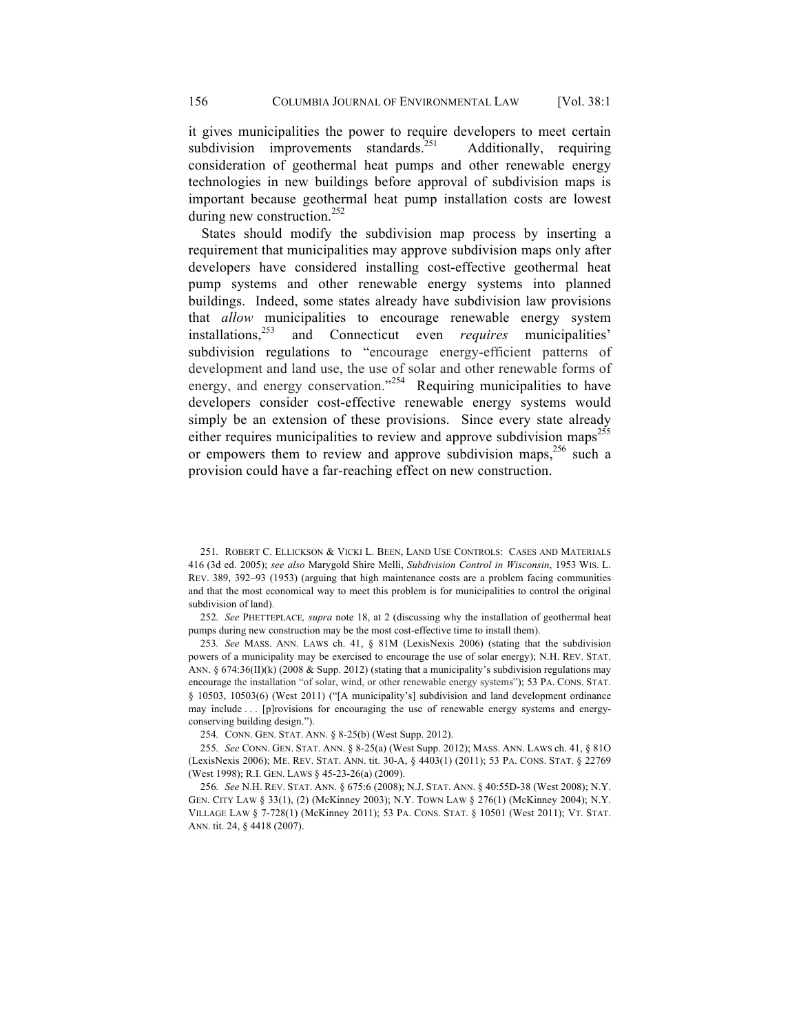it gives municipalities the power to require developers to meet certain subdivision improvements standards.[251] Additionally, requiring consideration of geothermal heat pumps and other renewable energy technologies in new buildings before approval of subdivision maps is important because geothermal heat pump installation costs are lowest during new construction.[252]

States should modify the subdivision map process by inserting a requirement that municipalities may approve subdivision maps only after developers have considered installing cost-effective geothermal heat pump systems and other renewable energy systems into planned buildings. Indeed, some states already have subdivision law provisions that *allow* municipalities to encourage renewable energy system installations,[253] and Connecticut even *requires* municipalities' subdivision regulations to "encourage energy-efficient patterns of development and land use, the use of solar and other renewable forms of energy, and energy conservation."[254] Requiring municipalities to have developers consider cost-effective renewable energy systems would simply be an extension of these provisions. Since every state already either requires municipalities to review and approve subdivision maps[255] or empowers them to review and approve subdivision maps,[256] such a provision could have a far-reaching effect on new construction.

---

251. ROBERT C. ELLICKSON & VICKI L. BEEN, LAND USE CONTROLS: CASES AND MATERIALS 416 (3d ed. 2005); *see also* Marygold Shire Melli, *Subdivision Control in Wisconsin*, 1953 WIS. L. REV. 389, 392–93 (1953) (arguing that high maintenance costs are a problem facing communities and that the most economical way to meet this problem is for municipalities to control the original subdivision of land).

252. *See* PHETTEPLACE*, supra* note 18, at 2 (discussing why the installation of geothermal heat pumps during new construction may be the most cost-effective time to install them).

253. *See* MASS. ANN. LAWS ch. 41, § 81M (LexisNexis 2006) (stating that the subdivision powers of a municipality may be exercised to encourage the use of solar energy); N.H. REV. STAT. ANN. § 674:36(II)(k) (2008 & Supp. 2012) (stating that a municipality's subdivision regulations may encourage the installation "of solar, wind, or other renewable energy systems"); 53 PA. CONS. STAT. § 10503, 10503(6) (West 2011) ("[A municipality's] subdivision and land development ordinance may include . . . [p]rovisions for encouraging the use of renewable energy systems and energy-conserving building design.").

254. CONN. GEN. STAT. ANN. § 8-25(b) (West Supp. 2012).

255. *See* CONN. GEN. STAT. ANN. § 8-25(a) (West Supp. 2012); MASS. ANN. LAWS ch. 41, § 81O (LexisNexis 2006); ME. REV. STAT. ANN. tit. 30-A, § 4403(1) (2011); 53 PA. CONS. STAT. § 22769 (West 1998); R.I. GEN. LAWS § 45-23-26(a) (2009).

256. *See* N.H. REV. STAT. ANN. § 675:6 (2008); N.J. STAT. ANN. § 40:55D-38 (West 2008); N.Y. GEN. CITY LAW § 33(1), (2) (McKinney 2003); N.Y. TOWN LAW § 276(1) (McKinney 2004); N.Y. VILLAGE LAW § 7-728(1) (McKinney 2011); 53 PA. CONS. STAT. § 10501 (West 2011); VT. STAT. ANN. tit. 24, § 4418 (2007).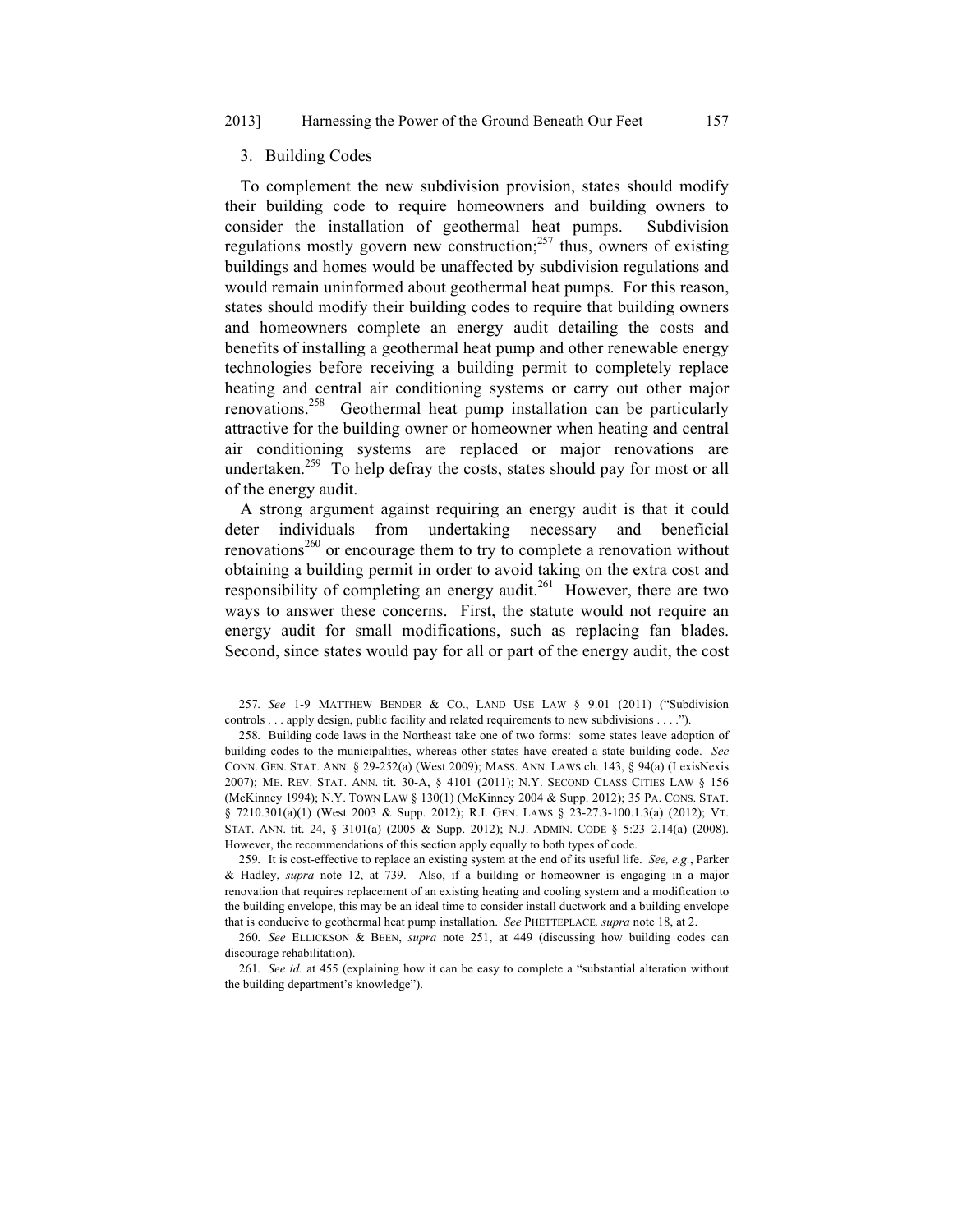### 3. Building Codes

To complement the new subdivision provision, states should modify their building code to require homeowners and building owners to consider the installation of geothermal heat pumps. Subdivision regulations mostly govern new construction;[257] thus, owners of existing buildings and homes would be unaffected by subdivision regulations and would remain uninformed about geothermal heat pumps. For this reason, states should modify their building codes to require that building owners and homeowners complete an energy audit detailing the costs and benefits of installing a geothermal heat pump and other renewable energy technologies before receiving a building permit to completely replace heating and central air conditioning systems or carry out other major renovations.[258] Geothermal heat pump installation can be particularly attractive for the building owner or homeowner when heating and central air conditioning systems are replaced or major renovations are undertaken.[259] To help defray the costs, states should pay for most or all of the energy audit.

A strong argument against requiring an energy audit is that it could deter individuals from undertaking necessary and beneficial renovations[260] or encourage them to try to complete a renovation without obtaining a building permit in order to avoid taking on the extra cost and responsibility of completing an energy audit.[261] However, there are two ways to answer these concerns. First, the statute would not require an energy audit for small modifications, such as replacing fan blades. Second, since states would pay for all or part of the energy audit, the cost

257. *See* 1-9 MATTHEW BENDER & CO., LAND USE LAW § 9.01 (2011) ("Subdivision controls . . . apply design, public facility and related requirements to new subdivisions . . . .").

258. Building code laws in the Northeast take one of two forms: some states leave adoption of building codes to the municipalities, whereas other states have created a state building code. *See* CONN. GEN. STAT. ANN. § 29-252(a) (West 2009); MASS. ANN. LAWS ch. 143, § 94(a) (LexisNexis 2007); ME. REV. STAT. ANN. tit. 30-A, § 4101 (2011); N.Y. SECOND CLASS CITIES LAW § 156 (McKinney 1994); N.Y. TOWN LAW § 130(1) (McKinney 2004 & Supp. 2012); 35 PA. CONS. STAT. § 7210.301(a)(1) (West 2003 & Supp. 2012); R.I. GEN. LAWS § 23-27.3-100.1.3(a) (2012); VT. STAT. ANN. tit. 24, § 3101(a) (2005 & Supp. 2012); N.J. ADMIN. CODE § 5:23–2.14(a) (2008). However, the recommendations of this section apply equally to both types of code.

259. It is cost-effective to replace an existing system at the end of its useful life. *See, e.g.*, Parker & Hadley, *supra* note 12, at 739. Also, if a building or homeowner is engaging in a major renovation that requires replacement of an existing heating and cooling system and a modification to the building envelope, this may be an ideal time to consider install ductwork and a building envelope that is conducive to geothermal heat pump installation. *See* PHETTEPLACE, *supra* note 18, at 2.

260. *See* ELLICKSON & BEEN, *supra* note 251, at 449 (discussing how building codes can discourage rehabilitation).

261. *See id.* at 455 (explaining how it can be easy to complete a "substantial alteration without the building department's knowledge").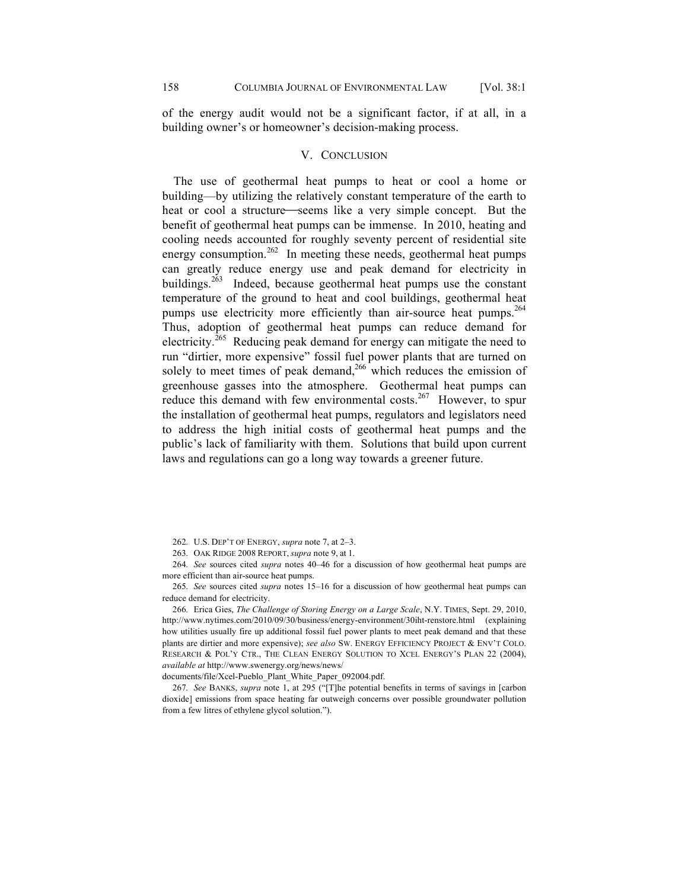of the energy audit would not be a significant factor, if at all, in a building owner's or homeowner's decision-making process.

## V. CONCLUSION

The use of geothermal heat pumps to heat or cool a home or building—by utilizing the relatively constant temperature of the earth to heat or cool a structure—seems like a very simple concept. But the benefit of geothermal heat pumps can be immense. In 2010, heating and cooling needs accounted for roughly seventy percent of residential site energy consumption.[262] In meeting these needs, geothermal heat pumps can greatly reduce energy use and peak demand for electricity in buildings.[263] Indeed, because geothermal heat pumps use the constant temperature of the ground to heat and cool buildings, geothermal heat pumps use electricity more efficiently than air-source heat pumps.[264] Thus, adoption of geothermal heat pumps can reduce demand for electricity.[265] Reducing peak demand for energy can mitigate the need to run "dirtier, more expensive" fossil fuel power plants that are turned on solely to meet times of peak demand,[266] which reduces the emission of greenhouse gasses into the atmosphere. Geothermal heat pumps can reduce this demand with few environmental costs.[267] However, to spur the installation of geothermal heat pumps, regulators and legislators need to address the high initial costs of geothermal heat pumps and the public's lack of familiarity with them. Solutions that build upon current laws and regulations can go a long way towards a greener future.

262. U.S. DEP'T OF ENERGY, *supra* note 7, at 2–3.

263. OAK RIDGE 2008 REPORT, *supra* note 9, at 1.

264. *See* sources cited *supra* notes 40–46 for a discussion of how geothermal heat pumps are more efficient than air-source heat pumps.

265. *See* sources cited *supra* notes 15–16 for a discussion of how geothermal heat pumps can reduce demand for electricity.

266. Erica Gies, *The Challenge of Storing Energy on a Large Scale*, N.Y. TIMES, Sept. 29, 2010, http://www.nytimes.com/2010/09/30/business/energy-environment/30iht-renstore.html (explaining how utilities usually fire up additional fossil fuel power plants to meet peak demand and that these plants are dirtier and more expensive); *see also* SW. ENERGY EFFICIENCY PROJECT & ENV'T COLO. RESEARCH & POL'Y CTR., THE CLEAN ENERGY SOLUTION TO XCEL ENERGY'S PLAN 22 (2004), *available at* http://www.swenergy.org/news/news/documents/file/Xcel-Pueblo_Plant_White_Paper_092004.pdf.

267. *See* BANKS, *supra* note 1, at 295 ("[T]he potential benefits in terms of savings in [carbon dioxide] emissions from space heating far outweigh concerns over possible groundwater pollution from a few litres of ethylene glycol solution.").